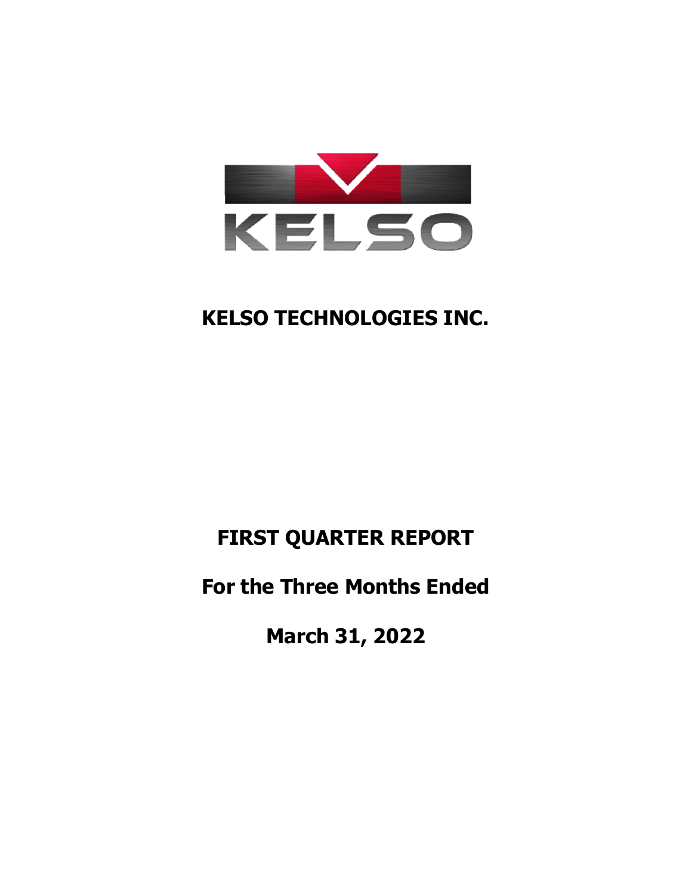KELSO

# KELSO TECHNOLOGIES INC.

## FIRST QUARTER REPORT

## For the Three Months Ended

## March 31, 2022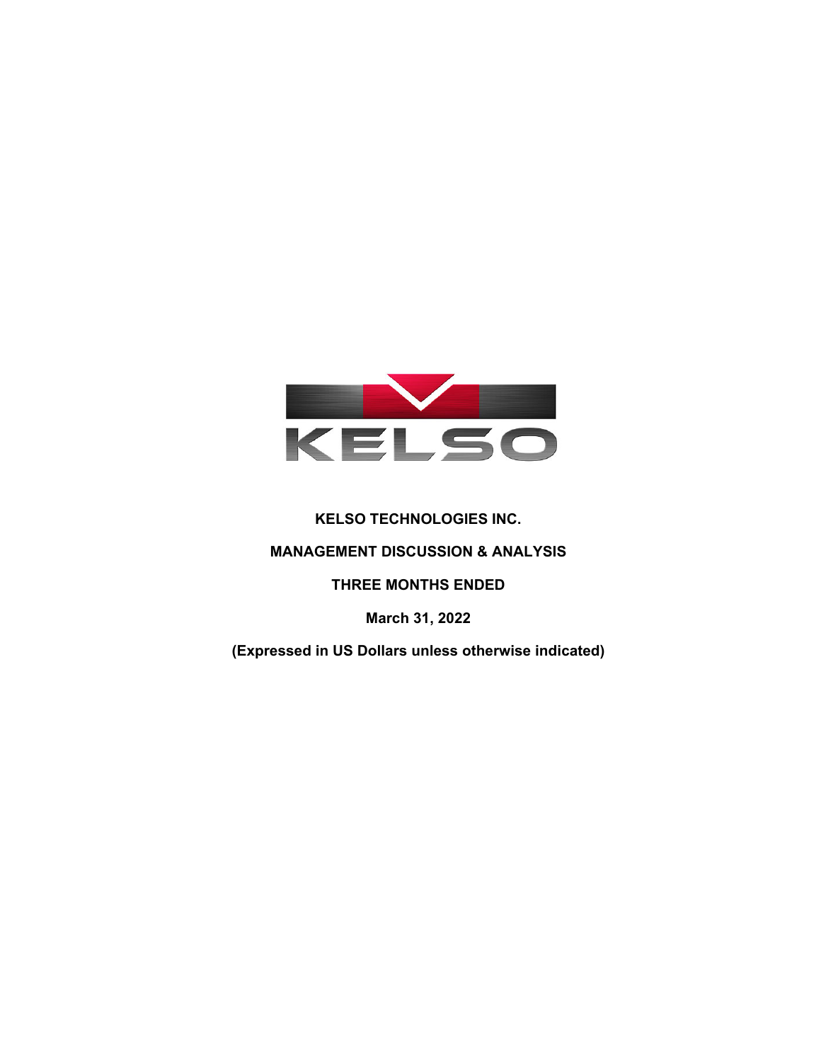KELSO

**KELSO TECHNOLOGIES INC.**

**MANAGEMENT DISCUSSION & ANALYSIS**

**THREE MONTHS ENDED**

**March 31, 2022**

**(Expressed in US Dollars unless otherwise indicated)**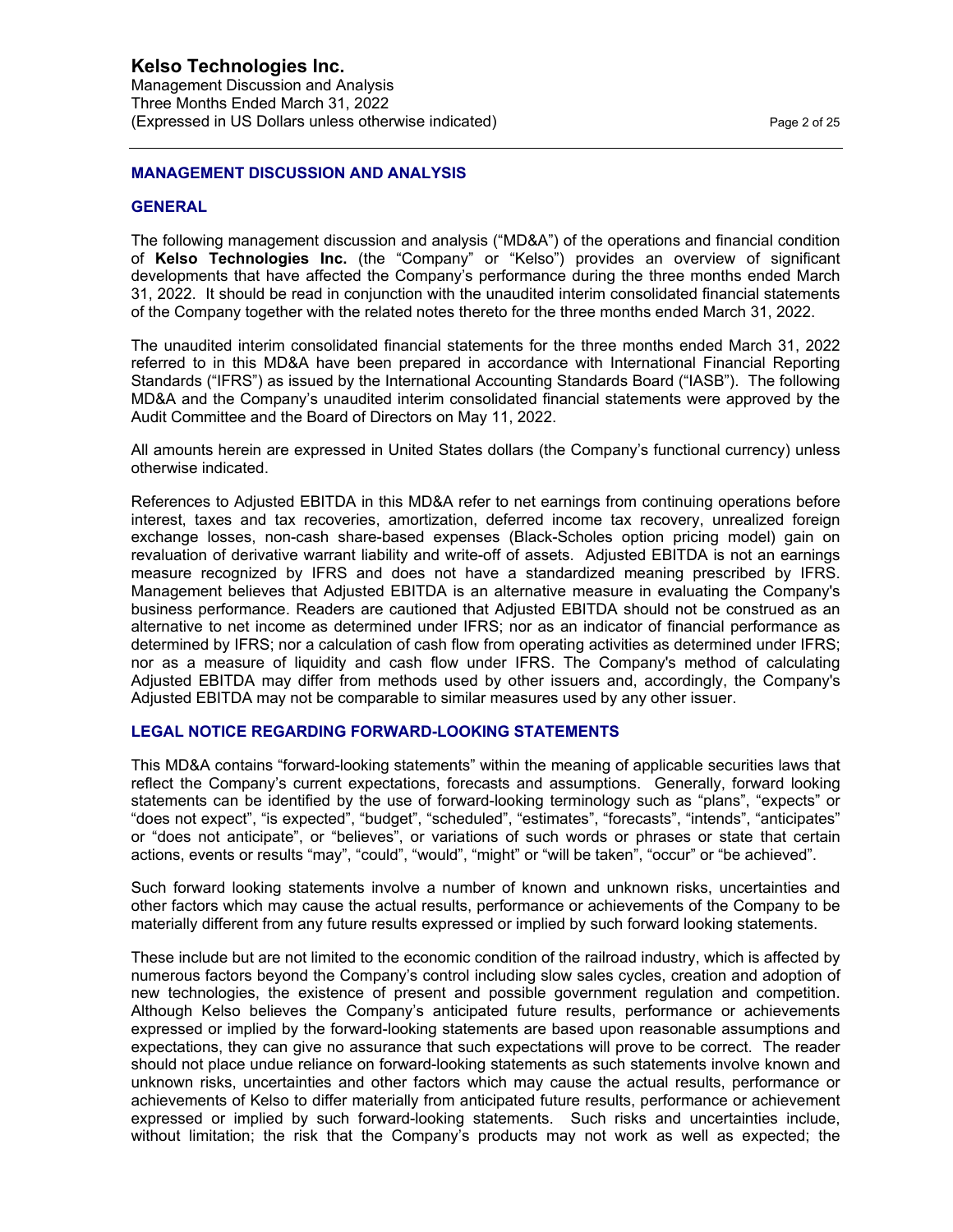## MANAGEMENT DISCUSSION AND ANALYSIS

### GENERAL

The following management discussion and analysis ("MD&A") of the operations and financial condition of **Kelso Technologies Inc.** (the "Company" or "Kelso") provides an overview of significant developments that have affected the Company's performance during the three months ended March 31, 2022. It should be read in conjunction with the unaudited interim consolidated financial statements of the Company together with the related notes thereto for the three months ended March 31, 2022.

The unaudited interim consolidated financial statements for the three months ended March 31, 2022 referred to in this MD&A have been prepared in accordance with International Financial Reporting Standards ("IFRS") as issued by the International Accounting Standards Board ("IASB"). The following MD&A and the Company's unaudited interim consolidated financial statements were approved by the Audit Committee and the Board of Directors on May 11, 2022.

All amounts herein are expressed in United States dollars (the Company's functional currency) unless otherwise indicated.

References to Adjusted EBITDA in this MD&A refer to net earnings from continuing operations before interest, taxes and tax recoveries, amortization, deferred income tax recovery, unrealized foreign exchange losses, non-cash share-based expenses (Black-Scholes option pricing model) gain on revaluation of derivative warrant liability and write-off of assets. Adjusted EBITDA is not an earnings measure recognized by IFRS and does not have a standardized meaning prescribed by IFRS. Management believes that Adjusted EBITDA is an alternative measure in evaluating the Company's business performance. Readers are cautioned that Adjusted EBITDA should not be construed as an alternative to net income as determined under IFRS; nor as an indicator of financial performance as determined by IFRS; nor a calculation of cash flow from operating activities as determined under IFRS; nor as a measure of liquidity and cash flow under IFRS. The Company's method of calculating Adjusted EBITDA may differ from methods used by other issuers and, accordingly, the Company's Adjusted EBITDA may not be comparable to similar measures used by any other issuer.

### LEGAL NOTICE REGARDING FORWARD-LOOKING STATEMENTS

This MD&A contains "forward-looking statements" within the meaning of applicable securities laws that reflect the Company's current expectations, forecasts and assumptions. Generally, forward looking statements can be identified by the use of forward-looking terminology such as "plans", "expects" or "does not expect", "is expected", "budget", "scheduled", "estimates", "forecasts", "intends", "anticipates" or "does not anticipate", or "believes", or variations of such words or phrases or state that certain actions, events or results "may", "could", "would", "might" or "will be taken", "occur" or "be achieved".

Such forward looking statements involve a number of known and unknown risks, uncertainties and other factors which may cause the actual results, performance or achievements of the Company to be materially different from any future results expressed or implied by such forward looking statements.

These include but are not limited to the economic condition of the railroad industry, which is affected by numerous factors beyond the Company's control including slow sales cycles, creation and adoption of new technologies, the existence of present and possible government regulation and competition. Although Kelso believes the Company's anticipated future results, performance or achievements expressed or implied by the forward-looking statements are based upon reasonable assumptions and expectations, they can give no assurance that such expectations will prove to be correct. The reader should not place undue reliance on forward-looking statements as such statements involve known and unknown risks, uncertainties and other factors which may cause the actual results, performance or achievements of Kelso to differ materially from anticipated future results, performance or achievement expressed or implied by such forward-looking statements. Such risks and uncertainties include, without limitation; the risk that the Company's products may not work as well as expected; the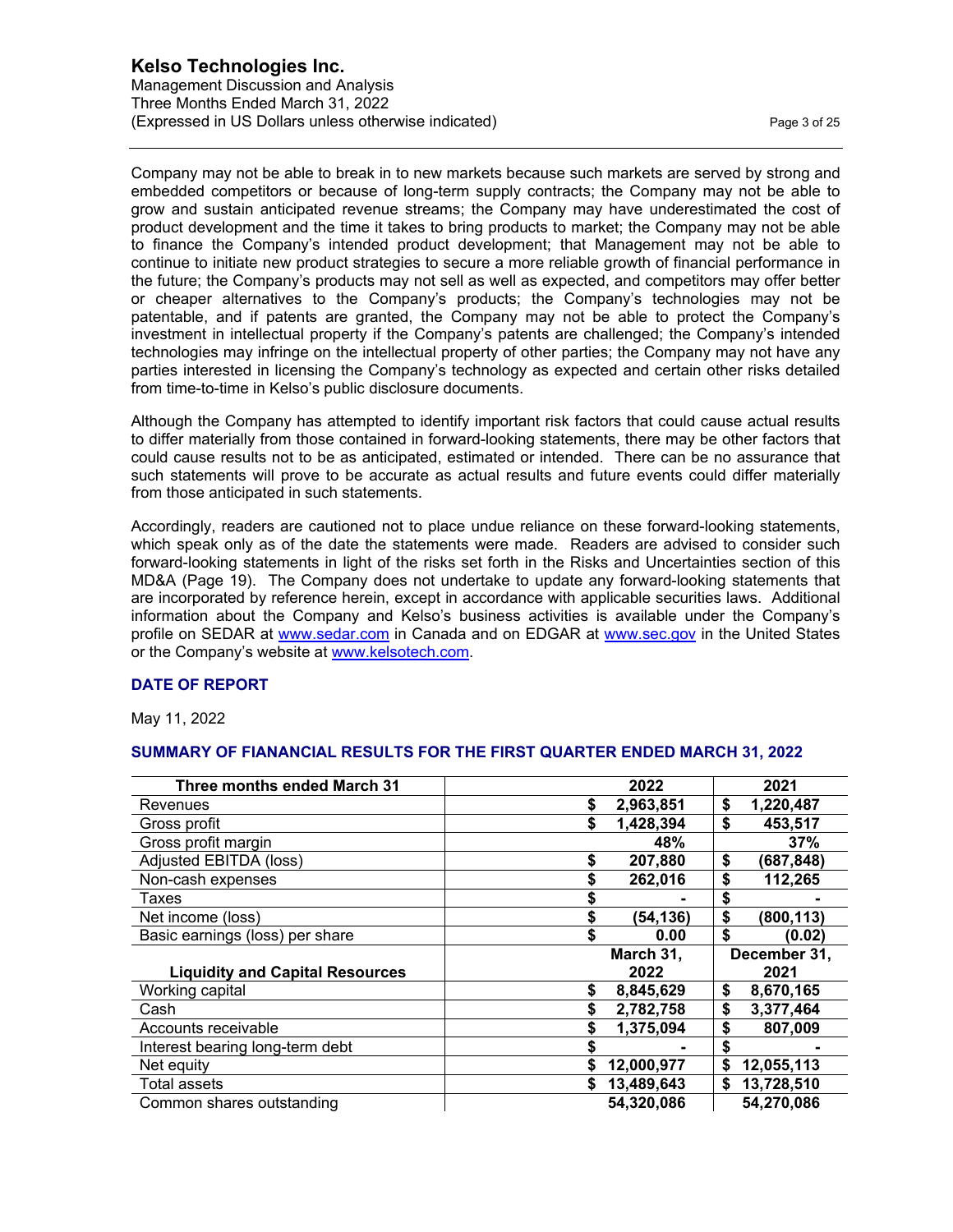Company may not be able to break in to new markets because such markets are served by strong and embedded competitors or because of long-term supply contracts; the Company may not be able to grow and sustain anticipated revenue streams; the Company may have underestimated the cost of product development and the time it takes to bring products to market; the Company may not be able to finance the Company's intended product development; that Management may not be able to continue to initiate new product strategies to secure a more reliable growth of financial performance in the future; the Company's products may not sell as well as expected, and competitors may offer better or cheaper alternatives to the Company's products; the Company's technologies may not be patentable, and if patents are granted, the Company may not be able to protect the Company's investment in intellectual property if the Company's patents are challenged; the Company's intended technologies may infringe on the intellectual property of other parties; the Company may not have any parties interested in licensing the Company's technology as expected and certain other risks detailed from time-to-time in Kelso's public disclosure documents.

Although the Company has attempted to identify important risk factors that could cause actual results to differ materially from those contained in forward-looking statements, there may be other factors that could cause results not to be as anticipated, estimated or intended. There can be no assurance that such statements will prove to be accurate as actual results and future events could differ materially from those anticipated in such statements.

Accordingly, readers are cautioned not to place undue reliance on these forward-looking statements, which speak only as of the date the statements were made. Readers are advised to consider such forward-looking statements in light of the risks set forth in the Risks and Uncertainties section of this MD&A (Page 19). The Company does not undertake to update any forward-looking statements that are incorporated by reference herein, except in accordance with applicable securities laws. Additional information about the Company and Kelso's business activities is available under the Company's profile on SEDAR at www.sedar.com in Canada and on EDGAR at www.sec.gov in the United States or the Company's website at www.kelsotech.com.

## DATE OF REPORT

May 11, 2022

## SUMMARY OF FIANANCIAL RESULTS FOR THE FIRST QUARTER ENDED MARCH 31, 2022

| Three months ended March 31 | 2022 | 2021 |
|---|---|---|
| Revenues | $ 2,963,851 | $ 1,220,487 |
| Gross profit | $ 1,428,394 | $ 453,517 |
| Gross profit margin | 48% | 37% |
| Adjusted EBITDA (loss) | $ 207,880 | $ (687,848) |
| Non-cash expenses | $ 262,016 | $ 112,265 |
| Taxes | $ - | $ - |
| Net income (loss) | $ (54,136) | $ (800,113) |
| Basic earnings (loss) per share | $ 0.00 | $ (0.02) |
| **Liquidity and Capital Resources** | **March 31, 2022** | **December 31, 2021** |
| Working capital | $ 8,845,629 | $ 8,670,165 |
| Cash | $ 2,782,758 | $ 3,377,464 |
| Accounts receivable | $ 1,375,094 | $ 807,009 |
| Interest bearing long-term debt | $ - | $ - |
| Net equity | $ 12,000,977 | $ 12,055,113 |
| Total assets | $ 13,489,643 | $ 13,728,510 |
| Common shares outstanding | 54,320,086 | 54,270,086 |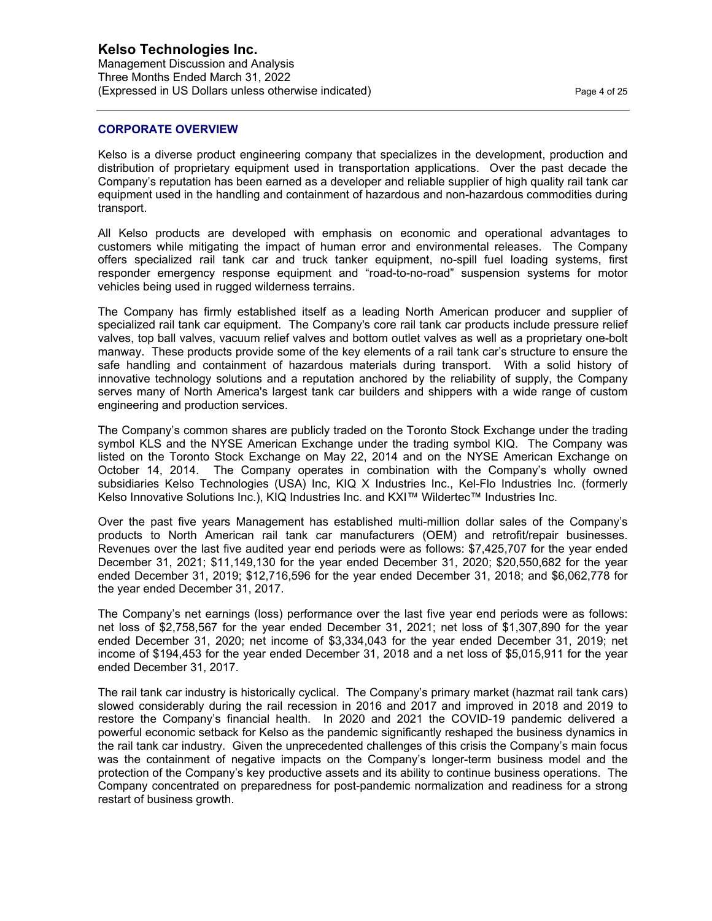## CORPORATE OVERVIEW

Kelso is a diverse product engineering company that specializes in the development, production and distribution of proprietary equipment used in transportation applications. Over the past decade the Company's reputation has been earned as a developer and reliable supplier of high quality rail tank car equipment used in the handling and containment of hazardous and non-hazardous commodities during transport.

All Kelso products are developed with emphasis on economic and operational advantages to customers while mitigating the impact of human error and environmental releases. The Company offers specialized rail tank car and truck tanker equipment, no-spill fuel loading systems, first responder emergency response equipment and "road-to-no-road" suspension systems for motor vehicles being used in rugged wilderness terrains.

The Company has firmly established itself as a leading North American producer and supplier of specialized rail tank car equipment. The Company's core rail tank car products include pressure relief valves, top ball valves, vacuum relief valves and bottom outlet valves as well as a proprietary one-bolt manway. These products provide some of the key elements of a rail tank car's structure to ensure the safe handling and containment of hazardous materials during transport. With a solid history of innovative technology solutions and a reputation anchored by the reliability of supply, the Company serves many of North America's largest tank car builders and shippers with a wide range of custom engineering and production services.

The Company's common shares are publicly traded on the Toronto Stock Exchange under the trading symbol KLS and the NYSE American Exchange under the trading symbol KIQ. The Company was listed on the Toronto Stock Exchange on May 22, 2014 and on the NYSE American Exchange on October 14, 2014. The Company operates in combination with the Company's wholly owned subsidiaries Kelso Technologies (USA) Inc, KIQ X Industries Inc., Kel-Flo Industries Inc. (formerly Kelso Innovative Solutions Inc.), KIQ Industries Inc. and KXI™ Wildertec™ Industries Inc.

Over the past five years Management has established multi-million dollar sales of the Company's products to North American rail tank car manufacturers (OEM) and retrofit/repair businesses. Revenues over the last five audited year end periods were as follows: $7,425,707 for the year ended December 31, 2021; $11,149,130 for the year ended December 31, 2020; $20,550,682 for the year ended December 31, 2019; $12,716,596 for the year ended December 31, 2018; and $6,062,778 for the year ended December 31, 2017.

The Company's net earnings (loss) performance over the last five year end periods were as follows: net loss of $2,758,567 for the year ended December 31, 2021; net loss of $1,307,890 for the year ended December 31, 2020; net income of $3,334,043 for the year ended December 31, 2019; net income of $194,453 for the year ended December 31, 2018 and a net loss of $5,015,911 for the year ended December 31, 2017.

The rail tank car industry is historically cyclical. The Company's primary market (hazmat rail tank cars) slowed considerably during the rail recession in 2016 and 2017 and improved in 2018 and 2019 to restore the Company's financial health. In 2020 and 2021 the COVID-19 pandemic delivered a powerful economic setback for Kelso as the pandemic significantly reshaped the business dynamics in the rail tank car industry. Given the unprecedented challenges of this crisis the Company's main focus was the containment of negative impacts on the Company's longer-term business model and the protection of the Company's key productive assets and its ability to continue business operations. The Company concentrated on preparedness for post-pandemic normalization and readiness for a strong restart of business growth.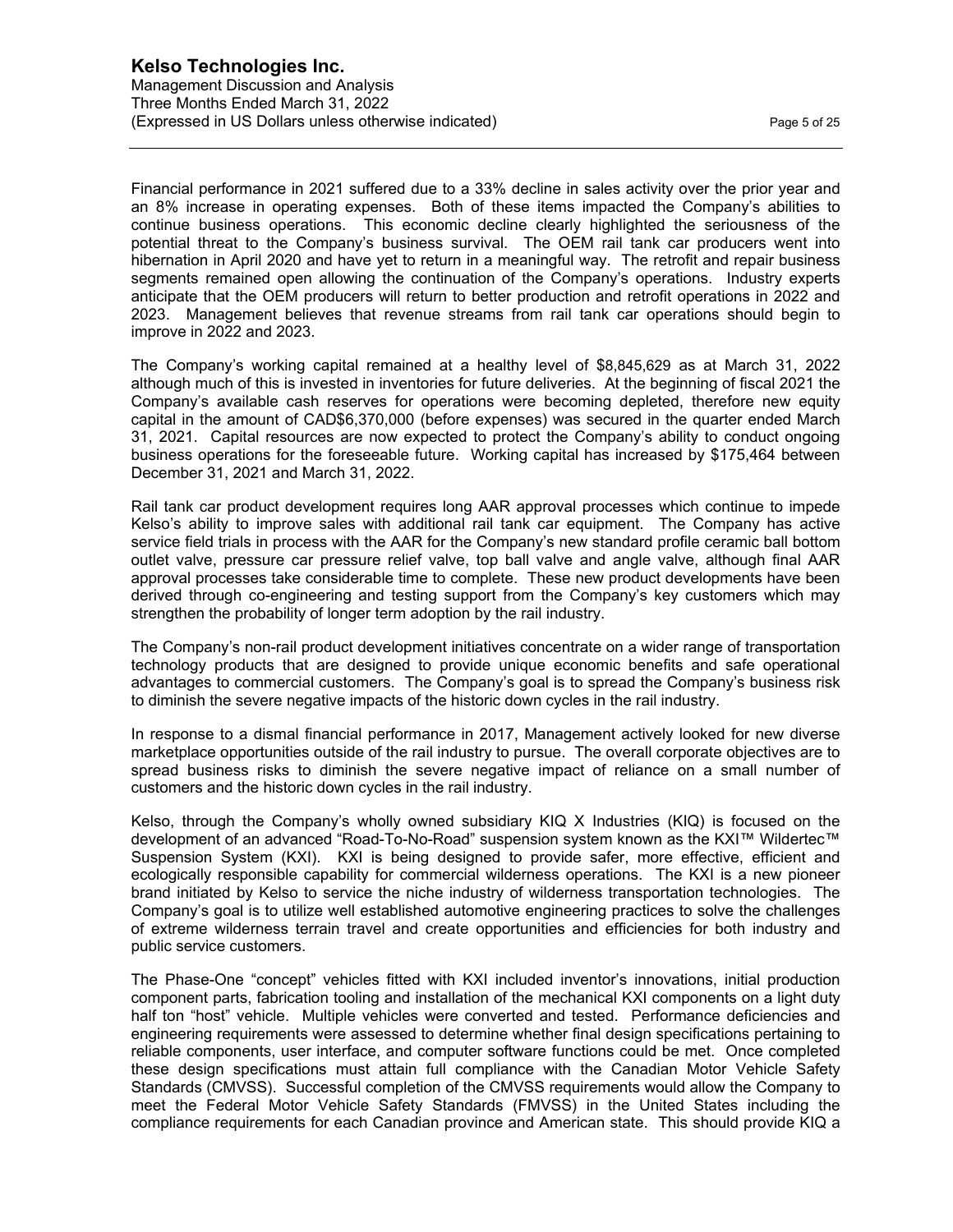Financial performance in 2021 suffered due to a 33% decline in sales activity over the prior year and an 8% increase in operating expenses. Both of these items impacted the Company's abilities to continue business operations. This economic decline clearly highlighted the seriousness of the potential threat to the Company's business survival. The OEM rail tank car producers went into hibernation in April 2020 and have yet to return in a meaningful way. The retrofit and repair business segments remained open allowing the continuation of the Company's operations. Industry experts anticipate that the OEM producers will return to better production and retrofit operations in 2022 and 2023. Management believes that revenue streams from rail tank car operations should begin to improve in 2022 and 2023.

The Company's working capital remained at a healthy level of $8,845,629 as at March 31, 2022 although much of this is invested in inventories for future deliveries. At the beginning of fiscal 2021 the Company's available cash reserves for operations were becoming depleted, therefore new equity capital in the amount of CAD$6,370,000 (before expenses) was secured in the quarter ended March 31, 2021. Capital resources are now expected to protect the Company's ability to conduct ongoing business operations for the foreseeable future. Working capital has increased by $175,464 between December 31, 2021 and March 31, 2022.

Rail tank car product development requires long AAR approval processes which continue to impede Kelso's ability to improve sales with additional rail tank car equipment. The Company has active service field trials in process with the AAR for the Company's new standard profile ceramic ball bottom outlet valve, pressure car pressure relief valve, top ball valve and angle valve, although final AAR approval processes take considerable time to complete. These new product developments have been derived through co-engineering and testing support from the Company's key customers which may strengthen the probability of longer term adoption by the rail industry.

The Company's non-rail product development initiatives concentrate on a wider range of transportation technology products that are designed to provide unique economic benefits and safe operational advantages to commercial customers. The Company's goal is to spread the Company's business risk to diminish the severe negative impacts of the historic down cycles in the rail industry.

In response to a dismal financial performance in 2017, Management actively looked for new diverse marketplace opportunities outside of the rail industry to pursue. The overall corporate objectives are to spread business risks to diminish the severe negative impact of reliance on a small number of customers and the historic down cycles in the rail industry.

Kelso, through the Company's wholly owned subsidiary KIQ X Industries (KIQ) is focused on the development of an advanced "Road-To-No-Road" suspension system known as the KXI™ Wildertec™ Suspension System (KXI). KXI is being designed to provide safer, more effective, efficient and ecologically responsible capability for commercial wilderness operations. The KXI is a new pioneer brand initiated by Kelso to service the niche industry of wilderness transportation technologies. The Company's goal is to utilize well established automotive engineering practices to solve the challenges of extreme wilderness terrain travel and create opportunities and efficiencies for both industry and public service customers.

The Phase-One "concept" vehicles fitted with KXI included inventor's innovations, initial production component parts, fabrication tooling and installation of the mechanical KXI components on a light duty half ton "host" vehicle. Multiple vehicles were converted and tested. Performance deficiencies and engineering requirements were assessed to determine whether final design specifications pertaining to reliable components, user interface, and computer software functions could be met. Once completed these design specifications must attain full compliance with the Canadian Motor Vehicle Safety Standards (CMVSS). Successful completion of the CMVSS requirements would allow the Company to meet the Federal Motor Vehicle Safety Standards (FMVSS) in the United States including the compliance requirements for each Canadian province and American state. This should provide KIQ a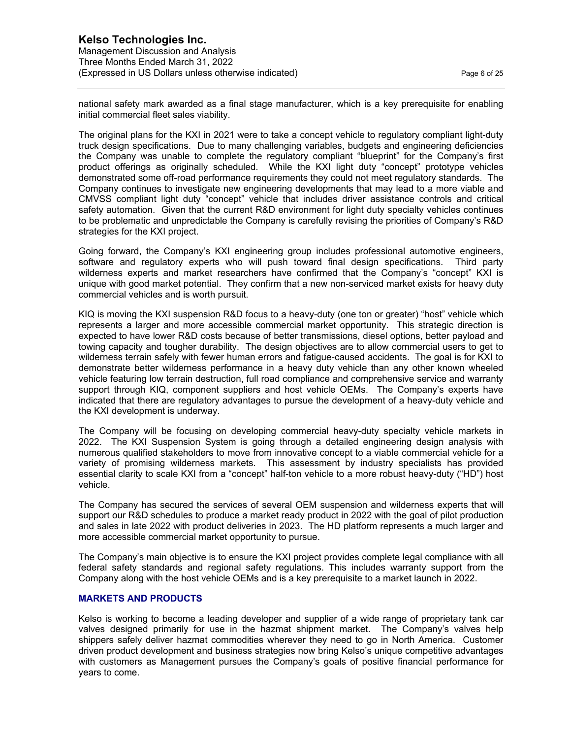national safety mark awarded as a final stage manufacturer, which is a key prerequisite for enabling initial commercial fleet sales viability.

The original plans for the KXI in 2021 were to take a concept vehicle to regulatory compliant light-duty truck design specifications. Due to many challenging variables, budgets and engineering deficiencies the Company was unable to complete the regulatory compliant "blueprint" for the Company's first product offerings as originally scheduled. While the KXI light duty "concept" prototype vehicles demonstrated some off-road performance requirements they could not meet regulatory standards. The Company continues to investigate new engineering developments that may lead to a more viable and CMVSS compliant light duty "concept" vehicle that includes driver assistance controls and critical safety automation. Given that the current R&D environment for light duty specialty vehicles continues to be problematic and unpredictable the Company is carefully revising the priorities of Company's R&D strategies for the KXI project.

Going forward, the Company's KXI engineering group includes professional automotive engineers, software and regulatory experts who will push toward final design specifications. Third party wilderness experts and market researchers have confirmed that the Company's "concept" KXI is unique with good market potential. They confirm that a new non-serviced market exists for heavy duty commercial vehicles and is worth pursuit.

KIQ is moving the KXI suspension R&D focus to a heavy-duty (one ton or greater) "host" vehicle which represents a larger and more accessible commercial market opportunity. This strategic direction is expected to have lower R&D costs because of better transmissions, diesel options, better payload and towing capacity and tougher durability. The design objectives are to allow commercial users to get to wilderness terrain safely with fewer human errors and fatigue-caused accidents. The goal is for KXI to demonstrate better wilderness performance in a heavy duty vehicle than any other known wheeled vehicle featuring low terrain destruction, full road compliance and comprehensive service and warranty support through KIQ, component suppliers and host vehicle OEMs. The Company's experts have indicated that there are regulatory advantages to pursue the development of a heavy-duty vehicle and the KXI development is underway.

The Company will be focusing on developing commercial heavy-duty specialty vehicle markets in 2022. The KXI Suspension System is going through a detailed engineering design analysis with numerous qualified stakeholders to move from innovative concept to a viable commercial vehicle for a variety of promising wilderness markets. This assessment by industry specialists has provided essential clarity to scale KXI from a "concept" half-ton vehicle to a more robust heavy-duty ("HD") host vehicle.

The Company has secured the services of several OEM suspension and wilderness experts that will support our R&D schedules to produce a market ready product in 2022 with the goal of pilot production and sales in late 2022 with product deliveries in 2023. The HD platform represents a much larger and more accessible commercial market opportunity to pursue.

The Company's main objective is to ensure the KXI project provides complete legal compliance with all federal safety standards and regional safety regulations. This includes warranty support from the Company along with the host vehicle OEMs and is a key prerequisite to a market launch in 2022.

## MARKETS AND PRODUCTS

Kelso is working to become a leading developer and supplier of a wide range of proprietary tank car valves designed primarily for use in the hazmat shipment market. The Company's valves help shippers safely deliver hazmat commodities wherever they need to go in North America. Customer driven product development and business strategies now bring Kelso's unique competitive advantages with customers as Management pursues the Company's goals of positive financial performance for years to come.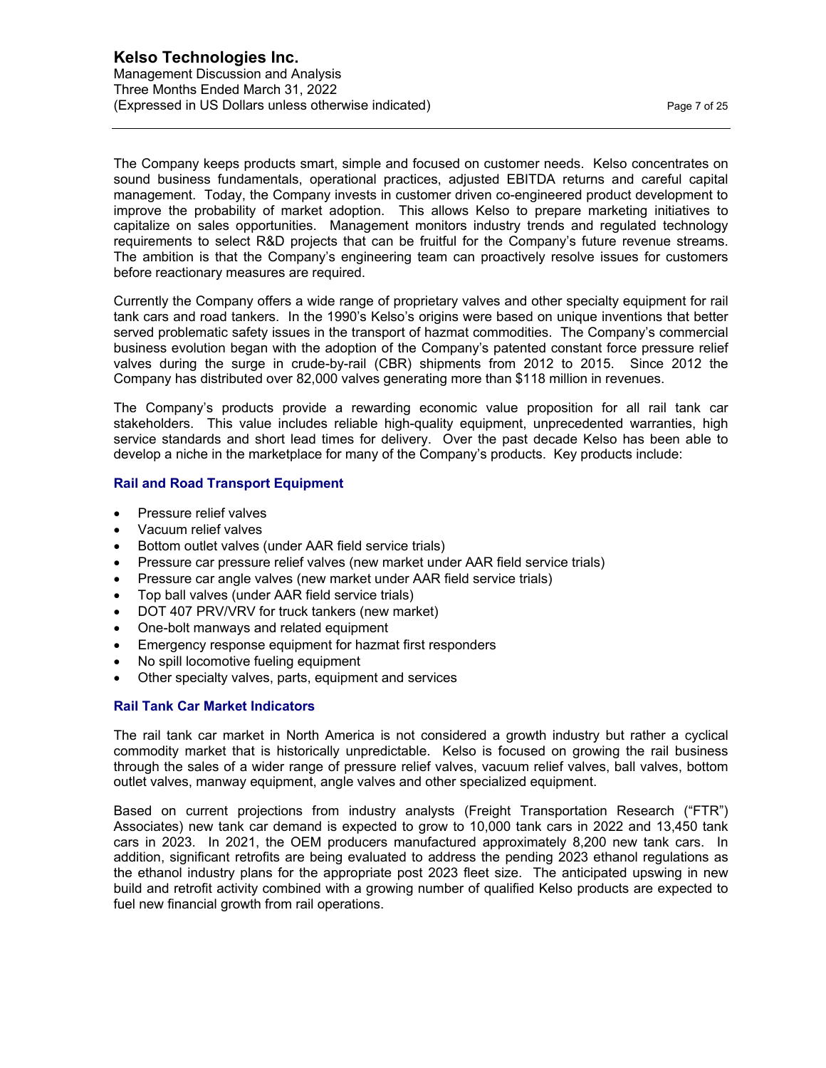The Company keeps products smart, simple and focused on customer needs. Kelso concentrates on sound business fundamentals, operational practices, adjusted EBITDA returns and careful capital management. Today, the Company invests in customer driven co-engineered product development to improve the probability of market adoption. This allows Kelso to prepare marketing initiatives to capitalize on sales opportunities. Management monitors industry trends and regulated technology requirements to select R&D projects that can be fruitful for the Company's future revenue streams. The ambition is that the Company's engineering team can proactively resolve issues for customers before reactionary measures are required.

Currently the Company offers a wide range of proprietary valves and other specialty equipment for rail tank cars and road tankers. In the 1990's Kelso's origins were based on unique inventions that better served problematic safety issues in the transport of hazmat commodities. The Company's commercial business evolution began with the adoption of the Company's patented constant force pressure relief valves during the surge in crude-by-rail (CBR) shipments from 2012 to 2015. Since 2012 the Company has distributed over 82,000 valves generating more than $118 million in revenues.

The Company's products provide a rewarding economic value proposition for all rail tank car stakeholders. This value includes reliable high-quality equipment, unprecedented warranties, high service standards and short lead times for delivery. Over the past decade Kelso has been able to develop a niche in the marketplace for many of the Company's products. Key products include:

### Rail and Road Transport Equipment

- Pressure relief valves
- Vacuum relief valves
- Bottom outlet valves (under AAR field service trials)
- Pressure car pressure relief valves (new market under AAR field service trials)
- Pressure car angle valves (new market under AAR field service trials)
- Top ball valves (under AAR field service trials)
- DOT 407 PRV/VRV for truck tankers (new market)
- One-bolt manways and related equipment
- Emergency response equipment for hazmat first responders
- No spill locomotive fueling equipment
- Other specialty valves, parts, equipment and services

### Rail Tank Car Market Indicators

The rail tank car market in North America is not considered a growth industry but rather a cyclical commodity market that is historically unpredictable. Kelso is focused on growing the rail business through the sales of a wider range of pressure relief valves, vacuum relief valves, ball valves, bottom outlet valves, manway equipment, angle valves and other specialized equipment.

Based on current projections from industry analysts (Freight Transportation Research ("FTR") Associates) new tank car demand is expected to grow to 10,000 tank cars in 2022 and 13,450 tank cars in 2023. In 2021, the OEM producers manufactured approximately 8,200 new tank cars. In addition, significant retrofits are being evaluated to address the pending 2023 ethanol regulations as the ethanol industry plans for the appropriate post 2023 fleet size. The anticipated upswing in new build and retrofit activity combined with a growing number of qualified Kelso products are expected to fuel new financial growth from rail operations.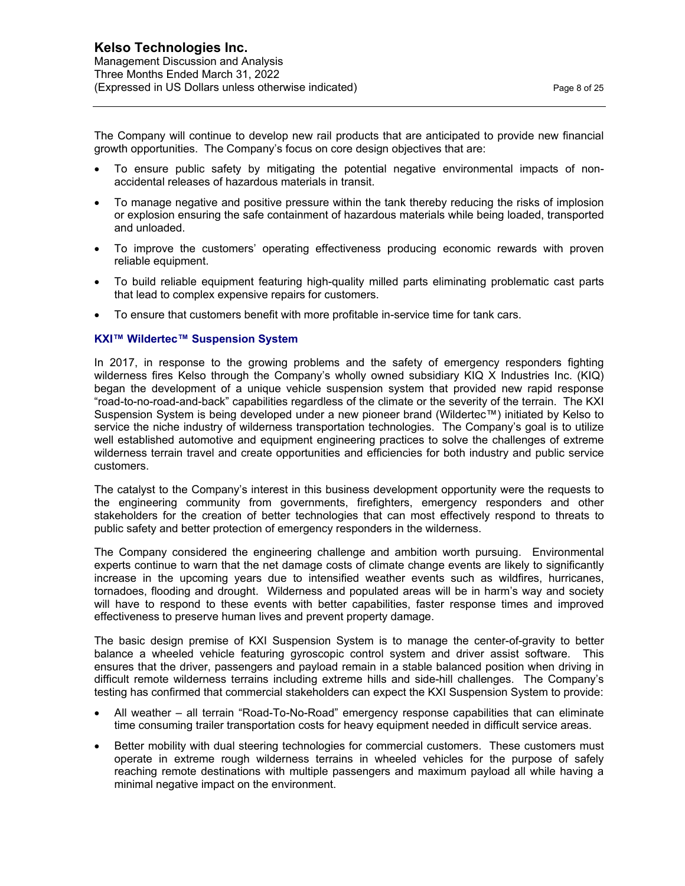The Company will continue to develop new rail products that are anticipated to provide new financial growth opportunities. The Company's focus on core design objectives that are:

- To ensure public safety by mitigating the potential negative environmental impacts of non-accidental releases of hazardous materials in transit.
- To manage negative and positive pressure within the tank thereby reducing the risks of implosion or explosion ensuring the safe containment of hazardous materials while being loaded, transported and unloaded.
- To improve the customers' operating effectiveness producing economic rewards with proven reliable equipment.
- To build reliable equipment featuring high-quality milled parts eliminating problematic cast parts that lead to complex expensive repairs for customers.
- To ensure that customers benefit with more profitable in-service time for tank cars.

### KXI™ Wildertec™ Suspension System

In 2017, in response to the growing problems and the safety of emergency responders fighting wilderness fires Kelso through the Company's wholly owned subsidiary KIQ X Industries Inc. (KIQ) began the development of a unique vehicle suspension system that provided new rapid response "road-to-no-road-and-back" capabilities regardless of the climate or the severity of the terrain. The KXI Suspension System is being developed under a new pioneer brand (Wildertec™) initiated by Kelso to service the niche industry of wilderness transportation technologies. The Company's goal is to utilize well established automotive and equipment engineering practices to solve the challenges of extreme wilderness terrain travel and create opportunities and efficiencies for both industry and public service customers.

The catalyst to the Company's interest in this business development opportunity were the requests to the engineering community from governments, firefighters, emergency responders and other stakeholders for the creation of better technologies that can most effectively respond to threats to public safety and better protection of emergency responders in the wilderness.

The Company considered the engineering challenge and ambition worth pursuing. Environmental experts continue to warn that the net damage costs of climate change events are likely to significantly increase in the upcoming years due to intensified weather events such as wildfires, hurricanes, tornadoes, flooding and drought. Wilderness and populated areas will be in harm's way and society will have to respond to these events with better capabilities, faster response times and improved effectiveness to preserve human lives and prevent property damage.

The basic design premise of KXI Suspension System is to manage the center-of-gravity to better balance a wheeled vehicle featuring gyroscopic control system and driver assist software. This ensures that the driver, passengers and payload remain in a stable balanced position when driving in difficult remote wilderness terrains including extreme hills and side-hill challenges. The Company's testing has confirmed that commercial stakeholders can expect the KXI Suspension System to provide:

- All weather – all terrain "Road-To-No-Road" emergency response capabilities that can eliminate time consuming trailer transportation costs for heavy equipment needed in difficult service areas.
- Better mobility with dual steering technologies for commercial customers. These customers must operate in extreme rough wilderness terrains in wheeled vehicles for the purpose of safely reaching remote destinations with multiple passengers and maximum payload all while having a minimal negative impact on the environment.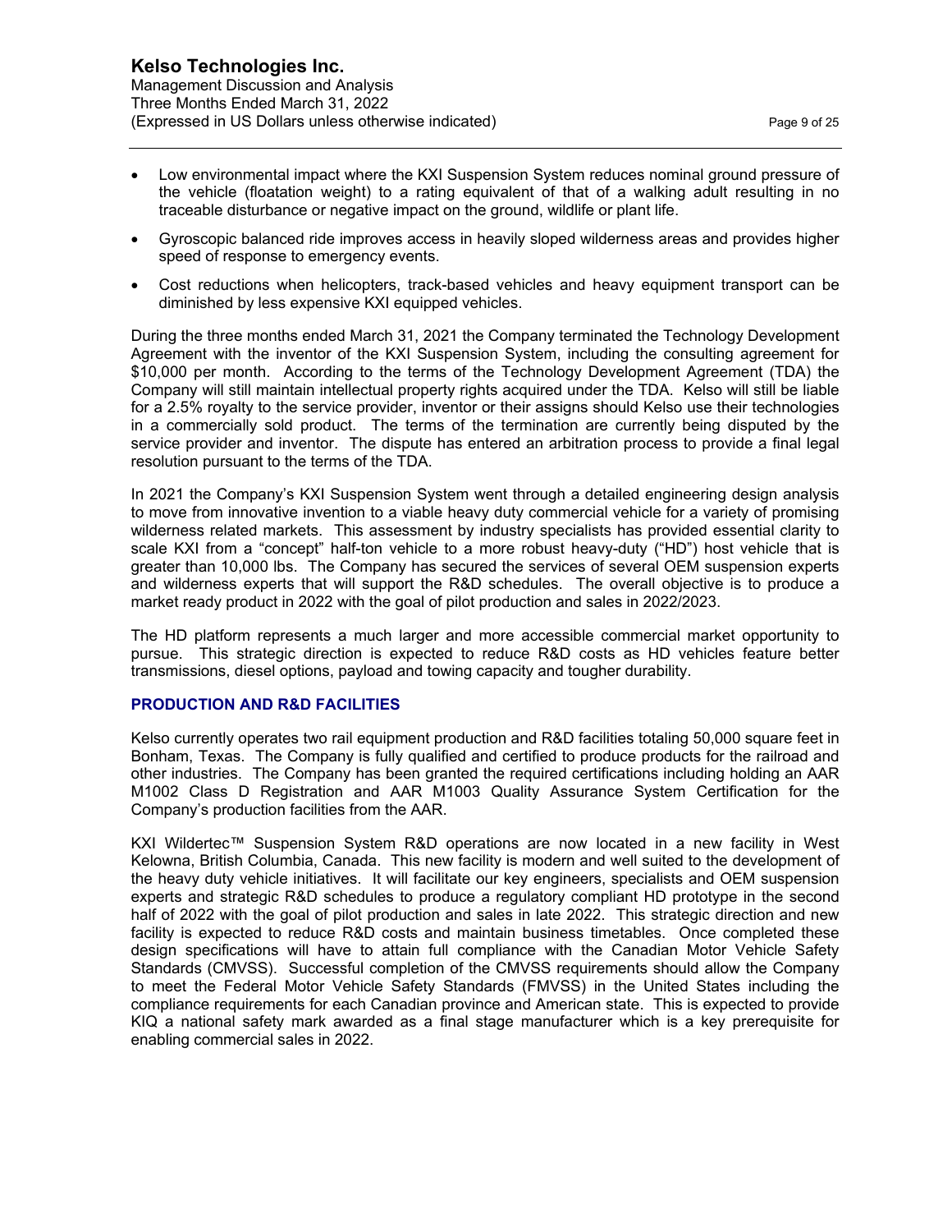- Low environmental impact where the KXI Suspension System reduces nominal ground pressure of the vehicle (floatation weight) to a rating equivalent of that of a walking adult resulting in no traceable disturbance or negative impact on the ground, wildlife or plant life.
- Gyroscopic balanced ride improves access in heavily sloped wilderness areas and provides higher speed of response to emergency events.
- Cost reductions when helicopters, track-based vehicles and heavy equipment transport can be diminished by less expensive KXI equipped vehicles.

During the three months ended March 31, 2021 the Company terminated the Technology Development Agreement with the inventor of the KXI Suspension System, including the consulting agreement for $10,000 per month. According to the terms of the Technology Development Agreement (TDA) the Company will still maintain intellectual property rights acquired under the TDA. Kelso will still be liable for a 2.5% royalty to the service provider, inventor or their assigns should Kelso use their technologies in a commercially sold product. The terms of the termination are currently being disputed by the service provider and inventor. The dispute has entered an arbitration process to provide a final legal resolution pursuant to the terms of the TDA.

In 2021 the Company's KXI Suspension System went through a detailed engineering design analysis to move from innovative invention to a viable heavy duty commercial vehicle for a variety of promising wilderness related markets. This assessment by industry specialists has provided essential clarity to scale KXI from a "concept" half-ton vehicle to a more robust heavy-duty ("HD") host vehicle that is greater than 10,000 lbs. The Company has secured the services of several OEM suspension experts and wilderness experts that will support the R&D schedules. The overall objective is to produce a market ready product in 2022 with the goal of pilot production and sales in 2022/2023.

The HD platform represents a much larger and more accessible commercial market opportunity to pursue. This strategic direction is expected to reduce R&D costs as HD vehicles feature better transmissions, diesel options, payload and towing capacity and tougher durability.

## PRODUCTION AND R&D FACILITIES

Kelso currently operates two rail equipment production and R&D facilities totaling 50,000 square feet in Bonham, Texas. The Company is fully qualified and certified to produce products for the railroad and other industries. The Company has been granted the required certifications including holding an AAR M1002 Class D Registration and AAR M1003 Quality Assurance System Certification for the Company's production facilities from the AAR.

KXI Wildertec™ Suspension System R&D operations are now located in a new facility in West Kelowna, British Columbia, Canada. This new facility is modern and well suited to the development of the heavy duty vehicle initiatives. It will facilitate our key engineers, specialists and OEM suspension experts and strategic R&D schedules to produce a regulatory compliant HD prototype in the second half of 2022 with the goal of pilot production and sales in late 2022. This strategic direction and new facility is expected to reduce R&D costs and maintain business timetables. Once completed these design specifications will have to attain full compliance with the Canadian Motor Vehicle Safety Standards (CMVSS). Successful completion of the CMVSS requirements should allow the Company to meet the Federal Motor Vehicle Safety Standards (FMVSS) in the United States including the compliance requirements for each Canadian province and American state. This is expected to provide KIQ a national safety mark awarded as a final stage manufacturer which is a key prerequisite for enabling commercial sales in 2022.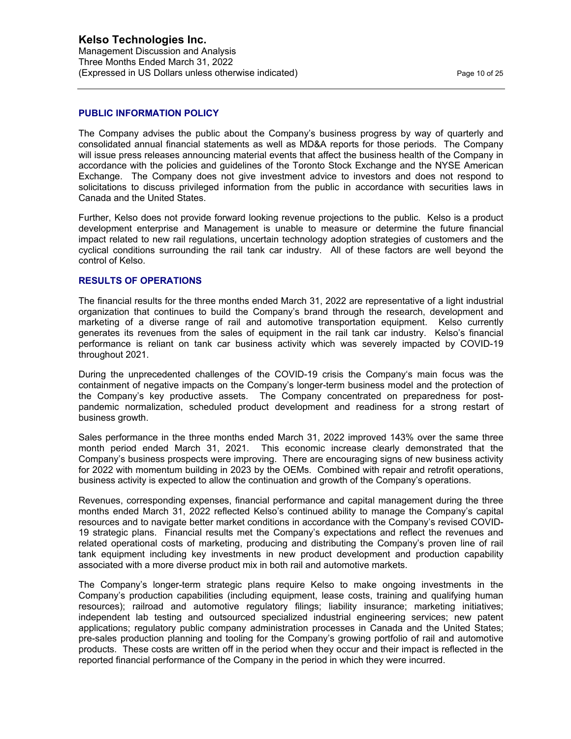## PUBLIC INFORMATION POLICY

The Company advises the public about the Company's business progress by way of quarterly and consolidated annual financial statements as well as MD&A reports for those periods. The Company will issue press releases announcing material events that affect the business health of the Company in accordance with the policies and guidelines of the Toronto Stock Exchange and the NYSE American Exchange. The Company does not give investment advice to investors and does not respond to solicitations to discuss privileged information from the public in accordance with securities laws in Canada and the United States.

Further, Kelso does not provide forward looking revenue projections to the public. Kelso is a product development enterprise and Management is unable to measure or determine the future financial impact related to new rail regulations, uncertain technology adoption strategies of customers and the cyclical conditions surrounding the rail tank car industry. All of these factors are well beyond the control of Kelso.

## RESULTS OF OPERATIONS

The financial results for the three months ended March 31, 2022 are representative of a light industrial organization that continues to build the Company's brand through the research, development and marketing of a diverse range of rail and automotive transportation equipment. Kelso currently generates its revenues from the sales of equipment in the rail tank car industry. Kelso's financial performance is reliant on tank car business activity which was severely impacted by COVID-19 throughout 2021.

During the unprecedented challenges of the COVID-19 crisis the Company's main focus was the containment of negative impacts on the Company's longer-term business model and the protection of the Company's key productive assets. The Company concentrated on preparedness for post-pandemic normalization, scheduled product development and readiness for a strong restart of business growth.

Sales performance in the three months ended March 31, 2022 improved 143% over the same three month period ended March 31, 2021. This economic increase clearly demonstrated that the Company's business prospects were improving. There are encouraging signs of new business activity for 2022 with momentum building in 2023 by the OEMs. Combined with repair and retrofit operations, business activity is expected to allow the continuation and growth of the Company's operations.

Revenues, corresponding expenses, financial performance and capital management during the three months ended March 31, 2022 reflected Kelso's continued ability to manage the Company's capital resources and to navigate better market conditions in accordance with the Company's revised COVID-19 strategic plans. Financial results met the Company's expectations and reflect the revenues and related operational costs of marketing, producing and distributing the Company's proven line of rail tank equipment including key investments in new product development and production capability associated with a more diverse product mix in both rail and automotive markets.

The Company's longer-term strategic plans require Kelso to make ongoing investments in the Company's production capabilities (including equipment, lease costs, training and qualifying human resources); railroad and automotive regulatory filings; liability insurance; marketing initiatives; independent lab testing and outsourced specialized industrial engineering services; new patent applications; regulatory public company administration processes in Canada and the United States; pre-sales production planning and tooling for the Company's growing portfolio of rail and automotive products. These costs are written off in the period when they occur and their impact is reflected in the reported financial performance of the Company in the period in which they were incurred.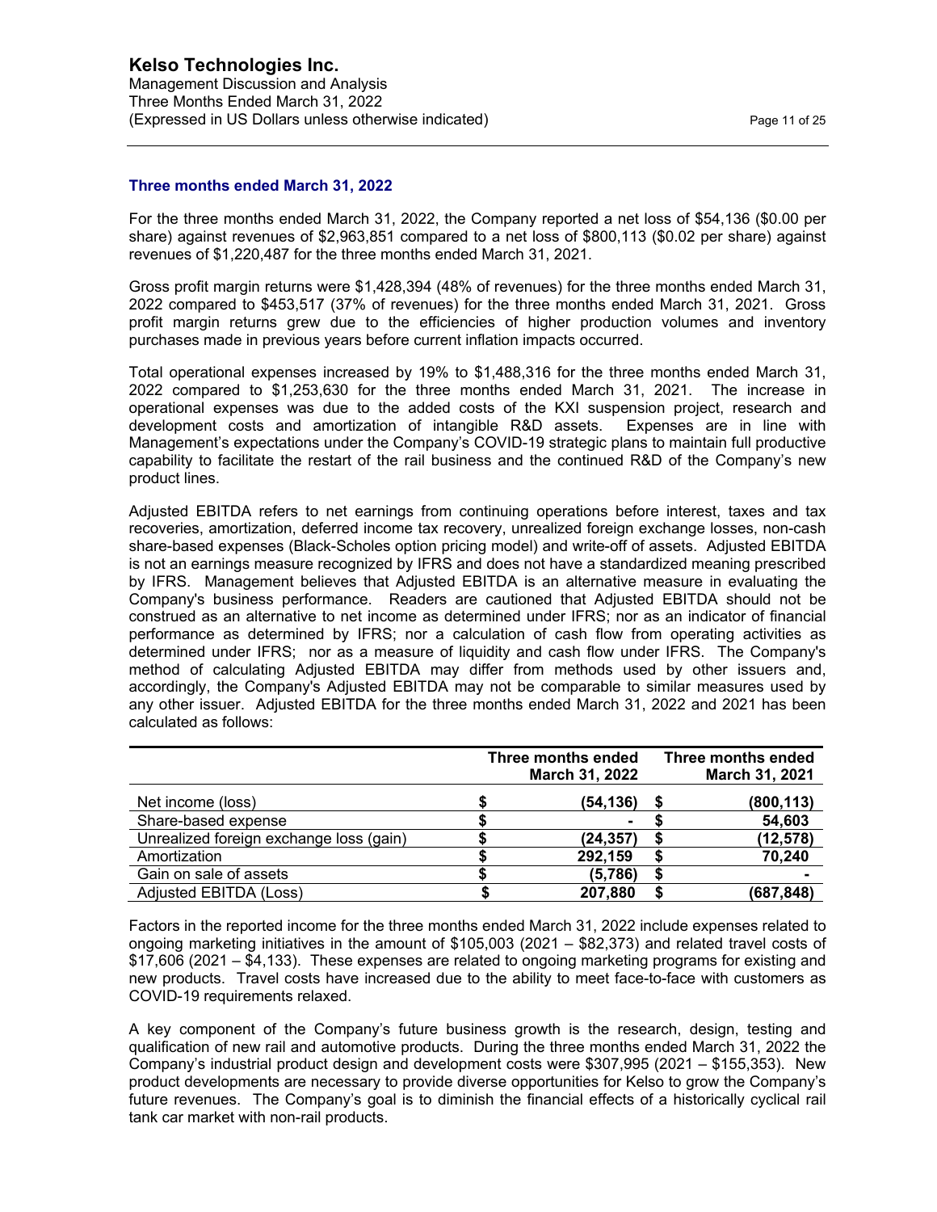### Three months ended March 31, 2022

For the three months ended March 31, 2022, the Company reported a net loss of $54,136 ($0.00 per share) against revenues of $2,963,851 compared to a net loss of $800,113 ($0.02 per share) against revenues of $1,220,487 for the three months ended March 31, 2021.

Gross profit margin returns were $1,428,394 (48% of revenues) for the three months ended March 31, 2022 compared to $453,517 (37% of revenues) for the three months ended March 31, 2021. Gross profit margin returns grew due to the efficiencies of higher production volumes and inventory purchases made in previous years before current inflation impacts occurred.

Total operational expenses increased by 19% to $1,488,316 for the three months ended March 31, 2022 compared to $1,253,630 for the three months ended March 31, 2021. The increase in operational expenses was due to the added costs of the KXI suspension project, research and development costs and amortization of intangible R&D assets. Expenses are in line with Management's expectations under the Company's COVID-19 strategic plans to maintain full productive capability to facilitate the restart of the rail business and the continued R&D of the Company's new product lines.

Adjusted EBITDA refers to net earnings from continuing operations before interest, taxes and tax recoveries, amortization, deferred income tax recovery, unrealized foreign exchange losses, non-cash share-based expenses (Black-Scholes option pricing model) and write-off of assets. Adjusted EBITDA is not an earnings measure recognized by IFRS and does not have a standardized meaning prescribed by IFRS. Management believes that Adjusted EBITDA is an alternative measure in evaluating the Company's business performance. Readers are cautioned that Adjusted EBITDA should not be construed as an alternative to net income as determined under IFRS; nor as an indicator of financial performance as determined by IFRS; nor a calculation of cash flow from operating activities as determined under IFRS; nor as a measure of liquidity and cash flow under IFRS. The Company's method of calculating Adjusted EBITDA may differ from methods used by other issuers and, accordingly, the Company's Adjusted EBITDA may not be comparable to similar measures used by any other issuer. Adjusted EBITDA for the three months ended March 31, 2022 and 2021 has been calculated as follows:

| | Three months ended March 31, 2022 | Three months ended March 31, 2021 |
|---|---|---|
| Net income (loss) | $ (54,136) | $ (800,113) |
| Share-based expense | $ - | $ 54,603 |
| Unrealized foreign exchange loss (gain) | $ (24,357) | $ (12,578) |
| Amortization | $ 292,159 | $ 70,240 |
| Gain on sale of assets | $ (5,786) | $ - |
| Adjusted EBITDA (Loss) | $ 207,880 | $ (687,848) |

Factors in the reported income for the three months ended March 31, 2022 include expenses related to ongoing marketing initiatives in the amount of $105,003 (2021 – $82,373) and related travel costs of $17,606 (2021 – $4,133). These expenses are related to ongoing marketing programs for existing and new products. Travel costs have increased due to the ability to meet face-to-face with customers as COVID-19 requirements relaxed.

A key component of the Company's future business growth is the research, design, testing and qualification of new rail and automotive products. During the three months ended March 31, 2022 the Company's industrial product design and development costs were $307,995 (2021 – $155,353). New product developments are necessary to provide diverse opportunities for Kelso to grow the Company's future revenues. The Company's goal is to diminish the financial effects of a historically cyclical rail tank car market with non-rail products.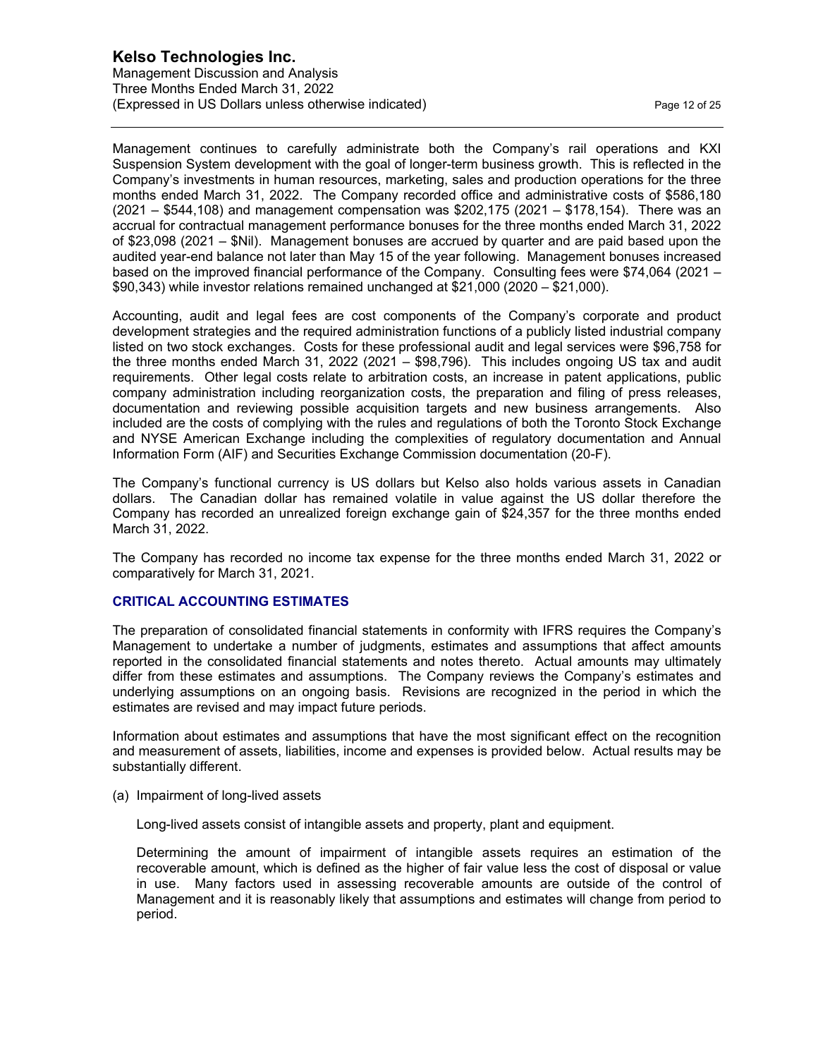Management continues to carefully administrate both the Company's rail operations and KXI Suspension System development with the goal of longer-term business growth. This is reflected in the Company's investments in human resources, marketing, sales and production operations for the three months ended March 31, 2022. The Company recorded office and administrative costs of $586,180 (2021 – $544,108) and management compensation was $202,175 (2021 – $178,154). There was an accrual for contractual management performance bonuses for the three months ended March 31, 2022 of $23,098 (2021 – $Nil). Management bonuses are accrued by quarter and are paid based upon the audited year-end balance not later than May 15 of the year following. Management bonuses increased based on the improved financial performance of the Company. Consulting fees were $74,064 (2021 – $90,343) while investor relations remained unchanged at $21,000 (2020 – $21,000).

Accounting, audit and legal fees are cost components of the Company's corporate and product development strategies and the required administration functions of a publicly listed industrial company listed on two stock exchanges. Costs for these professional audit and legal services were $96,758 for the three months ended March 31, 2022 (2021 – $98,796). This includes ongoing US tax and audit requirements. Other legal costs relate to arbitration costs, an increase in patent applications, public company administration including reorganization costs, the preparation and filing of press releases, documentation and reviewing possible acquisition targets and new business arrangements. Also included are the costs of complying with the rules and regulations of both the Toronto Stock Exchange and NYSE American Exchange including the complexities of regulatory documentation and Annual Information Form (AIF) and Securities Exchange Commission documentation (20-F).

The Company's functional currency is US dollars but Kelso also holds various assets in Canadian dollars. The Canadian dollar has remained volatile in value against the US dollar therefore the Company has recorded an unrealized foreign exchange gain of $24,357 for the three months ended March 31, 2022.

The Company has recorded no income tax expense for the three months ended March 31, 2022 or comparatively for March 31, 2021.

## CRITICAL ACCOUNTING ESTIMATES

The preparation of consolidated financial statements in conformity with IFRS requires the Company's Management to undertake a number of judgments, estimates and assumptions that affect amounts reported in the consolidated financial statements and notes thereto. Actual amounts may ultimately differ from these estimates and assumptions. The Company reviews the Company's estimates and underlying assumptions on an ongoing basis. Revisions are recognized in the period in which the estimates are revised and may impact future periods.

Information about estimates and assumptions that have the most significant effect on the recognition and measurement of assets, liabilities, income and expenses is provided below. Actual results may be substantially different.

(a) Impairment of long-lived assets

Long-lived assets consist of intangible assets and property, plant and equipment.

Determining the amount of impairment of intangible assets requires an estimation of the recoverable amount, which is defined as the higher of fair value less the cost of disposal or value in use. Many factors used in assessing recoverable amounts are outside of the control of Management and it is reasonably likely that assumptions and estimates will change from period to period.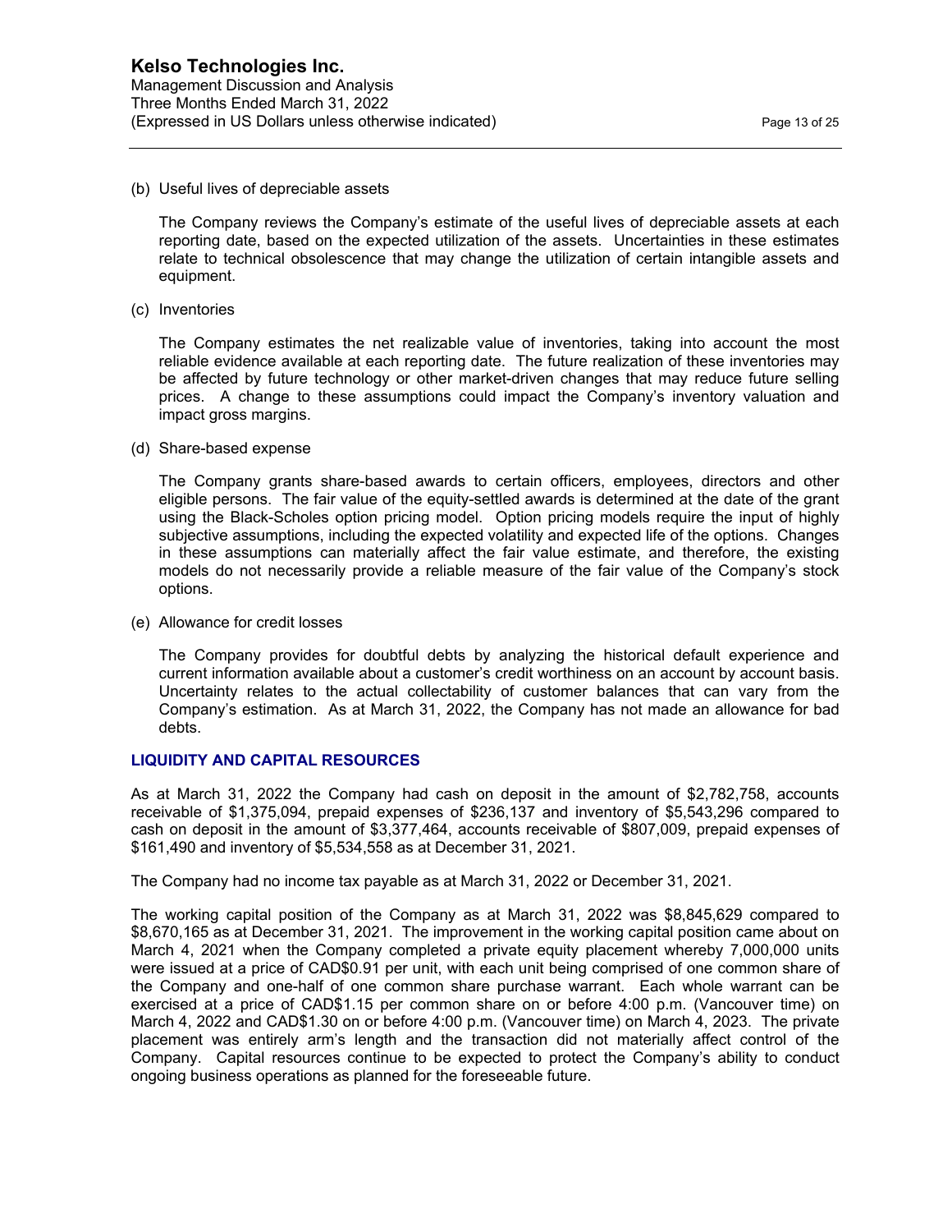(b) Useful lives of depreciable assets

The Company reviews the Company's estimate of the useful lives of depreciable assets at each reporting date, based on the expected utilization of the assets. Uncertainties in these estimates relate to technical obsolescence that may change the utilization of certain intangible assets and equipment.

(c) Inventories

The Company estimates the net realizable value of inventories, taking into account the most reliable evidence available at each reporting date. The future realization of these inventories may be affected by future technology or other market-driven changes that may reduce future selling prices. A change to these assumptions could impact the Company's inventory valuation and impact gross margins.

(d) Share-based expense

The Company grants share-based awards to certain officers, employees, directors and other eligible persons. The fair value of the equity-settled awards is determined at the date of the grant using the Black-Scholes option pricing model. Option pricing models require the input of highly subjective assumptions, including the expected volatility and expected life of the options. Changes in these assumptions can materially affect the fair value estimate, and therefore, the existing models do not necessarily provide a reliable measure of the fair value of the Company's stock options.

(e) Allowance for credit losses

The Company provides for doubtful debts by analyzing the historical default experience and current information available about a customer's credit worthiness on an account by account basis. Uncertainty relates to the actual collectability of customer balances that can vary from the Company's estimation. As at March 31, 2022, the Company has not made an allowance for bad debts.

## LIQUIDITY AND CAPITAL RESOURCES

As at March 31, 2022 the Company had cash on deposit in the amount of $2,782,758, accounts receivable of $1,375,094, prepaid expenses of $236,137 and inventory of $5,543,296 compared to cash on deposit in the amount of $3,377,464, accounts receivable of $807,009, prepaid expenses of $161,490 and inventory of $5,534,558 as at December 31, 2021.

The Company had no income tax payable as at March 31, 2022 or December 31, 2021.

The working capital position of the Company as at March 31, 2022 was $8,845,629 compared to $8,670,165 as at December 31, 2021. The improvement in the working capital position came about on March 4, 2021 when the Company completed a private equity placement whereby 7,000,000 units were issued at a price of CAD$0.91 per unit, with each unit being comprised of one common share of the Company and one-half of one common share purchase warrant. Each whole warrant can be exercised at a price of CAD$1.15 per common share on or before 4:00 p.m. (Vancouver time) on March 4, 2022 and CAD$1.30 on or before 4:00 p.m. (Vancouver time) on March 4, 2023. The private placement was entirely arm's length and the transaction did not materially affect control of the Company. Capital resources continue to be expected to protect the Company's ability to conduct ongoing business operations as planned for the foreseeable future.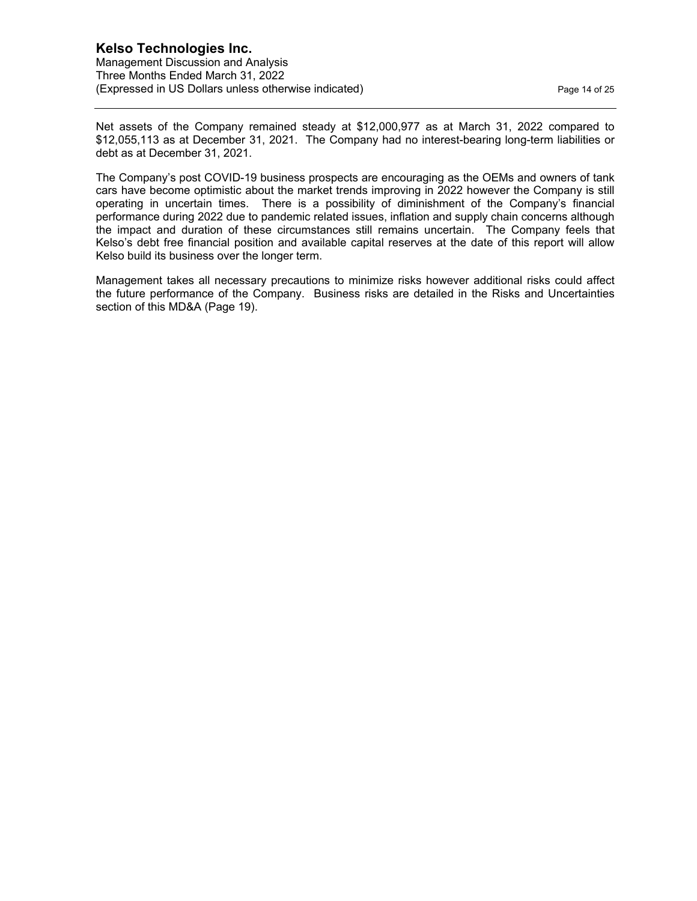Net assets of the Company remained steady at $12,000,977 as at March 31, 2022 compared to $12,055,113 as at December 31, 2021. The Company had no interest-bearing long-term liabilities or debt as at December 31, 2021.

The Company's post COVID-19 business prospects are encouraging as the OEMs and owners of tank cars have become optimistic about the market trends improving in 2022 however the Company is still operating in uncertain times. There is a possibility of diminishment of the Company's financial performance during 2022 due to pandemic related issues, inflation and supply chain concerns although the impact and duration of these circumstances still remains uncertain. The Company feels that Kelso's debt free financial position and available capital reserves at the date of this report will allow Kelso build its business over the longer term.

Management takes all necessary precautions to minimize risks however additional risks could affect the future performance of the Company. Business risks are detailed in the Risks and Uncertainties section of this MD&A (Page 19).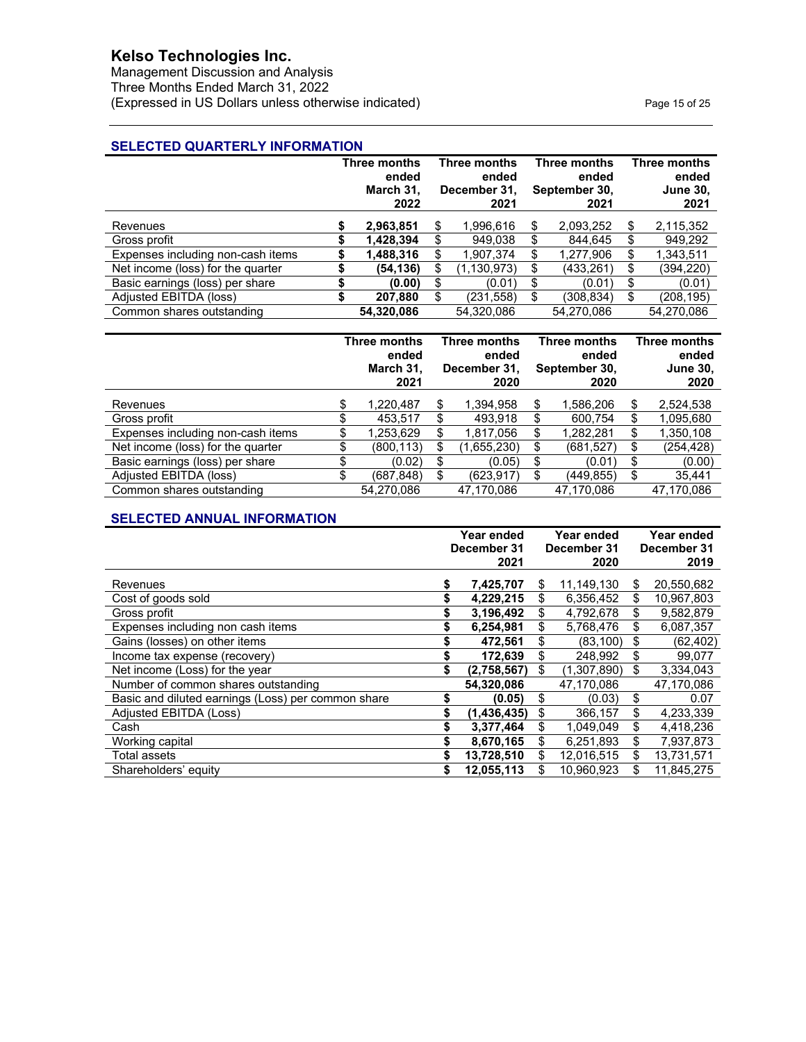## SELECTED QUARTERLY INFORMATION

| | Three months ended March 31, 2022 | Three months ended December 31, 2021 | Three months ended September 30, 2021 | Three months ended June 30, 2021 |
|---|---|---|---|---|
| Revenues | **$ 2,963,851** | $ 1,996,616 | $ 2,093,252 | $ 2,115,352 |
| Gross profit | **$ 1,428,394** | $ 949,038 | $ 844,645 | $ 949,292 |
| Expenses including non-cash items | **$ 1,488,316** | $ 1,907,374 | $ 1,277,906 | $ 1,343,511 |
| Net income (loss) for the quarter | **$ (54,136)** | $ (1,130,973) | $ (433,261) | $ (394,220) |
| Basic earnings (loss) per share | **$ (0.00)** | $ (0.01) | $ (0.01) | $ (0.01) |
| Adjusted EBITDA (loss) | **$ 207,880** | $ (231,558) | $ (308,834) | $ (208,195) |
| Common shares outstanding | **54,320,086** | 54,320,086 | 54,270,086 | 54,270,086 |

| | Three months ended March 31, 2021 | Three months ended December 31, 2020 | Three months ended September 30, 2020 | Three months ended June 30, 2020 |
|---|---|---|---|---|
| Revenues | $ 1,220,487 | $ 1,394,958 | $ 1,586,206 | $ 2,524,538 |
| Gross profit | $ 453,517 | $ 493,918 | $ 600,754 | $ 1,095,680 |
| Expenses including non-cash items | $ 1,253,629 | $ 1,817,056 | $ 1,282,281 | $ 1,350,108 |
| Net income (loss) for the quarter | $ (800,113) | $ (1,655,230) | $ (681,527) | $ (254,428) |
| Basic earnings (loss) per share | $ (0.02) | $ (0.05) | $ (0.01) | $ (0.00) |
| Adjusted EBITDA (loss) | $ (687,848) | $ (623,917) | $ (449,855) | $ 35,441 |
| Common shares outstanding | 54,270,086 | 47,170,086 | 47,170,086 | 47,170,086 |

## SELECTED ANNUAL INFORMATION

| | Year ended December 31 2021 | Year ended December 31 2020 | Year ended December 31 2019 |
|---|---|---|---|
| Revenues | **$ 7,425,707** | $ 11,149,130 | $ 20,550,682 |
| Cost of goods sold | **$ 4,229,215** | $ 6,356,452 | $ 10,967,803 |
| Gross profit | **$ 3,196,492** | $ 4,792,678 | $ 9,582,879 |
| Expenses including non cash items | **$ 6,254,981** | $ 5,768,476 | $ 6,087,357 |
| Gains (losses) on other items | **$ 472,561** | $ (83,100) | $ (62,402) |
| Income tax expense (recovery) | **$ 172,639** | $ 248,992 | $ 99,077 |
| Net income (Loss) for the year | **$ (2,758,567)** | $ (1,307,890) | $ 3,334,043 |
| Number of common shares outstanding | **54,320,086** | 47,170,086 | 47,170,086 |
| Basic and diluted earnings (Loss) per common share | **$ (0.05)** | $ (0.03) | $ 0.07 |
| Adjusted EBITDA (Loss) | **$ (1,436,435)** | $ 366,157 | $ 4,233,339 |
| Cash | **$ 3,377,464** | $ 1,049,049 | $ 4,418,236 |
| Working capital | **$ 8,670,165** | $ 6,251,893 | $ 7,937,873 |
| Total assets | **$ 13,728,510** | $ 12,016,515 | $ 13,731,571 |
| Shareholders' equity | **$ 12,055,113** | $ 10,960,923 | $ 11,845,275 |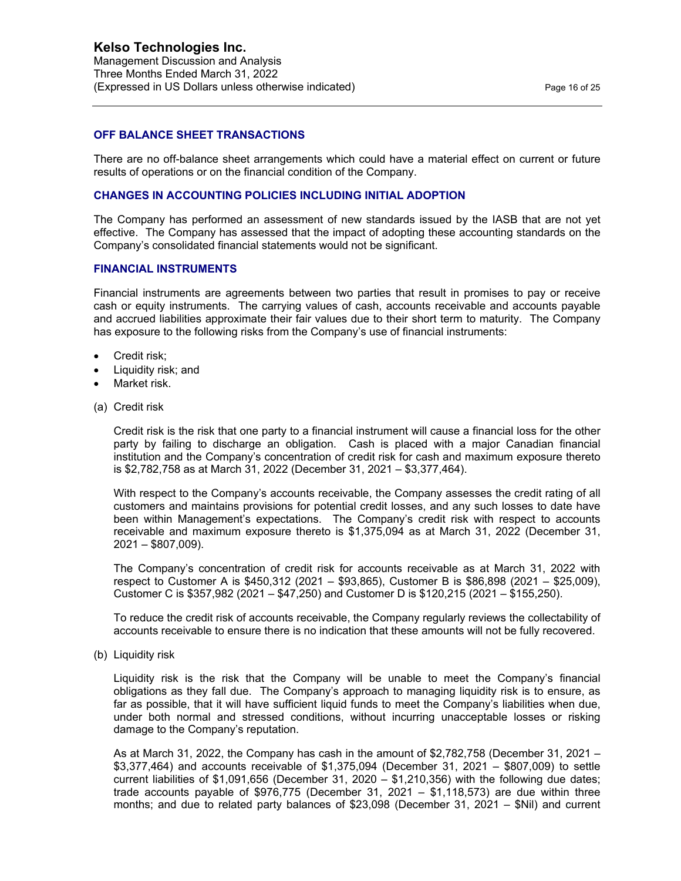## OFF BALANCE SHEET TRANSACTIONS

There are no off-balance sheet arrangements which could have a material effect on current or future results of operations or on the financial condition of the Company.

## CHANGES IN ACCOUNTING POLICIES INCLUDING INITIAL ADOPTION

The Company has performed an assessment of new standards issued by the IASB that are not yet effective. The Company has assessed that the impact of adopting these accounting standards on the Company's consolidated financial statements would not be significant.

## FINANCIAL INSTRUMENTS

Financial instruments are agreements between two parties that result in promises to pay or receive cash or equity instruments. The carrying values of cash, accounts receivable and accounts payable and accrued liabilities approximate their fair values due to their short term to maturity. The Company has exposure to the following risks from the Company's use of financial instruments:

- Credit risk;
- Liquidity risk; and
- Market risk.

(a) Credit risk

Credit risk is the risk that one party to a financial instrument will cause a financial loss for the other party by failing to discharge an obligation. Cash is placed with a major Canadian financial institution and the Company's concentration of credit risk for cash and maximum exposure thereto is $2,782,758 as at March 31, 2022 (December 31, 2021 – $3,377,464).

With respect to the Company's accounts receivable, the Company assesses the credit rating of all customers and maintains provisions for potential credit losses, and any such losses to date have been within Management's expectations. The Company's credit risk with respect to accounts receivable and maximum exposure thereto is $1,375,094 as at March 31, 2022 (December 31, 2021 – $807,009).

The Company's concentration of credit risk for accounts receivable as at March 31, 2022 with respect to Customer A is $450,312 (2021 – $93,865), Customer B is $86,898 (2021 – $25,009), Customer C is $357,982 (2021 – $47,250) and Customer D is $120,215 (2021 – $155,250).

To reduce the credit risk of accounts receivable, the Company regularly reviews the collectability of accounts receivable to ensure there is no indication that these amounts will not be fully recovered.

(b) Liquidity risk

Liquidity risk is the risk that the Company will be unable to meet the Company's financial obligations as they fall due. The Company's approach to managing liquidity risk is to ensure, as far as possible, that it will have sufficient liquid funds to meet the Company's liabilities when due, under both normal and stressed conditions, without incurring unacceptable losses or risking damage to the Company's reputation.

As at March 31, 2022, the Company has cash in the amount of $2,782,758 (December 31, 2021 – $3,377,464) and accounts receivable of $1,375,094 (December 31, 2021 – $807,009) to settle current liabilities of $1,091,656 (December 31, 2020 – $1,210,356) with the following due dates; trade accounts payable of $976,775 (December 31, 2021 – $1,118,573) are due within three months; and due to related party balances of $23,098 (December 31, 2021 – $Nil) and current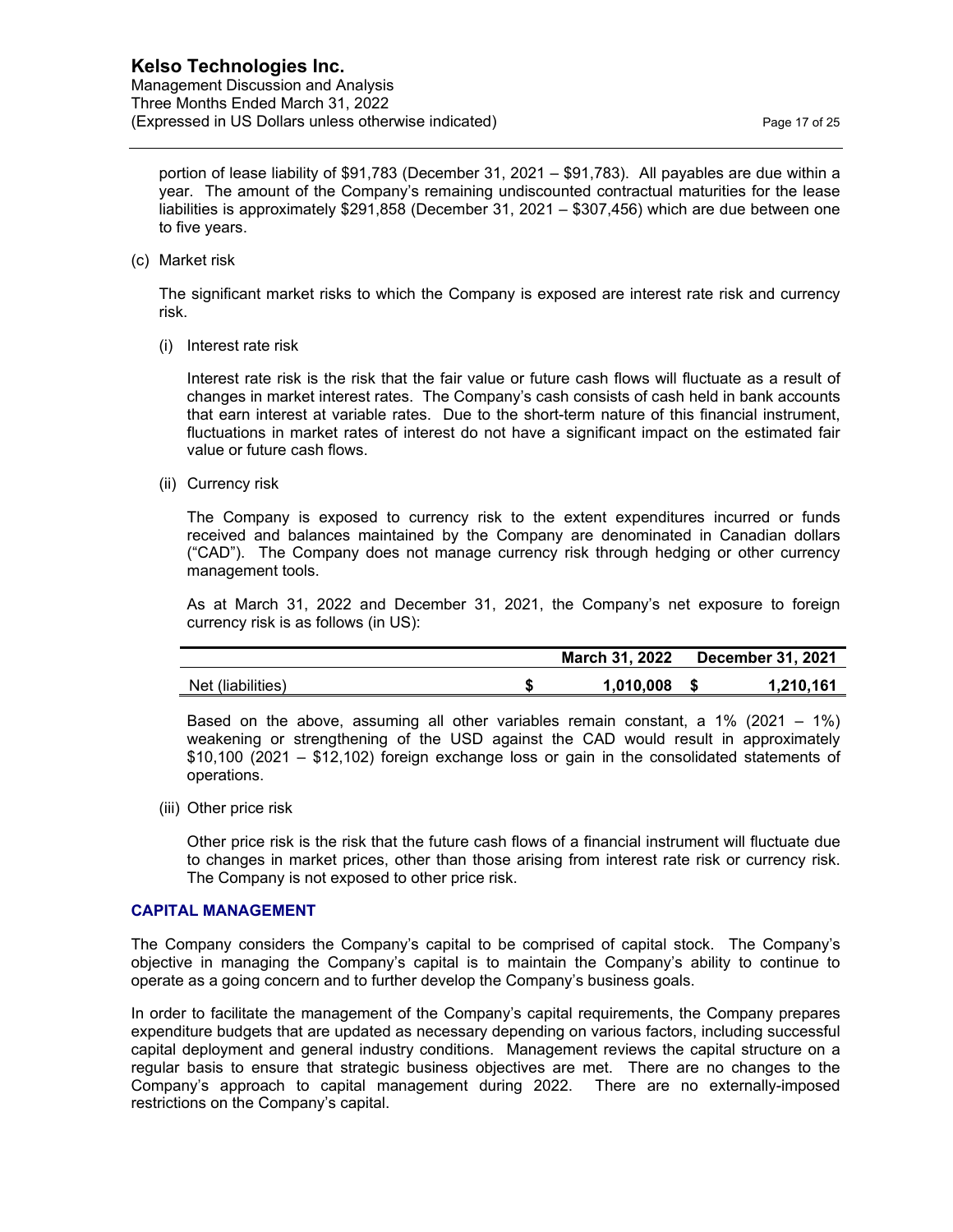portion of lease liability of $91,783 (December 31, 2021 – $91,783). All payables are due within a year. The amount of the Company's remaining undiscounted contractual maturities for the lease liabilities is approximately $291,858 (December 31, 2021 – $307,456) which are due between one to five years.

(c) Market risk

The significant market risks to which the Company is exposed are interest rate risk and currency risk.

(i) Interest rate risk

Interest rate risk is the risk that the fair value or future cash flows will fluctuate as a result of changes in market interest rates. The Company's cash consists of cash held in bank accounts that earn interest at variable rates. Due to the short-term nature of this financial instrument, fluctuations in market rates of interest do not have a significant impact on the estimated fair value or future cash flows.

(ii) Currency risk

The Company is exposed to currency risk to the extent expenditures incurred or funds received and balances maintained by the Company are denominated in Canadian dollars ("CAD"). The Company does not manage currency risk through hedging or other currency management tools.

As at March 31, 2022 and December 31, 2021, the Company's net exposure to foreign currency risk is as follows (in US):

| | March 31, 2022 | December 31, 2021 |
|---|---|---|
| Net (liabilities) | $ 1,010,008 | $ 1,210,161 |

Based on the above, assuming all other variables remain constant, a 1% (2021 – 1%) weakening or strengthening of the USD against the CAD would result in approximately $10,100 (2021 – $12,102) foreign exchange loss or gain in the consolidated statements of operations.

(iii) Other price risk

Other price risk is the risk that the future cash flows of a financial instrument will fluctuate due to changes in market prices, other than those arising from interest rate risk or currency risk. The Company is not exposed to other price risk.

## CAPITAL MANAGEMENT

The Company considers the Company's capital to be comprised of capital stock. The Company's objective in managing the Company's capital is to maintain the Company's ability to continue to operate as a going concern and to further develop the Company's business goals.

In order to facilitate the management of the Company's capital requirements, the Company prepares expenditure budgets that are updated as necessary depending on various factors, including successful capital deployment and general industry conditions. Management reviews the capital structure on a regular basis to ensure that strategic business objectives are met. There are no changes to the Company's approach to capital management during 2022. There are no externally-imposed restrictions on the Company's capital.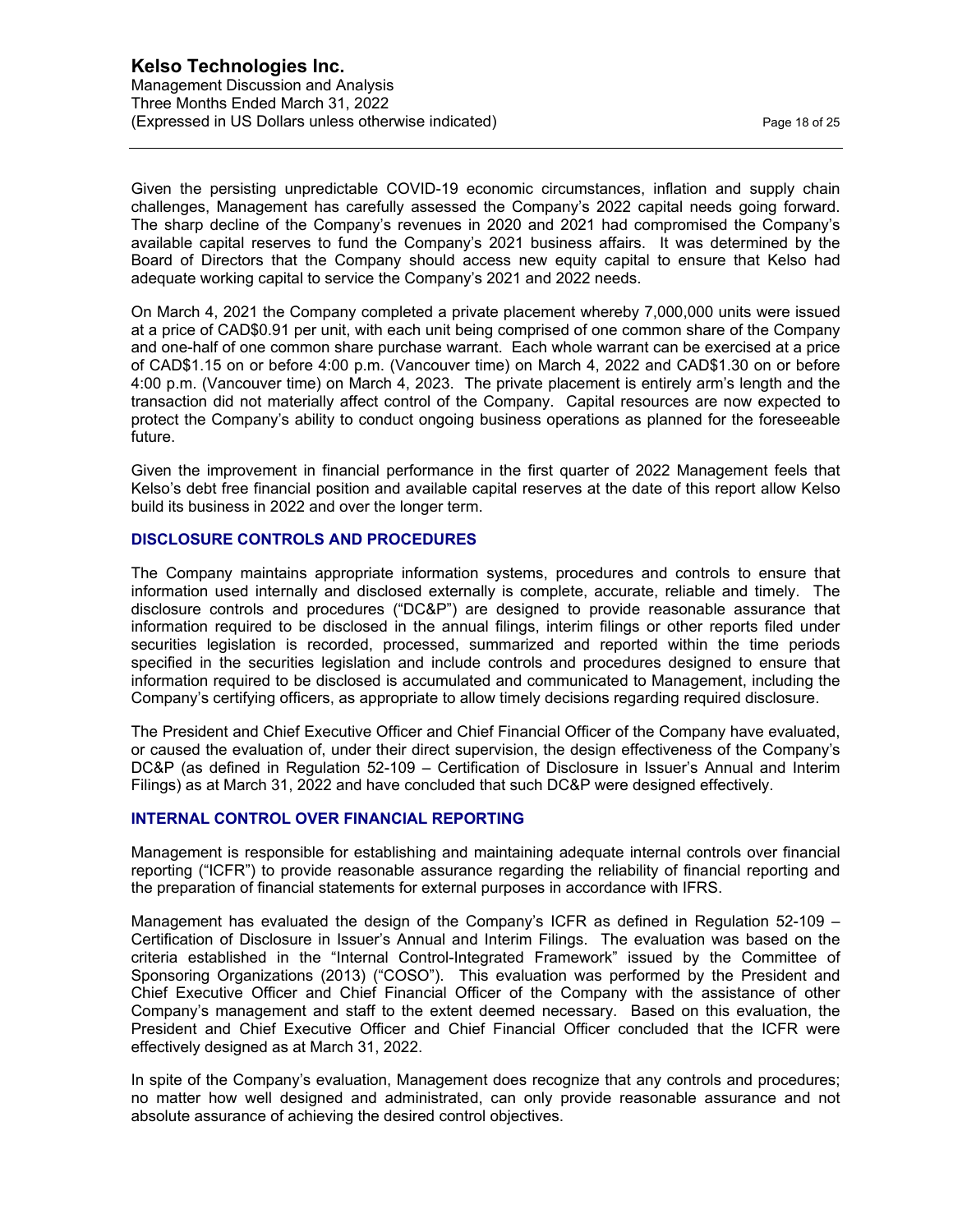Given the persisting unpredictable COVID-19 economic circumstances, inflation and supply chain challenges, Management has carefully assessed the Company's 2022 capital needs going forward. The sharp decline of the Company's revenues in 2020 and 2021 had compromised the Company's available capital reserves to fund the Company's 2021 business affairs. It was determined by the Board of Directors that the Company should access new equity capital to ensure that Kelso had adequate working capital to service the Company's 2021 and 2022 needs.

On March 4, 2021 the Company completed a private placement whereby 7,000,000 units were issued at a price of CAD$0.91 per unit, with each unit being comprised of one common share of the Company and one-half of one common share purchase warrant. Each whole warrant can be exercised at a price of CAD$1.15 on or before 4:00 p.m. (Vancouver time) on March 4, 2022 and CAD$1.30 on or before 4:00 p.m. (Vancouver time) on March 4, 2023. The private placement is entirely arm's length and the transaction did not materially affect control of the Company. Capital resources are now expected to protect the Company's ability to conduct ongoing business operations as planned for the foreseeable future.

Given the improvement in financial performance in the first quarter of 2022 Management feels that Kelso's debt free financial position and available capital reserves at the date of this report allow Kelso build its business in 2022 and over the longer term.

## DISCLOSURE CONTROLS AND PROCEDURES

The Company maintains appropriate information systems, procedures and controls to ensure that information used internally and disclosed externally is complete, accurate, reliable and timely. The disclosure controls and procedures ("DC&P") are designed to provide reasonable assurance that information required to be disclosed in the annual filings, interim filings or other reports filed under securities legislation is recorded, processed, summarized and reported within the time periods specified in the securities legislation and include controls and procedures designed to ensure that information required to be disclosed is accumulated and communicated to Management, including the Company's certifying officers, as appropriate to allow timely decisions regarding required disclosure.

The President and Chief Executive Officer and Chief Financial Officer of the Company have evaluated, or caused the evaluation of, under their direct supervision, the design effectiveness of the Company's DC&P (as defined in Regulation 52-109 – Certification of Disclosure in Issuer's Annual and Interim Filings) as at March 31, 2022 and have concluded that such DC&P were designed effectively.

## INTERNAL CONTROL OVER FINANCIAL REPORTING

Management is responsible for establishing and maintaining adequate internal controls over financial reporting ("ICFR") to provide reasonable assurance regarding the reliability of financial reporting and the preparation of financial statements for external purposes in accordance with IFRS.

Management has evaluated the design of the Company's ICFR as defined in Regulation 52-109 – Certification of Disclosure in Issuer's Annual and Interim Filings. The evaluation was based on the criteria established in the "Internal Control-Integrated Framework" issued by the Committee of Sponsoring Organizations (2013) ("COSO"). This evaluation was performed by the President and Chief Executive Officer and Chief Financial Officer of the Company with the assistance of other Company's management and staff to the extent deemed necessary. Based on this evaluation, the President and Chief Executive Officer and Chief Financial Officer concluded that the ICFR were effectively designed as at March 31, 2022.

In spite of the Company's evaluation, Management does recognize that any controls and procedures; no matter how well designed and administrated, can only provide reasonable assurance and not absolute assurance of achieving the desired control objectives.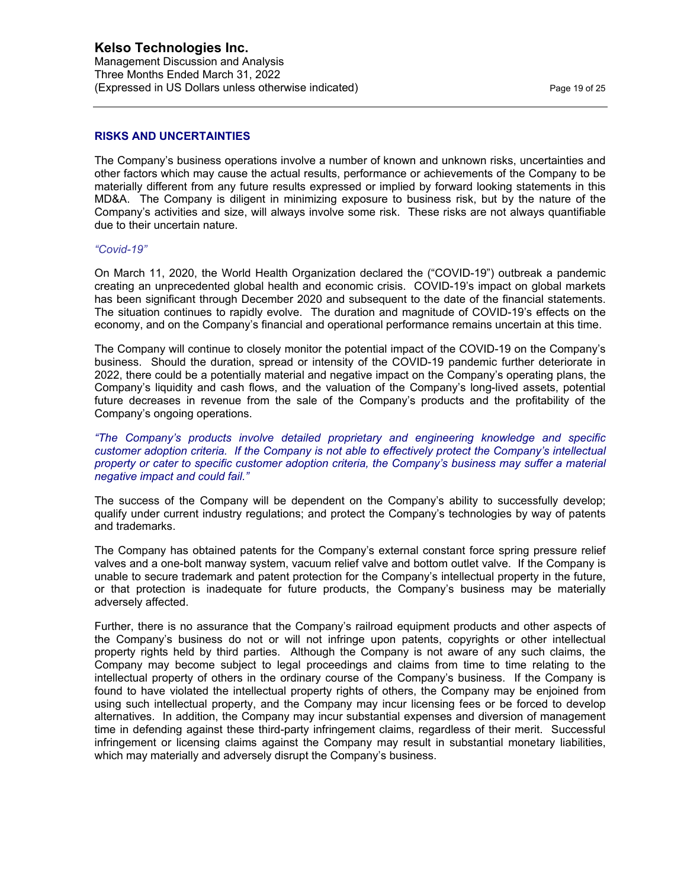## RISKS AND UNCERTAINTIES

The Company's business operations involve a number of known and unknown risks, uncertainties and other factors which may cause the actual results, performance or achievements of the Company to be materially different from any future results expressed or implied by forward looking statements in this MD&A. The Company is diligent in minimizing exposure to business risk, but by the nature of the Company's activities and size, will always involve some risk. These risks are not always quantifiable due to their uncertain nature.

*"Covid-19"*

On March 11, 2020, the World Health Organization declared the ("COVID-19") outbreak a pandemic creating an unprecedented global health and economic crisis. COVID-19's impact on global markets has been significant through December 2020 and subsequent to the date of the financial statements. The situation continues to rapidly evolve. The duration and magnitude of COVID-19's effects on the economy, and on the Company's financial and operational performance remains uncertain at this time.

The Company will continue to closely monitor the potential impact of the COVID-19 on the Company's business. Should the duration, spread or intensity of the COVID-19 pandemic further deteriorate in 2022, there could be a potentially material and negative impact on the Company's operating plans, the Company's liquidity and cash flows, and the valuation of the Company's long-lived assets, potential future decreases in revenue from the sale of the Company's products and the profitability of the Company's ongoing operations.

*"The Company's products involve detailed proprietary and engineering knowledge and specific customer adoption criteria. If the Company is not able to effectively protect the Company's intellectual property or cater to specific customer adoption criteria, the Company's business may suffer a material negative impact and could fail."*

The success of the Company will be dependent on the Company's ability to successfully develop; qualify under current industry regulations; and protect the Company's technologies by way of patents and trademarks.

The Company has obtained patents for the Company's external constant force spring pressure relief valves and a one-bolt manway system, vacuum relief valve and bottom outlet valve. If the Company is unable to secure trademark and patent protection for the Company's intellectual property in the future, or that protection is inadequate for future products, the Company's business may be materially adversely affected.

Further, there is no assurance that the Company's railroad equipment products and other aspects of the Company's business do not or will not infringe upon patents, copyrights or other intellectual property rights held by third parties. Although the Company is not aware of any such claims, the Company may become subject to legal proceedings and claims from time to time relating to the intellectual property of others in the ordinary course of the Company's business. If the Company is found to have violated the intellectual property rights of others, the Company may be enjoined from using such intellectual property, and the Company may incur licensing fees or be forced to develop alternatives. In addition, the Company may incur substantial expenses and diversion of management time in defending against these third-party infringement claims, regardless of their merit. Successful infringement or licensing claims against the Company may result in substantial monetary liabilities, which may materially and adversely disrupt the Company's business.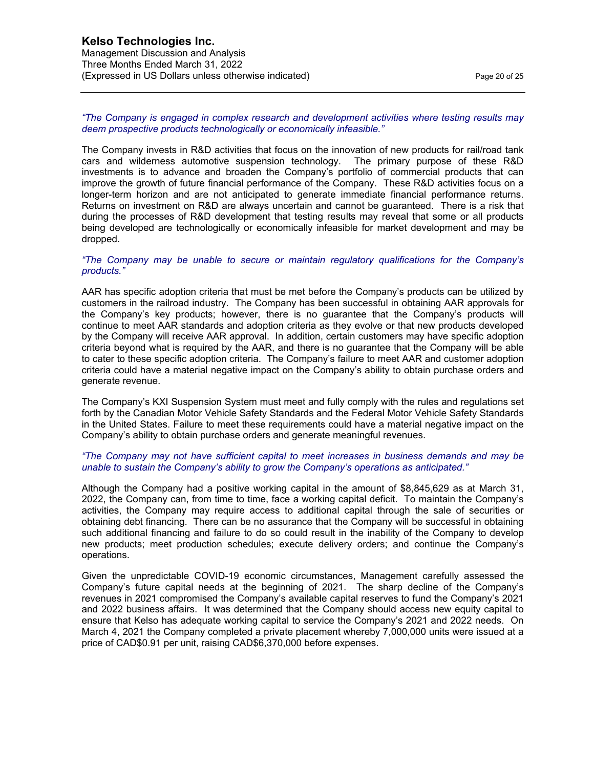*"The Company is engaged in complex research and development activities where testing results may deem prospective products technologically or economically infeasible."*

The Company invests in R&D activities that focus on the innovation of new products for rail/road tank cars and wilderness automotive suspension technology. The primary purpose of these R&D investments is to advance and broaden the Company's portfolio of commercial products that can improve the growth of future financial performance of the Company. These R&D activities focus on a longer-term horizon and are not anticipated to generate immediate financial performance returns. Returns on investment on R&D are always uncertain and cannot be guaranteed. There is a risk that during the processes of R&D development that testing results may reveal that some or all products being developed are technologically or economically infeasible for market development and may be dropped.

*"The Company may be unable to secure or maintain regulatory qualifications for the Company's products."*

AAR has specific adoption criteria that must be met before the Company's products can be utilized by customers in the railroad industry. The Company has been successful in obtaining AAR approvals for the Company's key products; however, there is no guarantee that the Company's products will continue to meet AAR standards and adoption criteria as they evolve or that new products developed by the Company will receive AAR approval. In addition, certain customers may have specific adoption criteria beyond what is required by the AAR, and there is no guarantee that the Company will be able to cater to these specific adoption criteria. The Company's failure to meet AAR and customer adoption criteria could have a material negative impact on the Company's ability to obtain purchase orders and generate revenue.

The Company's KXI Suspension System must meet and fully comply with the rules and regulations set forth by the Canadian Motor Vehicle Safety Standards and the Federal Motor Vehicle Safety Standards in the United States. Failure to meet these requirements could have a material negative impact on the Company's ability to obtain purchase orders and generate meaningful revenues.

*"The Company may not have sufficient capital to meet increases in business demands and may be unable to sustain the Company's ability to grow the Company's operations as anticipated."*

Although the Company had a positive working capital in the amount of $8,845,629 as at March 31, 2022, the Company can, from time to time, face a working capital deficit. To maintain the Company's activities, the Company may require access to additional capital through the sale of securities or obtaining debt financing. There can be no assurance that the Company will be successful in obtaining such additional financing and failure to do so could result in the inability of the Company to develop new products; meet production schedules; execute delivery orders; and continue the Company's operations.

Given the unpredictable COVID-19 economic circumstances, Management carefully assessed the Company's future capital needs at the beginning of 2021. The sharp decline of the Company's revenues in 2021 compromised the Company's available capital reserves to fund the Company's 2021 and 2022 business affairs. It was determined that the Company should access new equity capital to ensure that Kelso has adequate working capital to service the Company's 2021 and 2022 needs. On March 4, 2021 the Company completed a private placement whereby 7,000,000 units were issued at a price of CAD$0.91 per unit, raising CAD$6,370,000 before expenses.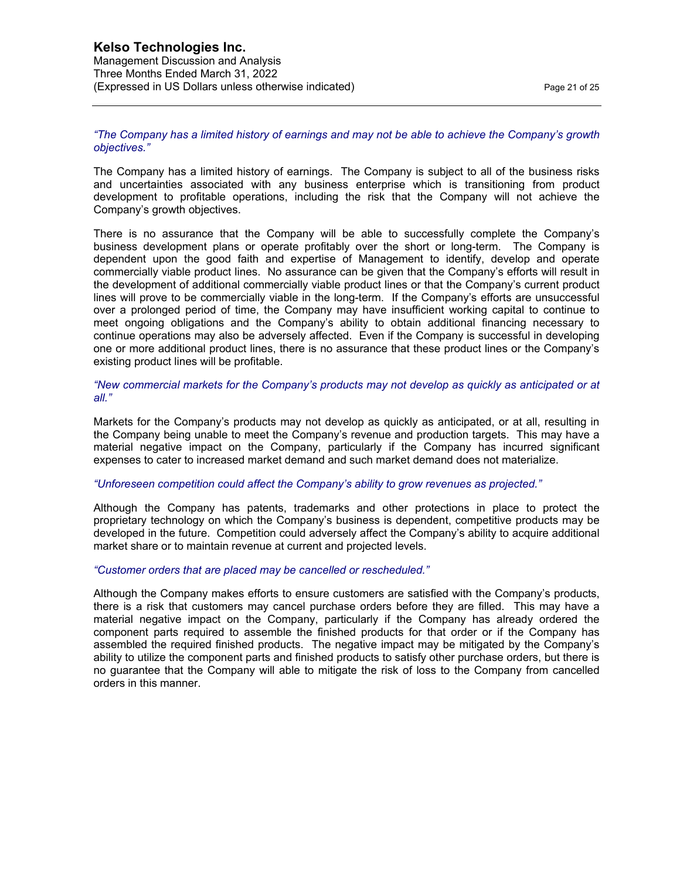*“The Company has a limited history of earnings and may not be able to achieve the Company’s growth objectives.”*

The Company has a limited history of earnings. The Company is subject to all of the business risks and uncertainties associated with any business enterprise which is transitioning from product development to profitable operations, including the risk that the Company will not achieve the Company’s growth objectives.

There is no assurance that the Company will be able to successfully complete the Company’s business development plans or operate profitably over the short or long-term. The Company is dependent upon the good faith and expertise of Management to identify, develop and operate commercially viable product lines. No assurance can be given that the Company’s efforts will result in the development of additional commercially viable product lines or that the Company’s current product lines will prove to be commercially viable in the long-term. If the Company’s efforts are unsuccessful over a prolonged period of time, the Company may have insufficient working capital to continue to meet ongoing obligations and the Company’s ability to obtain additional financing necessary to continue operations may also be adversely affected. Even if the Company is successful in developing one or more additional product lines, there is no assurance that these product lines or the Company’s existing product lines will be profitable.

*“New commercial markets for the Company’s products may not develop as quickly as anticipated or at all.”*

Markets for the Company’s products may not develop as quickly as anticipated, or at all, resulting in the Company being unable to meet the Company’s revenue and production targets. This may have a material negative impact on the Company, particularly if the Company has incurred significant expenses to cater to increased market demand and such market demand does not materialize.

*“Unforeseen competition could affect the Company’s ability to grow revenues as projected.”*

Although the Company has patents, trademarks and other protections in place to protect the proprietary technology on which the Company’s business is dependent, competitive products may be developed in the future. Competition could adversely affect the Company’s ability to acquire additional market share or to maintain revenue at current and projected levels.

*“Customer orders that are placed may be cancelled or rescheduled.”*

Although the Company makes efforts to ensure customers are satisfied with the Company’s products, there is a risk that customers may cancel purchase orders before they are filled. This may have a material negative impact on the Company, particularly if the Company has already ordered the component parts required to assemble the finished products for that order or if the Company has assembled the required finished products. The negative impact may be mitigated by the Company’s ability to utilize the component parts and finished products to satisfy other purchase orders, but there is no guarantee that the Company will able to mitigate the risk of loss to the Company from cancelled orders in this manner.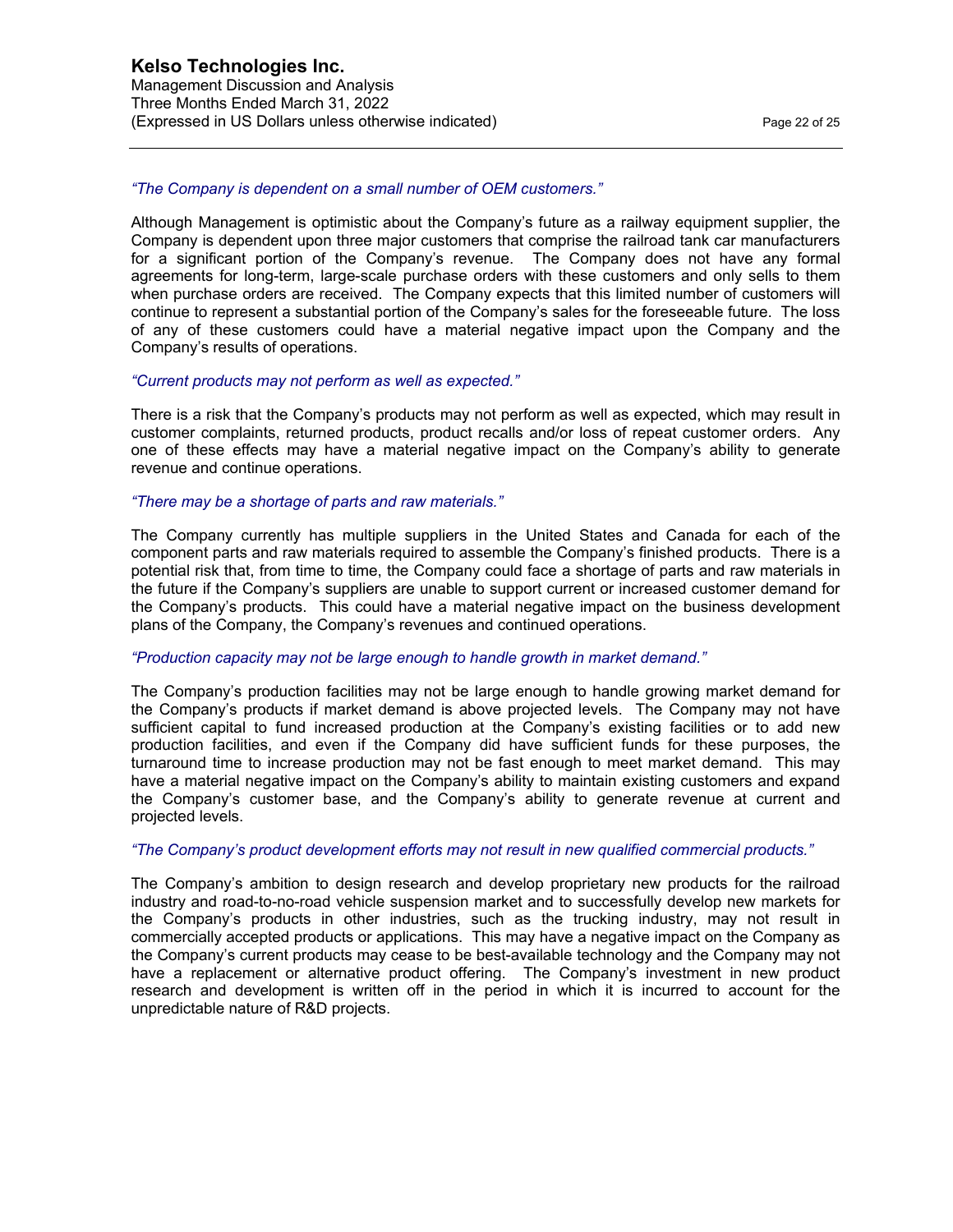*“The Company is dependent on a small number of OEM customers.”*

Although Management is optimistic about the Company’s future as a railway equipment supplier, the Company is dependent upon three major customers that comprise the railroad tank car manufacturers for a significant portion of the Company’s revenue. The Company does not have any formal agreements for long-term, large-scale purchase orders with these customers and only sells to them when purchase orders are received. The Company expects that this limited number of customers will continue to represent a substantial portion of the Company’s sales for the foreseeable future. The loss of any of these customers could have a material negative impact upon the Company and the Company’s results of operations.

*“Current products may not perform as well as expected.”*

There is a risk that the Company’s products may not perform as well as expected, which may result in customer complaints, returned products, product recalls and/or loss of repeat customer orders. Any one of these effects may have a material negative impact on the Company’s ability to generate revenue and continue operations.

*“There may be a shortage of parts and raw materials.”*

The Company currently has multiple suppliers in the United States and Canada for each of the component parts and raw materials required to assemble the Company’s finished products. There is a potential risk that, from time to time, the Company could face a shortage of parts and raw materials in the future if the Company’s suppliers are unable to support current or increased customer demand for the Company’s products. This could have a material negative impact on the business development plans of the Company, the Company’s revenues and continued operations.

*“Production capacity may not be large enough to handle growth in market demand.”*

The Company’s production facilities may not be large enough to handle growing market demand for the Company’s products if market demand is above projected levels. The Company may not have sufficient capital to fund increased production at the Company’s existing facilities or to add new production facilities, and even if the Company did have sufficient funds for these purposes, the turnaround time to increase production may not be fast enough to meet market demand. This may have a material negative impact on the Company’s ability to maintain existing customers and expand the Company’s customer base, and the Company’s ability to generate revenue at current and projected levels.

*“The Company’s product development efforts may not result in new qualified commercial products.”*

The Company’s ambition to design research and develop proprietary new products for the railroad industry and road-to-no-road vehicle suspension market and to successfully develop new markets for the Company’s products in other industries, such as the trucking industry, may not result in commercially accepted products or applications. This may have a negative impact on the Company as the Company’s current products may cease to be best-available technology and the Company may not have a replacement or alternative product offering. The Company’s investment in new product research and development is written off in the period in which it is incurred to account for the unpredictable nature of R&D projects.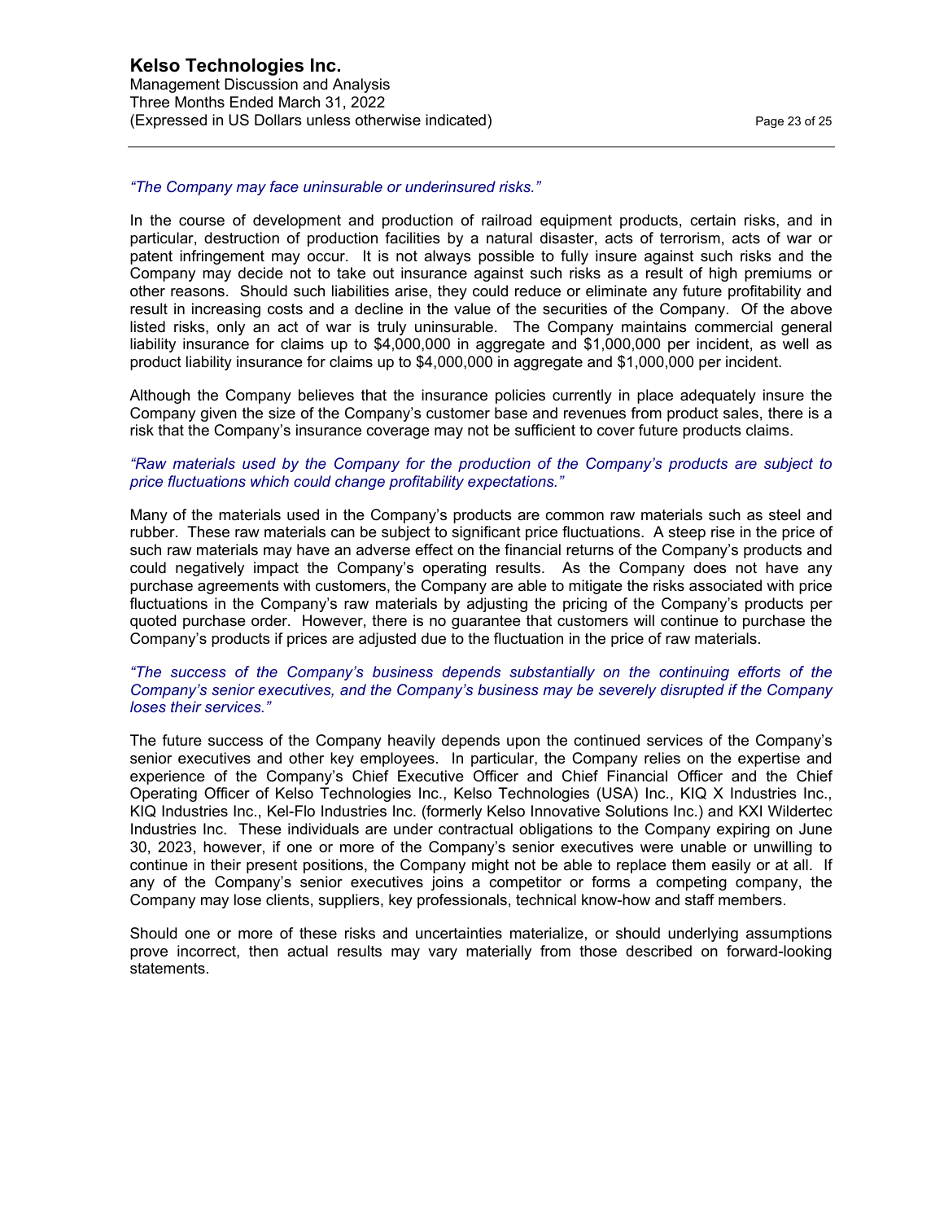*“The Company may face uninsurable or underinsured risks.”*

In the course of development and production of railroad equipment products, certain risks, and in particular, destruction of production facilities by a natural disaster, acts of terrorism, acts of war or patent infringement may occur. It is not always possible to fully insure against such risks and the Company may decide not to take out insurance against such risks as a result of high premiums or other reasons. Should such liabilities arise, they could reduce or eliminate any future profitability and result in increasing costs and a decline in the value of the securities of the Company. Of the above listed risks, only an act of war is truly uninsurable. The Company maintains commercial general liability insurance for claims up to $4,000,000 in aggregate and $1,000,000 per incident, as well as product liability insurance for claims up to $4,000,000 in aggregate and $1,000,000 per incident.

Although the Company believes that the insurance policies currently in place adequately insure the Company given the size of the Company’s customer base and revenues from product sales, there is a risk that the Company’s insurance coverage may not be sufficient to cover future products claims.

*“Raw materials used by the Company for the production of the Company’s products are subject to price fluctuations which could change profitability expectations.”*

Many of the materials used in the Company’s products are common raw materials such as steel and rubber. These raw materials can be subject to significant price fluctuations. A steep rise in the price of such raw materials may have an adverse effect on the financial returns of the Company’s products and could negatively impact the Company’s operating results. As the Company does not have any purchase agreements with customers, the Company are able to mitigate the risks associated with price fluctuations in the Company’s raw materials by adjusting the pricing of the Company’s products per quoted purchase order. However, there is no guarantee that customers will continue to purchase the Company’s products if prices are adjusted due to the fluctuation in the price of raw materials.

*“The success of the Company’s business depends substantially on the continuing efforts of the Company’s senior executives, and the Company’s business may be severely disrupted if the Company loses their services.”*

The future success of the Company heavily depends upon the continued services of the Company’s senior executives and other key employees. In particular, the Company relies on the expertise and experience of the Company’s Chief Executive Officer and Chief Financial Officer and the Chief Operating Officer of Kelso Technologies Inc., Kelso Technologies (USA) Inc., KIQ X Industries Inc., KIQ Industries Inc., Kel-Flo Industries Inc. (formerly Kelso Innovative Solutions Inc.) and KXI Wildertec Industries Inc. These individuals are under contractual obligations to the Company expiring on June 30, 2023, however, if one or more of the Company’s senior executives were unable or unwilling to continue in their present positions, the Company might not be able to replace them easily or at all. If any of the Company’s senior executives joins a competitor or forms a competing company, the Company may lose clients, suppliers, key professionals, technical know-how and staff members.

Should one or more of these risks and uncertainties materialize, or should underlying assumptions prove incorrect, then actual results may vary materially from those described on forward-looking statements.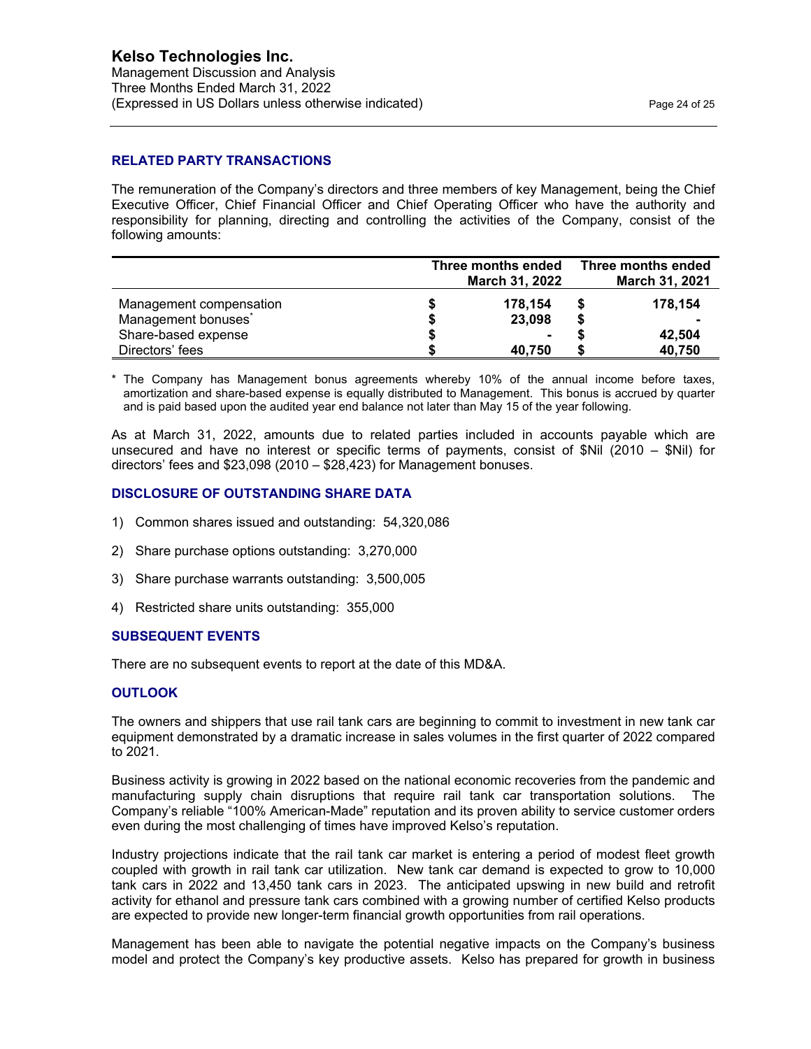## RELATED PARTY TRANSACTIONS

The remuneration of the Company's directors and three members of key Management, being the Chief Executive Officer, Chief Financial Officer and Chief Operating Officer who have the authority and responsibility for planning, directing and controlling the activities of the Company, consist of the following amounts:

| | Three months ended March 31, 2022 | Three months ended March 31, 2021 |
|---|---|---|
| Management compensation | $ 178,154 | $ 178,154 |
| Management bonuses* | $ 23,098 | $ - |
| Share-based expense | $ - | $ 42,504 |
| Directors' fees | $ 40,750 | $ 40,750 |

\* The Company has Management bonus agreements whereby 10% of the annual income before taxes, amortization and share-based expense is equally distributed to Management. This bonus is accrued by quarter and is paid based upon the audited year end balance not later than May 15 of the year following.

As at March 31, 2022, amounts due to related parties included in accounts payable which are unsecured and have no interest or specific terms of payments, consist of $Nil (2010 – $Nil) for directors' fees and $23,098 (2010 – $28,423) for Management bonuses.

## DISCLOSURE OF OUTSTANDING SHARE DATA

1) Common shares issued and outstanding: 54,320,086
2) Share purchase options outstanding: 3,270,000
3) Share purchase warrants outstanding: 3,500,005
4) Restricted share units outstanding: 355,000

## SUBSEQUENT EVENTS

There are no subsequent events to report at the date of this MD&A.

## OUTLOOK

The owners and shippers that use rail tank cars are beginning to commit to investment in new tank car equipment demonstrated by a dramatic increase in sales volumes in the first quarter of 2022 compared to 2021.

Business activity is growing in 2022 based on the national economic recoveries from the pandemic and manufacturing supply chain disruptions that require rail tank car transportation solutions. The Company's reliable "100% American-Made" reputation and its proven ability to service customer orders even during the most challenging of times have improved Kelso's reputation.

Industry projections indicate that the rail tank car market is entering a period of modest fleet growth coupled with growth in rail tank car utilization. New tank car demand is expected to grow to 10,000 tank cars in 2022 and 13,450 tank cars in 2023. The anticipated upswing in new build and retrofit activity for ethanol and pressure tank cars combined with a growing number of certified Kelso products are expected to provide new longer-term financial growth opportunities from rail operations.

Management has been able to navigate the potential negative impacts on the Company's business model and protect the Company's key productive assets. Kelso has prepared for growth in business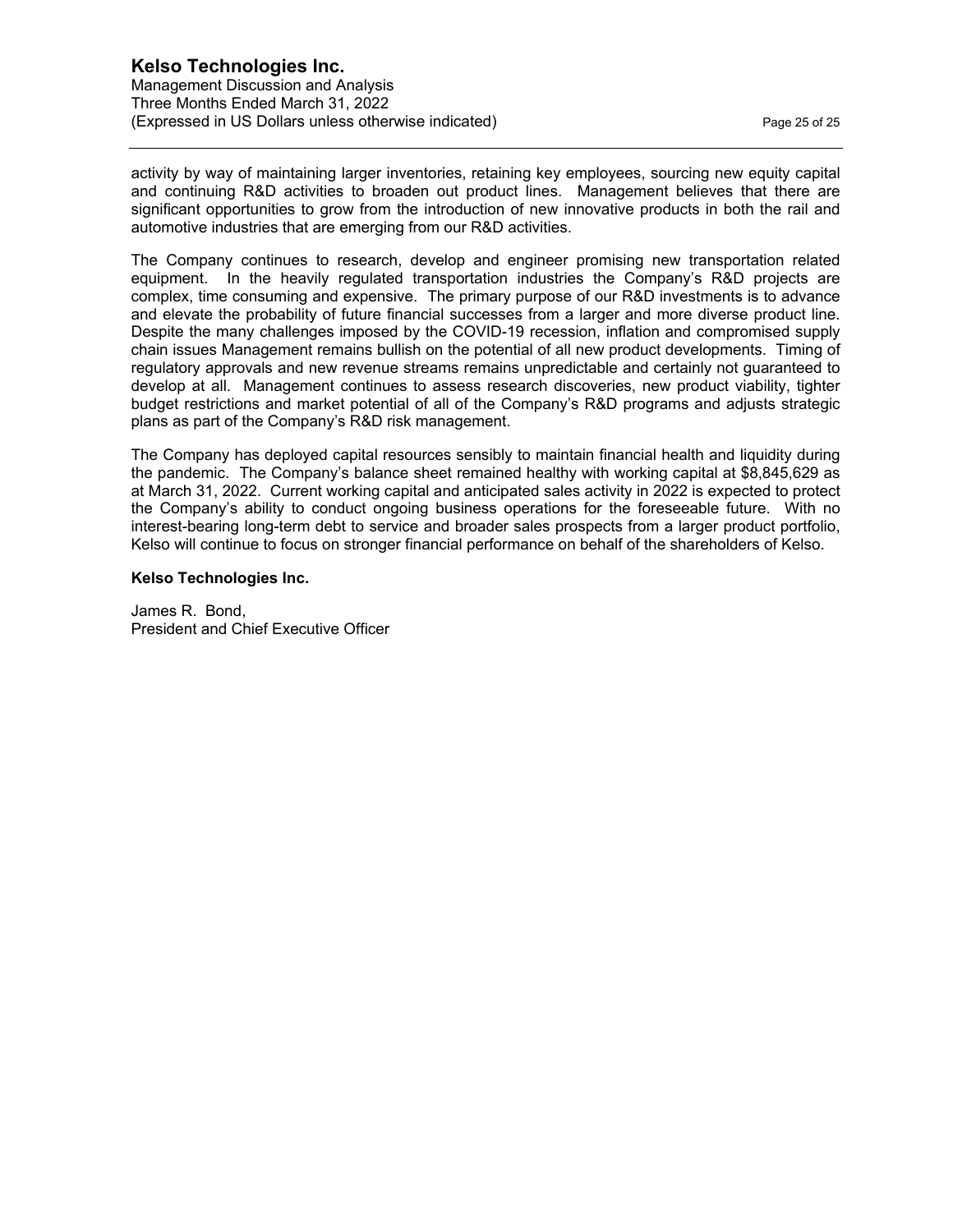activity by way of maintaining larger inventories, retaining key employees, sourcing new equity capital and continuing R&D activities to broaden out product lines. Management believes that there are significant opportunities to grow from the introduction of new innovative products in both the rail and automotive industries that are emerging from our R&D activities.

The Company continues to research, develop and engineer promising new transportation related equipment. In the heavily regulated transportation industries the Company's R&D projects are complex, time consuming and expensive. The primary purpose of our R&D investments is to advance and elevate the probability of future financial successes from a larger and more diverse product line. Despite the many challenges imposed by the COVID-19 recession, inflation and compromised supply chain issues Management remains bullish on the potential of all new product developments. Timing of regulatory approvals and new revenue streams remains unpredictable and certainly not guaranteed to develop at all. Management continues to assess research discoveries, new product viability, tighter budget restrictions and market potential of all of the Company's R&D programs and adjusts strategic plans as part of the Company's R&D risk management.

The Company has deployed capital resources sensibly to maintain financial health and liquidity during the pandemic. The Company's balance sheet remained healthy with working capital at $8,845,629 as at March 31, 2022. Current working capital and anticipated sales activity in 2022 is expected to protect the Company's ability to conduct ongoing business operations for the foreseeable future. With no interest-bearing long-term debt to service and broader sales prospects from a larger product portfolio, Kelso will continue to focus on stronger financial performance on behalf of the shareholders of Kelso.

**Kelso Technologies Inc.**

James R. Bond,
President and Chief Executive Officer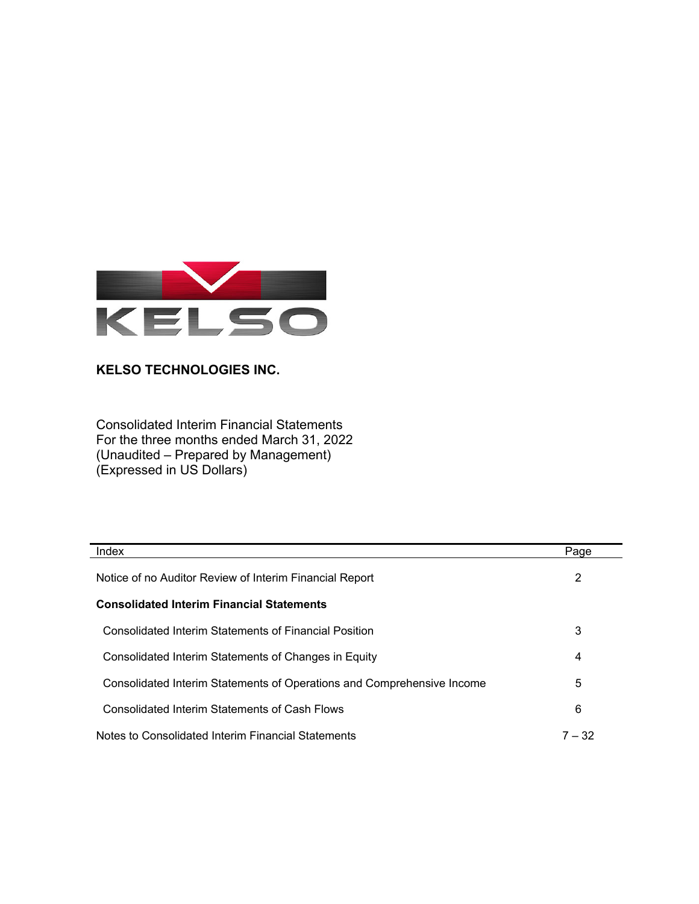**KELSO TECHNOLOGIES INC.**

Consolidated Interim Financial Statements
For the three months ended March 31, 2022
(Unaudited – Prepared by Management)
(Expressed in US Dollars)

| Index | Page |
| --- | --- |
| Notice of no Auditor Review of Interim Financial Report | 2 |
| **Consolidated Interim Financial Statements** | |
| Consolidated Interim Statements of Financial Position | 3 |
| Consolidated Interim Statements of Changes in Equity | 4 |
| Consolidated Interim Statements of Operations and Comprehensive Income | 5 |
| Consolidated Interim Statements of Cash Flows | 6 |
| Notes to Consolidated Interim Financial Statements | 7 – 32 |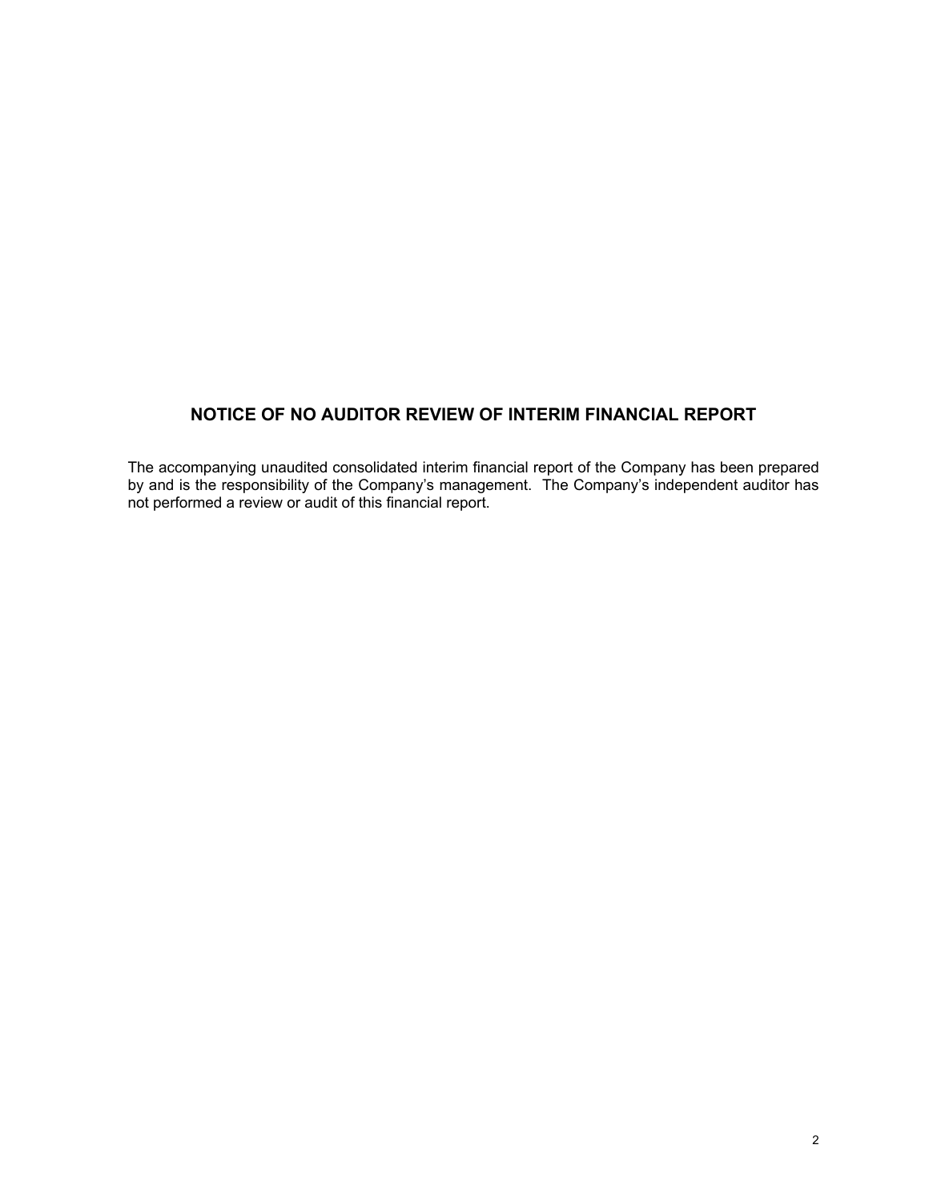## NOTICE OF NO AUDITOR REVIEW OF INTERIM FINANCIAL REPORT

The accompanying unaudited consolidated interim financial report of the Company has been prepared by and is the responsibility of the Company's management. The Company's independent auditor has not performed a review or audit of this financial report.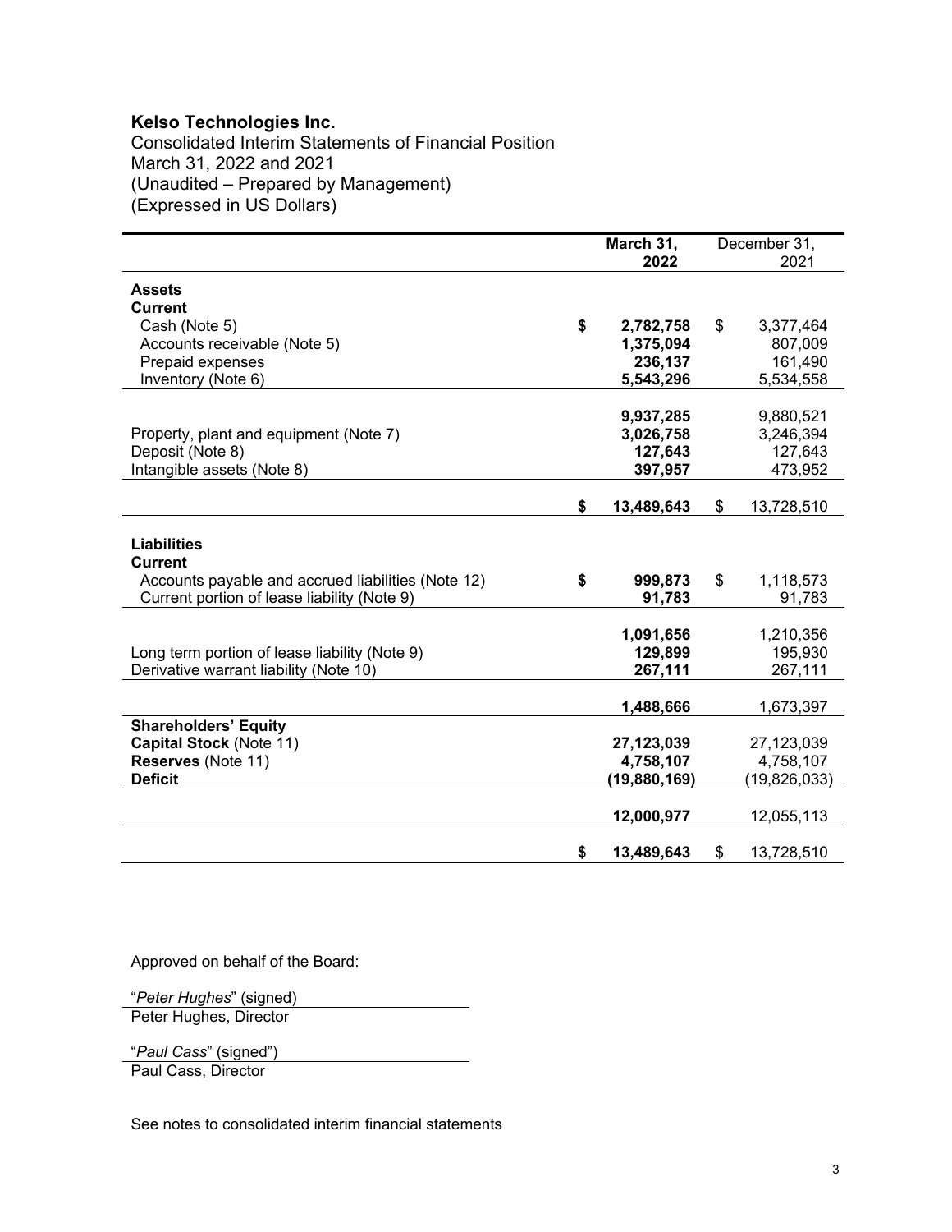**Kelso Technologies Inc.**
Consolidated Interim Statements of Financial Position
March 31, 2022 and 2021
(Unaudited – Prepared by Management)
(Expressed in US Dollars)

| | March 31, 2022 | December 31, 2021 |
|---|---|---|
| **Assets** | | |
| **Current** | | |
| Cash (Note 5) | **$ 2,782,758** | $ 3,377,464 |
| Accounts receivable (Note 5) | **1,375,094** | 807,009 |
| Prepaid expenses | **236,137** | 161,490 |
| Inventory (Note 6) | **5,543,296** | 5,534,558 |
| | **9,937,285** | 9,880,521 |
| Property, plant and equipment (Note 7) | **3,026,758** | 3,246,394 |
| Deposit (Note 8) | **127,643** | 127,643 |
| Intangible assets (Note 8) | **397,957** | 473,952 |
| | **$ 13,489,643** | $ 13,728,510 |
| **Liabilities** | | |
| **Current** | | |
| Accounts payable and accrued liabilities (Note 12) | **$ 999,873** | $ 1,118,573 |
| Current portion of lease liability (Note 9) | **91,783** | 91,783 |
| | **1,091,656** | 1,210,356 |
| Long term portion of lease liability (Note 9) | **129,899** | 195,930 |
| Derivative warrant liability (Note 10) | **267,111** | 267,111 |
| | **1,488,666** | 1,673,397 |
| **Shareholders' Equity** | | |
| **Capital Stock** (Note 11) | **27,123,039** | 27,123,039 |
| **Reserves** (Note 11) | **4,758,107** | 4,758,107 |
| **Deficit** | **(19,880,169)** | (19,826,033) |
| | **12,000,977** | 12,055,113 |
| | **$ 13,489,643** | $ 13,728,510 |

Approved on behalf of the Board:

"*Peter Hughes*" (signed)
Peter Hughes, Director

"*Paul Cass*" (signed")
Paul Cass, Director

See notes to consolidated interim financial statements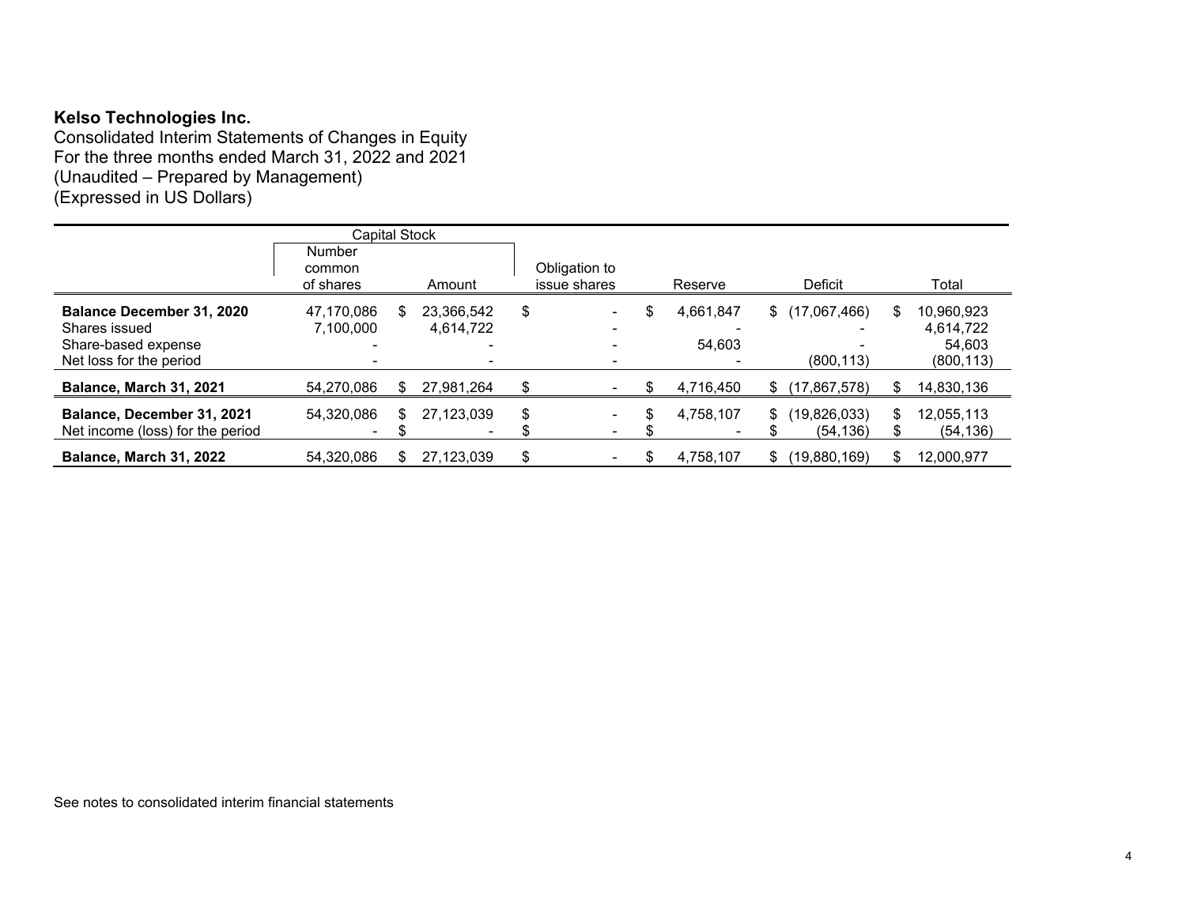**Kelso Technologies Inc.**

Consolidated Interim Statements of Changes in Equity
For the three months ended March 31, 2022 and 2021
(Unaudited – Prepared by Management)
(Expressed in US Dollars)

| | Capital Stock | | | | | |
|---|---|---|---|---|---|---|
| | Number common of shares | Amount | Obligation to issue shares | Reserve | Deficit | Total |
| **Balance December 31, 2020** | 47,170,086 | $ 23,366,542 | $ - | $ 4,661,847 | $ (17,067,466) | $ 10,960,923 |
| Shares issued | 7,100,000 | 4,614,722 | - | - | - | 4,614,722 |
| Share-based expense | - | - | - | 54,603 | - | 54,603 |
| Net loss for the period | - | - | - | - | (800,113) | (800,113) |
| **Balance, March 31, 2021** | 54,270,086 | $ 27,981,264 | $ - | $ 4,716,450 | $ (17,867,578) | $ 14,830,136 |
| **Balance, December 31, 2021** | 54,320,086 | $ 27,123,039 | $ - | $ 4,758,107 | $ (19,826,033) | $ 12,055,113 |
| Net income (loss) for the period | - | $ - | $ - | $ - | $ (54,136) | $ (54,136) |
| **Balance, March 31, 2022** | 54,320,086 | $ 27,123,039 | $ - | $ 4,758,107 | $ (19,880,169) | $ 12,000,977 |

See notes to consolidated interim financial statements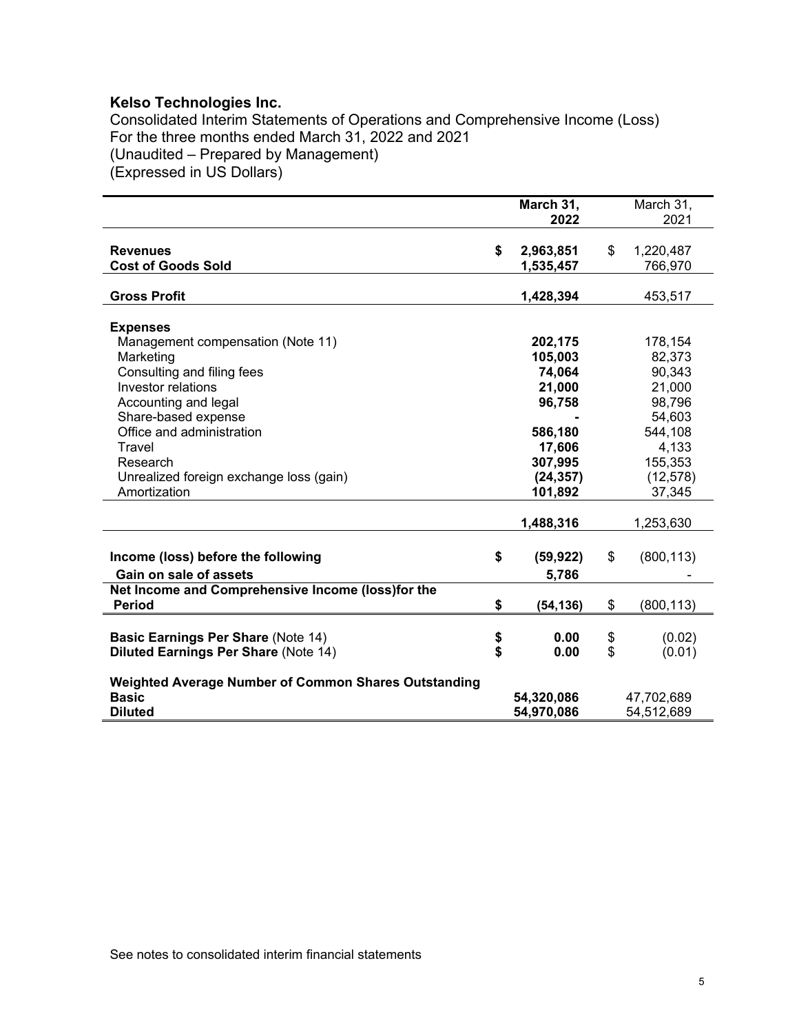**Kelso Technologies Inc.**

Consolidated Interim Statements of Operations and Comprehensive Income (Loss)
For the three months ended March 31, 2022 and 2021
(Unaudited – Prepared by Management)
(Expressed in US Dollars)

| | March 31, 2022 | March 31, 2021 |
|---|---|---|
| **Revenues** | $ 2,963,851 | $ 1,220,487 |
| **Cost of Goods Sold** | 1,535,457 | 766,970 |
| **Gross Profit** | 1,428,394 | 453,517 |
| **Expenses** | | |
| Management compensation (Note 11) | 202,175 | 178,154 |
| Marketing | 105,003 | 82,373 |
| Consulting and filing fees | 74,064 | 90,343 |
| Investor relations | 21,000 | 21,000 |
| Accounting and legal | 96,758 | 98,796 |
| Share-based expense | - | 54,603 |
| Office and administration | 586,180 | 544,108 |
| Travel | 17,606 | 4,133 |
| Research | 307,995 | 155,353 |
| Unrealized foreign exchange loss (gain) | (24,357) | (12,578) |
| Amortization | 101,892 | 37,345 |
| | 1,488,316 | 1,253,630 |
| **Income (loss) before the following** | $ (59,922) | $ (800,113) |
| **Gain on sale of assets** | 5,786 | - |
| **Net Income and Comprehensive Income (loss)for the Period** | $ (54,136) | $ (800,113) |
| **Basic Earnings Per Share** (Note 14) | $ 0.00 | $ (0.02) |
| **Diluted Earnings Per Share** (Note 14) | $ 0.00 | $ (0.01) |
| **Weighted Average Number of Common Shares Outstanding** | | |
| **Basic** | 54,320,086 | 47,702,689 |
| **Diluted** | 54,970,086 | 54,512,689 |

See notes to consolidated interim financial statements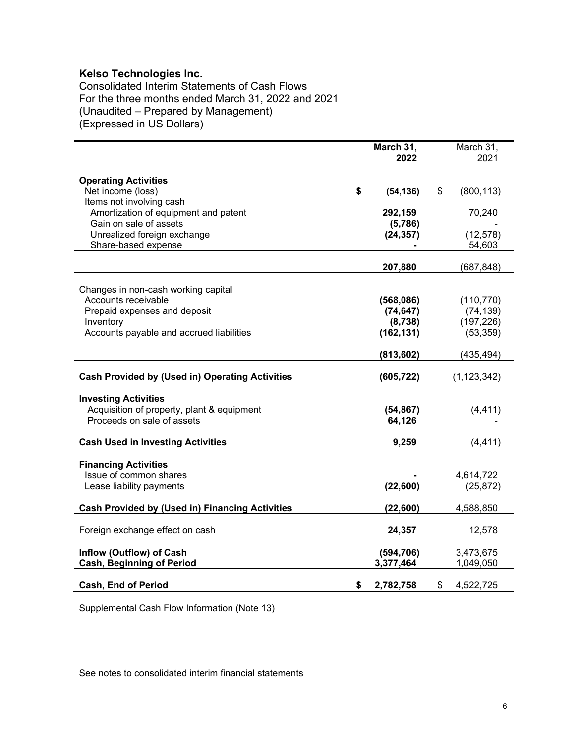# Kelso Technologies Inc.

Consolidated Interim Statements of Cash Flows
For the three months ended March 31, 2022 and 2021
(Unaudited – Prepared by Management)
(Expressed in US Dollars)

| | March 31, 2022 | March 31, 2021 |
|---|---|---|
| **Operating Activities** | | |
| Net income (loss) | **$ (54,136)** | $ (800,113) |
| Items not involving cash | | |
| Amortization of equipment and patent | **292,159** | 70,240 |
| Gain on sale of assets | **(5,786)** | - |
| Unrealized foreign exchange | **(24,357)** | (12,578) |
| Share-based expense | **-** | 54,603 |
| | **207,880** | (687,848) |
| Changes in non-cash working capital | | |
| Accounts receivable | **(568,086)** | (110,770) |
| Prepaid expenses and deposit | **(74,647)** | (74,139) |
| Inventory | **(8,738)** | (197,226) |
| Accounts payable and accrued liabilities | **(162,131)** | (53,359) |
| | **(813,602)** | (435,494) |
| **Cash Provided by (Used in) Operating Activities** | **(605,722)** | (1,123,342) |
| **Investing Activities** | | |
| Acquisition of property, plant & equipment | **(54,867)** | (4,411) |
| Proceeds on sale of assets | **64,126** | - |
| **Cash Used in Investing Activities** | **9,259** | (4,411) |
| **Financing Activities** | | |
| Issue of common shares | **-** | 4,614,722 |
| Lease liability payments | **(22,600)** | (25,872) |
| **Cash Provided by (Used in) Financing Activities** | **(22,600)** | 4,588,850 |
| Foreign exchange effect on cash | **24,357** | 12,578 |
| **Inflow (Outflow) of Cash** | **(594,706)** | 3,473,675 |
| **Cash, Beginning of Period** | **3,377,464** | 1,049,050 |
| **Cash, End of Period** | **$ 2,782,758** | $ 4,522,725 |

Supplemental Cash Flow Information (Note 13)

See notes to consolidated interim financial statements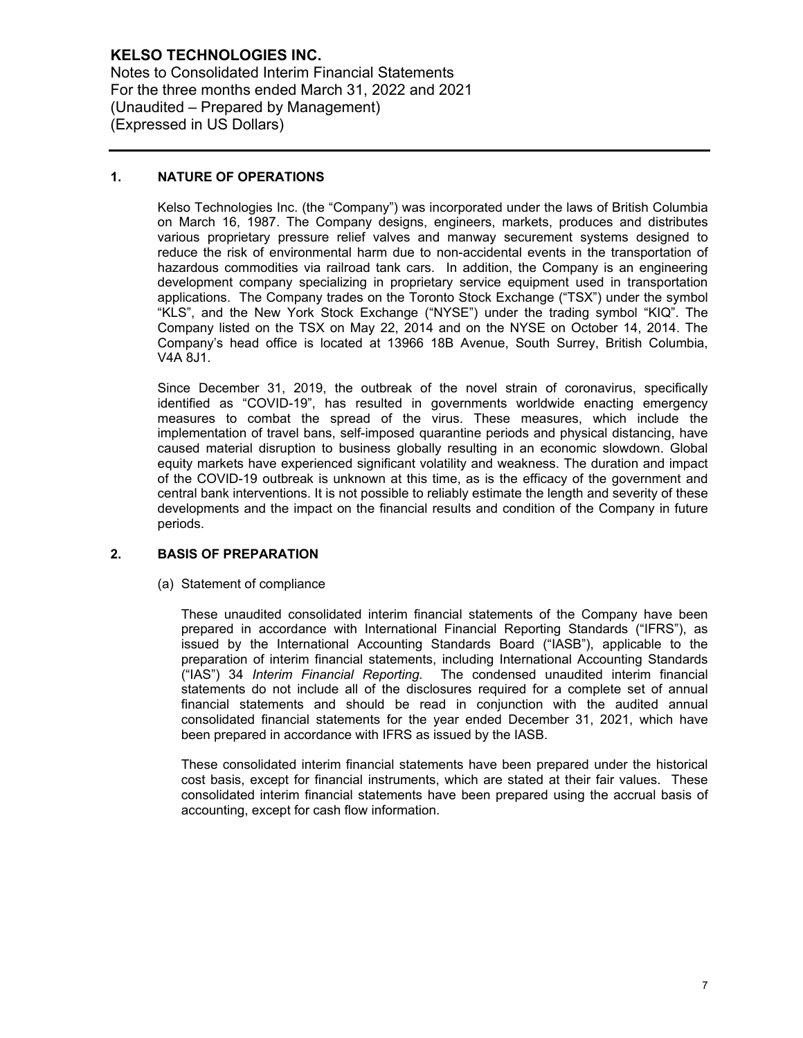**KELSO TECHNOLOGIES INC.**
Notes to Consolidated Interim Financial Statements
For the three months ended March 31, 2022 and 2021
(Unaudited – Prepared by Management)
(Expressed in US Dollars)

## 1. NATURE OF OPERATIONS

Kelso Technologies Inc. (the "Company") was incorporated under the laws of British Columbia on March 16, 1987. The Company designs, engineers, markets, produces and distributes various proprietary pressure relief valves and manway securement systems designed to reduce the risk of environmental harm due to non-accidental events in the transportation of hazardous commodities via railroad tank cars. In addition, the Company is an engineering development company specializing in proprietary service equipment used in transportation applications. The Company trades on the Toronto Stock Exchange ("TSX") under the symbol "KLS", and the New York Stock Exchange ("NYSE") under the trading symbol "KIQ". The Company listed on the TSX on May 22, 2014 and on the NYSE on October 14, 2014. The Company's head office is located at 13966 18B Avenue, South Surrey, British Columbia, V4A 8J1.

Since December 31, 2019, the outbreak of the novel strain of coronavirus, specifically identified as "COVID-19", has resulted in governments worldwide enacting emergency measures to combat the spread of the virus. These measures, which include the implementation of travel bans, self-imposed quarantine periods and physical distancing, have caused material disruption to business globally resulting in an economic slowdown. Global equity markets have experienced significant volatility and weakness. The duration and impact of the COVID-19 outbreak is unknown at this time, as is the efficacy of the government and central bank interventions. It is not possible to reliably estimate the length and severity of these developments and the impact on the financial results and condition of the Company in future periods.

## 2. BASIS OF PREPARATION

(a) Statement of compliance

These unaudited consolidated interim financial statements of the Company have been prepared in accordance with International Financial Reporting Standards ("IFRS"), as issued by the International Accounting Standards Board ("IASB"), applicable to the preparation of interim financial statements, including International Accounting Standards ("IAS") 34 *Interim Financial Reporting.* The condensed unaudited interim financial statements do not include all of the disclosures required for a complete set of annual financial statements and should be read in conjunction with the audited annual consolidated financial statements for the year ended December 31, 2021, which have been prepared in accordance with IFRS as issued by the IASB.

These consolidated interim financial statements have been prepared under the historical cost basis, except for financial instruments, which are stated at their fair values. These consolidated interim financial statements have been prepared using the accrual basis of accounting, except for cash flow information.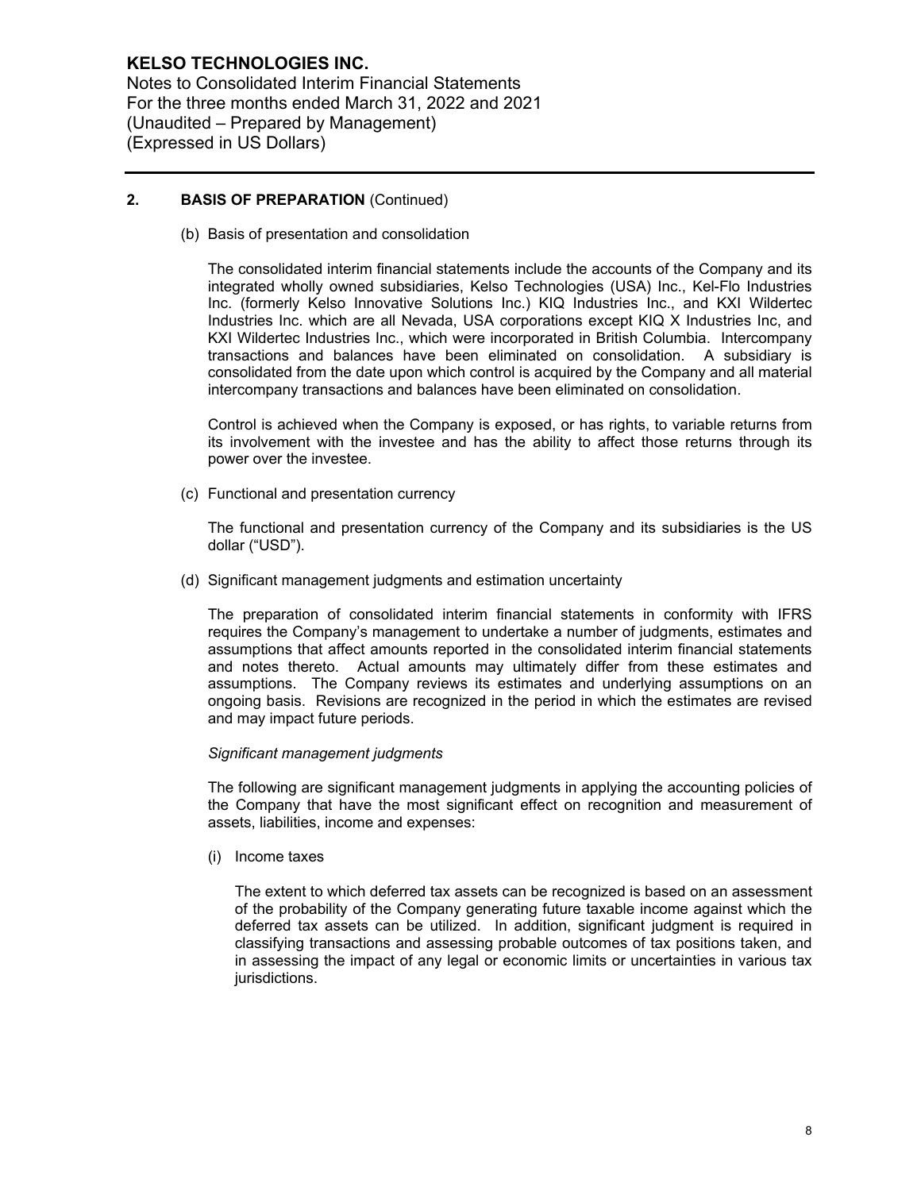## 2. BASIS OF PREPARATION (Continued)

(b) Basis of presentation and consolidation

The consolidated interim financial statements include the accounts of the Company and its integrated wholly owned subsidiaries, Kelso Technologies (USA) Inc., Kel-Flo Industries Inc. (formerly Kelso Innovative Solutions Inc.) KIQ Industries Inc., and KXI Wildertec Industries Inc. which are all Nevada, USA corporations except KIQ X Industries Inc, and KXI Wildertec Industries Inc., which were incorporated in British Columbia. Intercompany transactions and balances have been eliminated on consolidation. A subsidiary is consolidated from the date upon which control is acquired by the Company and all material intercompany transactions and balances have been eliminated on consolidation.

Control is achieved when the Company is exposed, or has rights, to variable returns from its involvement with the investee and has the ability to affect those returns through its power over the investee.

(c) Functional and presentation currency

The functional and presentation currency of the Company and its subsidiaries is the US dollar ("USD").

(d) Significant management judgments and estimation uncertainty

The preparation of consolidated interim financial statements in conformity with IFRS requires the Company's management to undertake a number of judgments, estimates and assumptions that affect amounts reported in the consolidated interim financial statements and notes thereto. Actual amounts may ultimately differ from these estimates and assumptions. The Company reviews its estimates and underlying assumptions on an ongoing basis. Revisions are recognized in the period in which the estimates are revised and may impact future periods.

*Significant management judgments*

The following are significant management judgments in applying the accounting policies of the Company that have the most significant effect on recognition and measurement of assets, liabilities, income and expenses:

(i) Income taxes

The extent to which deferred tax assets can be recognized is based on an assessment of the probability of the Company generating future taxable income against which the deferred tax assets can be utilized. In addition, significant judgment is required in classifying transactions and assessing probable outcomes of tax positions taken, and in assessing the impact of any legal or economic limits or uncertainties in various tax jurisdictions.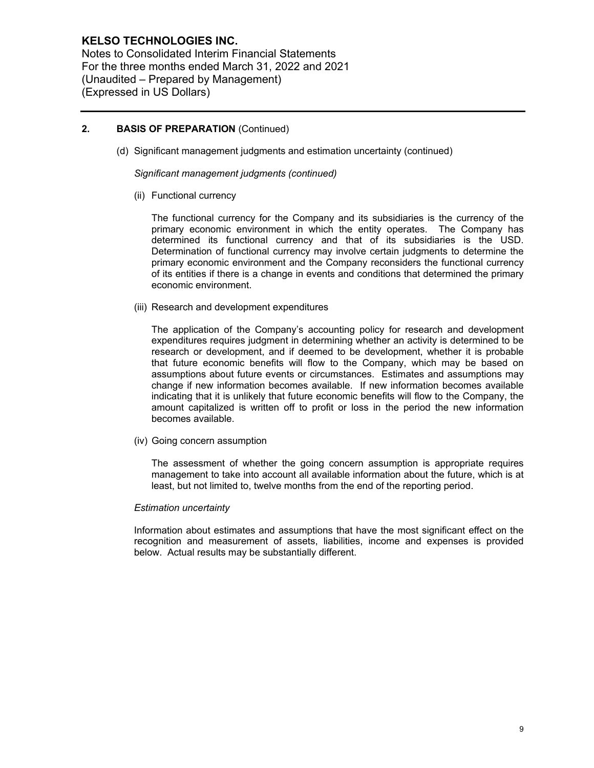## 2. BASIS OF PREPARATION (Continued)

(d) Significant management judgments and estimation uncertainty (continued)

*Significant management judgments (continued)*

(ii) Functional currency

The functional currency for the Company and its subsidiaries is the currency of the primary economic environment in which the entity operates. The Company has determined its functional currency and that of its subsidiaries is the USD. Determination of functional currency may involve certain judgments to determine the primary economic environment and the Company reconsiders the functional currency of its entities if there is a change in events and conditions that determined the primary economic environment.

(iii) Research and development expenditures

The application of the Company's accounting policy for research and development expenditures requires judgment in determining whether an activity is determined to be research or development, and if deemed to be development, whether it is probable that future economic benefits will flow to the Company, which may be based on assumptions about future events or circumstances. Estimates and assumptions may change if new information becomes available. If new information becomes available indicating that it is unlikely that future economic benefits will flow to the Company, the amount capitalized is written off to profit or loss in the period the new information becomes available.

(iv) Going concern assumption

The assessment of whether the going concern assumption is appropriate requires management to take into account all available information about the future, which is at least, but not limited to, twelve months from the end of the reporting period.

*Estimation uncertainty*

Information about estimates and assumptions that have the most significant effect on the recognition and measurement of assets, liabilities, income and expenses is provided below. Actual results may be substantially different.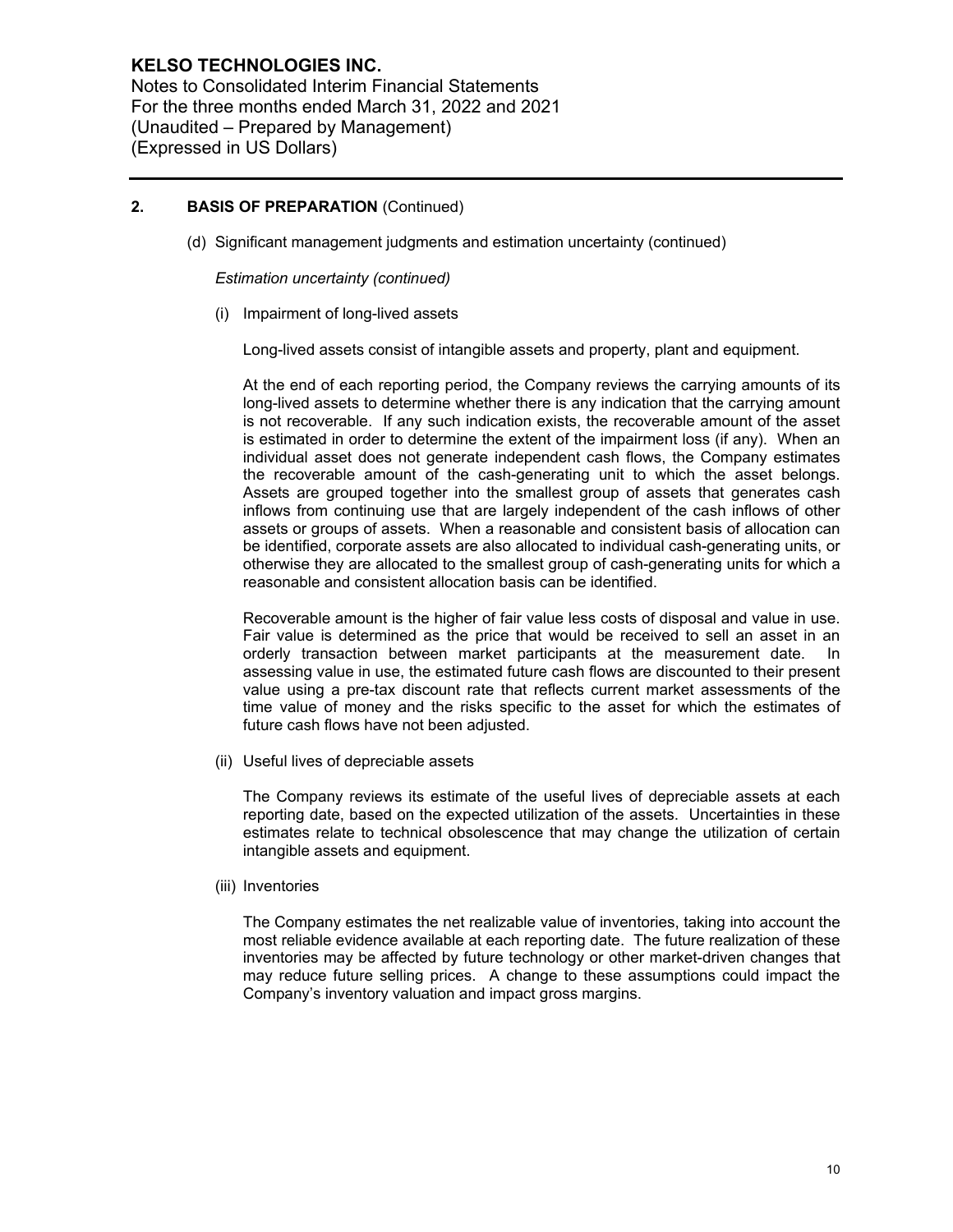## 2. BASIS OF PREPARATION (Continued)

(d) Significant management judgments and estimation uncertainty (continued)

*Estimation uncertainty (continued)*

(i) Impairment of long-lived assets

Long-lived assets consist of intangible assets and property, plant and equipment.

At the end of each reporting period, the Company reviews the carrying amounts of its long-lived assets to determine whether there is any indication that the carrying amount is not recoverable. If any such indication exists, the recoverable amount of the asset is estimated in order to determine the extent of the impairment loss (if any). When an individual asset does not generate independent cash flows, the Company estimates the recoverable amount of the cash-generating unit to which the asset belongs. Assets are grouped together into the smallest group of assets that generates cash inflows from continuing use that are largely independent of the cash inflows of other assets or groups of assets. When a reasonable and consistent basis of allocation can be identified, corporate assets are also allocated to individual cash-generating units, or otherwise they are allocated to the smallest group of cash-generating units for which a reasonable and consistent allocation basis can be identified.

Recoverable amount is the higher of fair value less costs of disposal and value in use. Fair value is determined as the price that would be received to sell an asset in an orderly transaction between market participants at the measurement date. In assessing value in use, the estimated future cash flows are discounted to their present value using a pre-tax discount rate that reflects current market assessments of the time value of money and the risks specific to the asset for which the estimates of future cash flows have not been adjusted.

(ii) Useful lives of depreciable assets

The Company reviews its estimate of the useful lives of depreciable assets at each reporting date, based on the expected utilization of the assets. Uncertainties in these estimates relate to technical obsolescence that may change the utilization of certain intangible assets and equipment.

(iii) Inventories

The Company estimates the net realizable value of inventories, taking into account the most reliable evidence available at each reporting date. The future realization of these inventories may be affected by future technology or other market-driven changes that may reduce future selling prices. A change to these assumptions could impact the Company's inventory valuation and impact gross margins.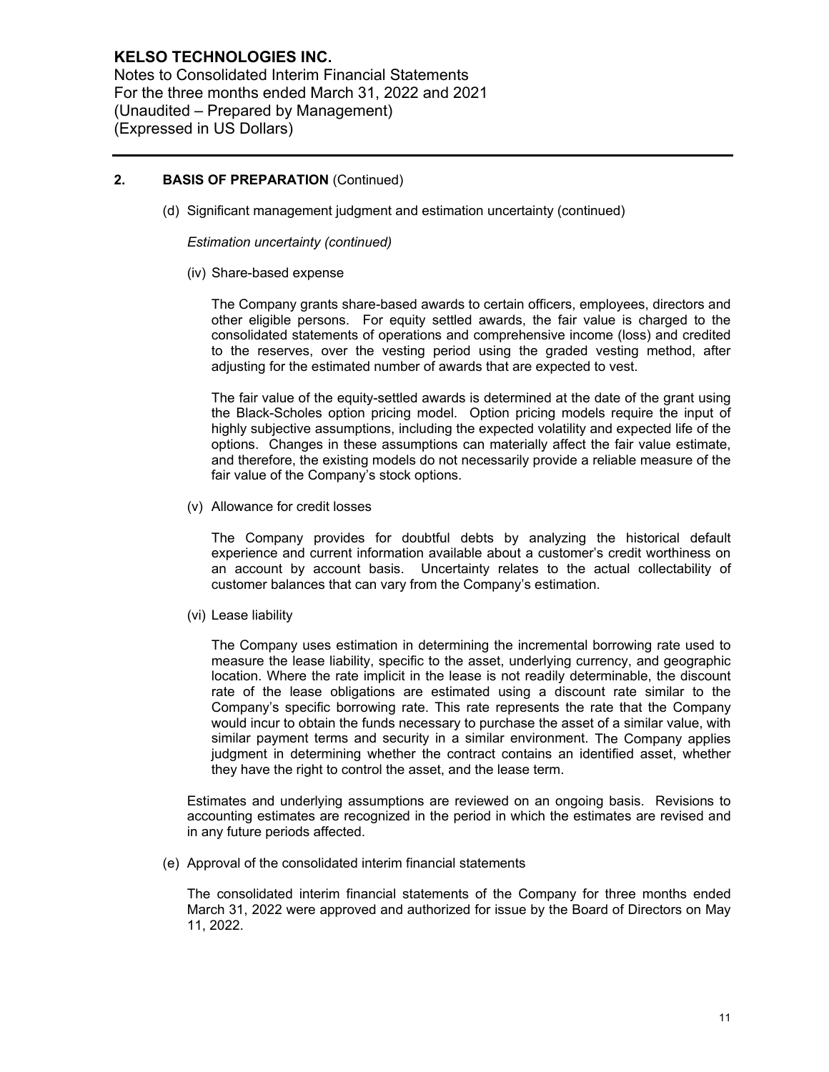## 2. BASIS OF PREPARATION (Continued)

(d) Significant management judgment and estimation uncertainty (continued)

*Estimation uncertainty (continued)*

(iv) Share-based expense

The Company grants share-based awards to certain officers, employees, directors and other eligible persons. For equity settled awards, the fair value is charged to the consolidated statements of operations and comprehensive income (loss) and credited to the reserves, over the vesting period using the graded vesting method, after adjusting for the estimated number of awards that are expected to vest.

The fair value of the equity-settled awards is determined at the date of the grant using the Black-Scholes option pricing model. Option pricing models require the input of highly subjective assumptions, including the expected volatility and expected life of the options. Changes in these assumptions can materially affect the fair value estimate, and therefore, the existing models do not necessarily provide a reliable measure of the fair value of the Company's stock options.

(v) Allowance for credit losses

The Company provides for doubtful debts by analyzing the historical default experience and current information available about a customer's credit worthiness on an account by account basis. Uncertainty relates to the actual collectability of customer balances that can vary from the Company's estimation.

(vi) Lease liability

The Company uses estimation in determining the incremental borrowing rate used to measure the lease liability, specific to the asset, underlying currency, and geographic location. Where the rate implicit in the lease is not readily determinable, the discount rate of the lease obligations are estimated using a discount rate similar to the Company's specific borrowing rate. This rate represents the rate that the Company would incur to obtain the funds necessary to purchase the asset of a similar value, with similar payment terms and security in a similar environment. The Company applies judgment in determining whether the contract contains an identified asset, whether they have the right to control the asset, and the lease term.

Estimates and underlying assumptions are reviewed on an ongoing basis. Revisions to accounting estimates are recognized in the period in which the estimates are revised and in any future periods affected.

(e) Approval of the consolidated interim financial statements

The consolidated interim financial statements of the Company for three months ended March 31, 2022 were approved and authorized for issue by the Board of Directors on May 11, 2022.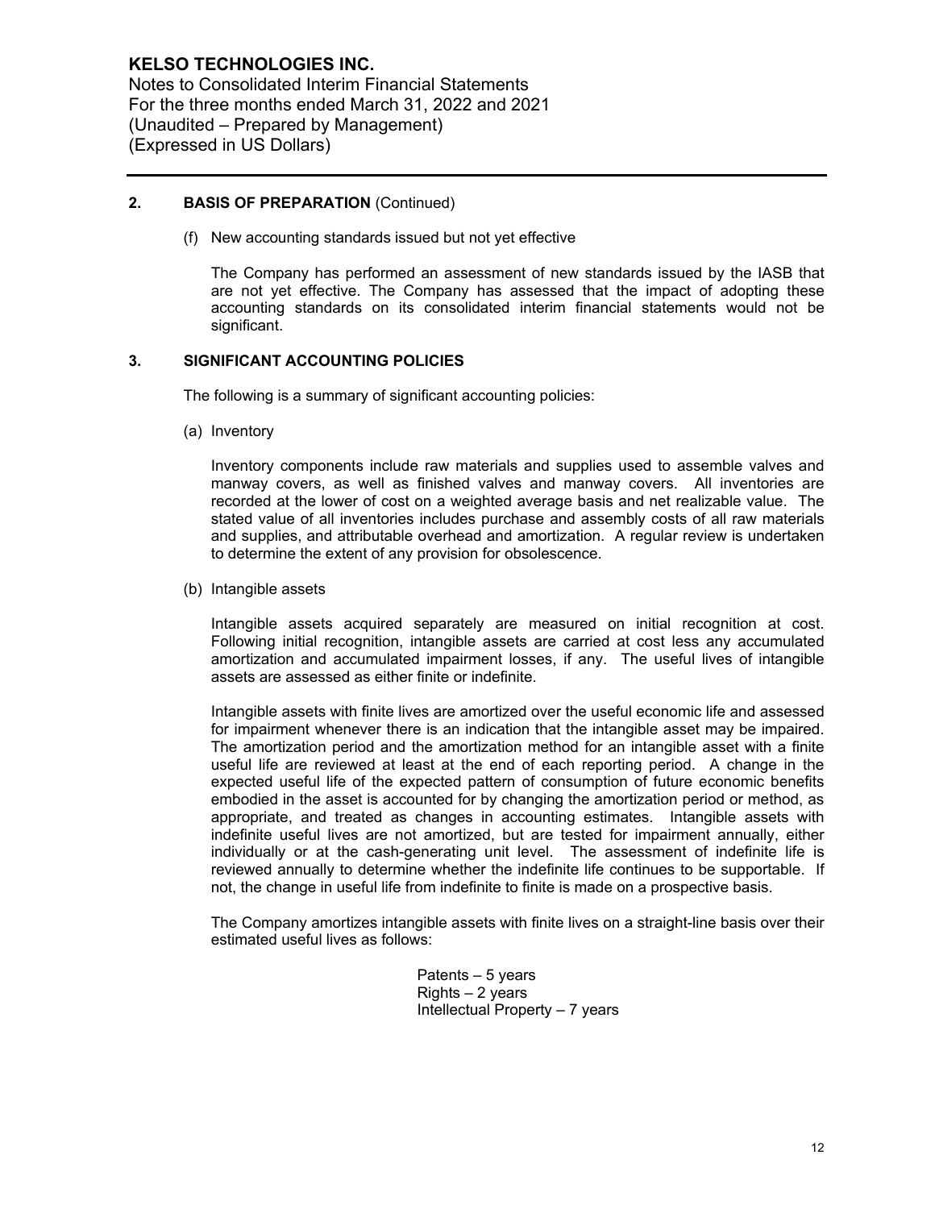## 2. BASIS OF PREPARATION (Continued)

(f) New accounting standards issued but not yet effective

The Company has performed an assessment of new standards issued by the IASB that are not yet effective. The Company has assessed that the impact of adopting these accounting standards on its consolidated interim financial statements would not be significant.

## 3. SIGNIFICANT ACCOUNTING POLICIES

The following is a summary of significant accounting policies:

(a) Inventory

Inventory components include raw materials and supplies used to assemble valves and manway covers, as well as finished valves and manway covers. All inventories are recorded at the lower of cost on a weighted average basis and net realizable value. The stated value of all inventories includes purchase and assembly costs of all raw materials and supplies, and attributable overhead and amortization. A regular review is undertaken to determine the extent of any provision for obsolescence.

(b) Intangible assets

Intangible assets acquired separately are measured on initial recognition at cost. Following initial recognition, intangible assets are carried at cost less any accumulated amortization and accumulated impairment losses, if any. The useful lives of intangible assets are assessed as either finite or indefinite.

Intangible assets with finite lives are amortized over the useful economic life and assessed for impairment whenever there is an indication that the intangible asset may be impaired. The amortization period and the amortization method for an intangible asset with a finite useful life are reviewed at least at the end of each reporting period. A change in the expected useful life of the expected pattern of consumption of future economic benefits embodied in the asset is accounted for by changing the amortization period or method, as appropriate, and treated as changes in accounting estimates. Intangible assets with indefinite useful lives are not amortized, but are tested for impairment annually, either individually or at the cash-generating unit level. The assessment of indefinite life is reviewed annually to determine whether the indefinite life continues to be supportable. If not, the change in useful life from indefinite to finite is made on a prospective basis.

The Company amortizes intangible assets with finite lives on a straight-line basis over their estimated useful lives as follows:

Patents – 5 years
Rights – 2 years
Intellectual Property – 7 years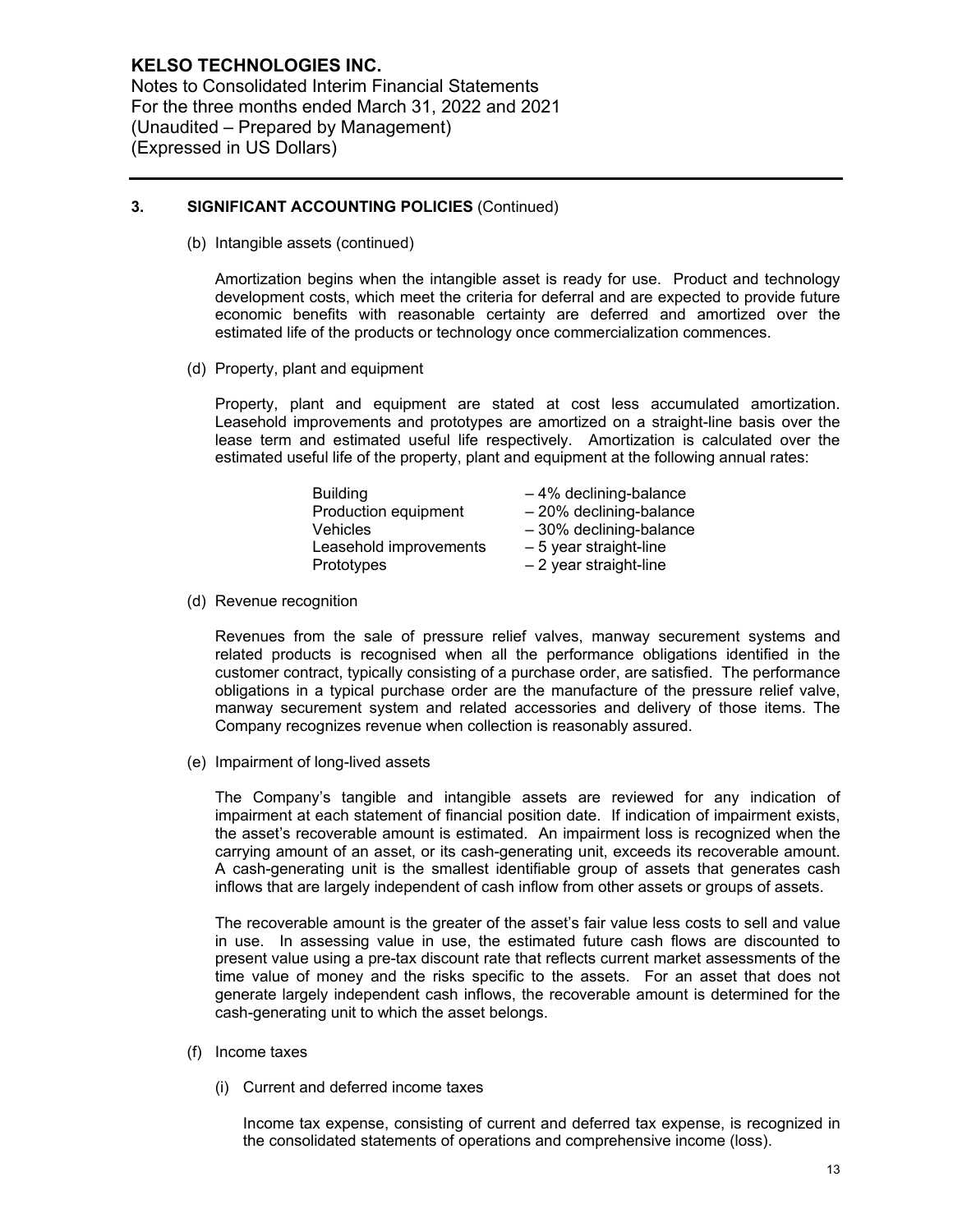### 3. SIGNIFICANT ACCOUNTING POLICIES (Continued)

(b) Intangible assets (continued)

Amortization begins when the intangible asset is ready for use. Product and technology development costs, which meet the criteria for deferral and are expected to provide future economic benefits with reasonable certainty are deferred and amortized over the estimated life of the products or technology once commercialization commences.

(d) Property, plant and equipment

Property, plant and equipment are stated at cost less accumulated amortization. Leasehold improvements and prototypes are amortized on a straight-line basis over the lease term and estimated useful life respectively. Amortization is calculated over the estimated useful life of the property, plant and equipment at the following annual rates:

| | |
|---|---|
| Building | – 4% declining-balance |
| Production equipment | – 20% declining-balance |
| Vehicles | – 30% declining-balance |
| Leasehold improvements | – 5 year straight-line |
| Prototypes | – 2 year straight-line |

(d) Revenue recognition

Revenues from the sale of pressure relief valves, manway securement systems and related products is recognised when all the performance obligations identified in the customer contract, typically consisting of a purchase order, are satisfied. The performance obligations in a typical purchase order are the manufacture of the pressure relief valve, manway securement system and related accessories and delivery of those items. The Company recognizes revenue when collection is reasonably assured.

(e) Impairment of long-lived assets

The Company's tangible and intangible assets are reviewed for any indication of impairment at each statement of financial position date. If indication of impairment exists, the asset's recoverable amount is estimated. An impairment loss is recognized when the carrying amount of an asset, or its cash-generating unit, exceeds its recoverable amount. A cash-generating unit is the smallest identifiable group of assets that generates cash inflows that are largely independent of cash inflow from other assets or groups of assets.

The recoverable amount is the greater of the asset's fair value less costs to sell and value in use. In assessing value in use, the estimated future cash flows are discounted to present value using a pre-tax discount rate that reflects current market assessments of the time value of money and the risks specific to the assets. For an asset that does not generate largely independent cash inflows, the recoverable amount is determined for the cash-generating unit to which the asset belongs.

(f) Income taxes

(i) Current and deferred income taxes

Income tax expense, consisting of current and deferred tax expense, is recognized in the consolidated statements of operations and comprehensive income (loss).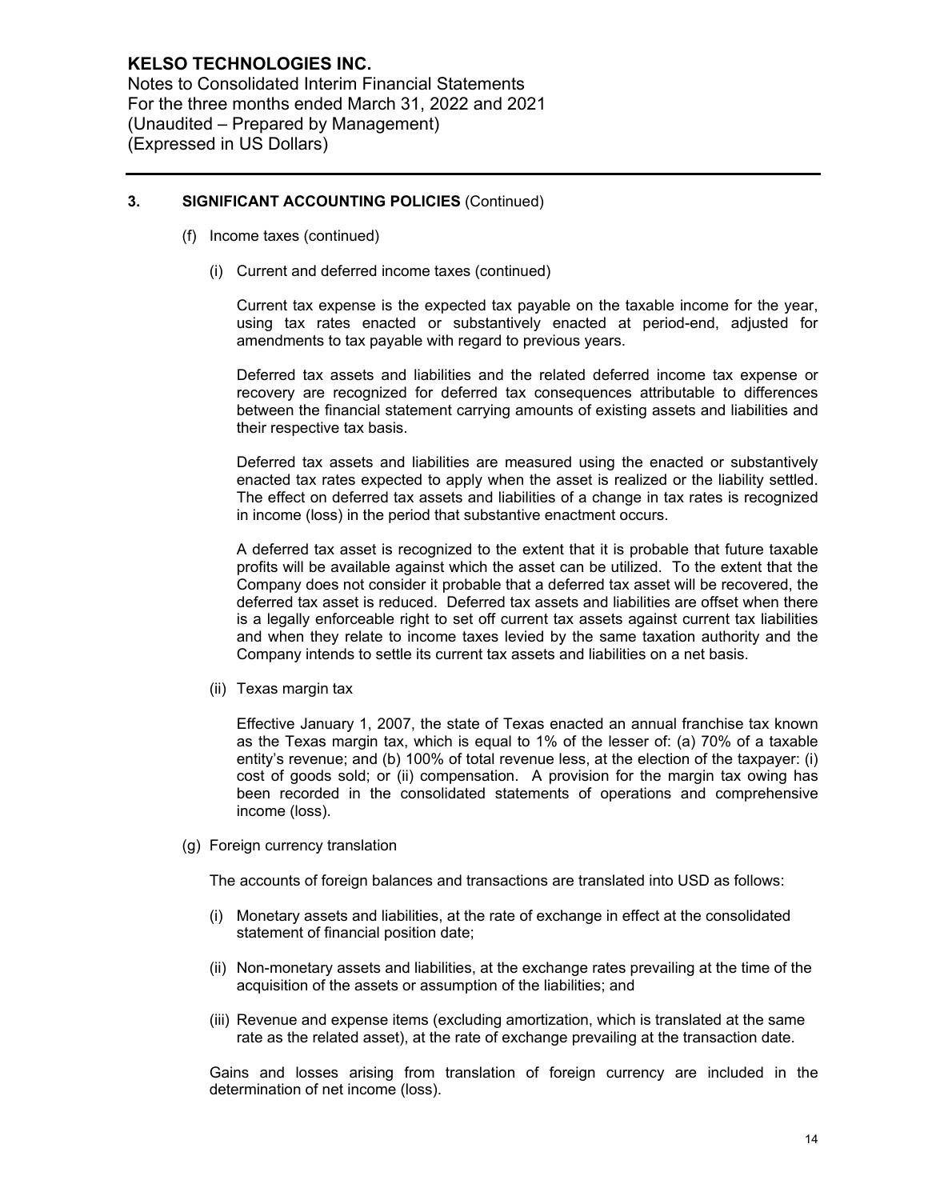## 3. SIGNIFICANT ACCOUNTING POLICIES (Continued)

(f) Income taxes (continued)

(i) Current and deferred income taxes (continued)

Current tax expense is the expected tax payable on the taxable income for the year, using tax rates enacted or substantively enacted at period-end, adjusted for amendments to tax payable with regard to previous years.

Deferred tax assets and liabilities and the related deferred income tax expense or recovery are recognized for deferred tax consequences attributable to differences between the financial statement carrying amounts of existing assets and liabilities and their respective tax basis.

Deferred tax assets and liabilities are measured using the enacted or substantively enacted tax rates expected to apply when the asset is realized or the liability settled. The effect on deferred tax assets and liabilities of a change in tax rates is recognized in income (loss) in the period that substantive enactment occurs.

A deferred tax asset is recognized to the extent that it is probable that future taxable profits will be available against which the asset can be utilized. To the extent that the Company does not consider it probable that a deferred tax asset will be recovered, the deferred tax asset is reduced. Deferred tax assets and liabilities are offset when there is a legally enforceable right to set off current tax assets against current tax liabilities and when they relate to income taxes levied by the same taxation authority and the Company intends to settle its current tax assets and liabilities on a net basis.

(ii) Texas margin tax

Effective January 1, 2007, the state of Texas enacted an annual franchise tax known as the Texas margin tax, which is equal to 1% of the lesser of: (a) 70% of a taxable entity's revenue; and (b) 100% of total revenue less, at the election of the taxpayer: (i) cost of goods sold; or (ii) compensation. A provision for the margin tax owing has been recorded in the consolidated statements of operations and comprehensive income (loss).

(g) Foreign currency translation

The accounts of foreign balances and transactions are translated into USD as follows:

(i) Monetary assets and liabilities, at the rate of exchange in effect at the consolidated statement of financial position date;

(ii) Non-monetary assets and liabilities, at the exchange rates prevailing at the time of the acquisition of the assets or assumption of the liabilities; and

(iii) Revenue and expense items (excluding amortization, which is translated at the same rate as the related asset), at the rate of exchange prevailing at the transaction date.

Gains and losses arising from translation of foreign currency are included in the determination of net income (loss).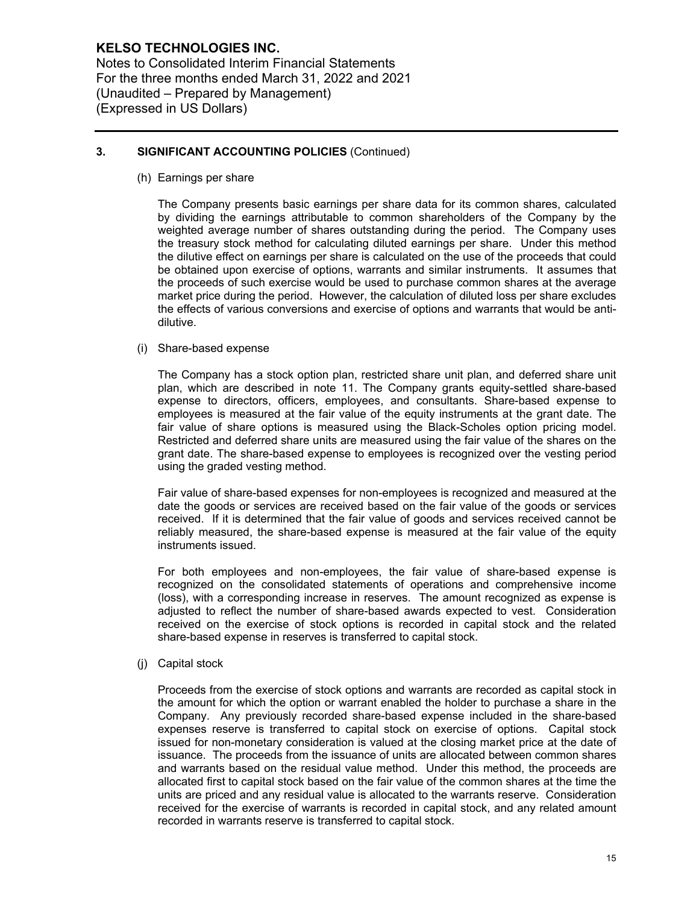## 3. SIGNIFICANT ACCOUNTING POLICIES (Continued)

### (h) Earnings per share

The Company presents basic earnings per share data for its common shares, calculated by dividing the earnings attributable to common shareholders of the Company by the weighted average number of shares outstanding during the period. The Company uses the treasury stock method for calculating diluted earnings per share. Under this method the dilutive effect on earnings per share is calculated on the use of the proceeds that could be obtained upon exercise of options, warrants and similar instruments. It assumes that the proceeds of such exercise would be used to purchase common shares at the average market price during the period. However, the calculation of diluted loss per share excludes the effects of various conversions and exercise of options and warrants that would be anti-dilutive.

### (i) Share-based expense

The Company has a stock option plan, restricted share unit plan, and deferred share unit plan, which are described in note 11. The Company grants equity-settled share-based expense to directors, officers, employees, and consultants. Share-based expense to employees is measured at the fair value of the equity instruments at the grant date. The fair value of share options is measured using the Black-Scholes option pricing model. Restricted and deferred share units are measured using the fair value of the shares on the grant date. The share-based expense to employees is recognized over the vesting period using the graded vesting method.

Fair value of share-based expenses for non-employees is recognized and measured at the date the goods or services are received based on the fair value of the goods or services received. If it is determined that the fair value of goods and services received cannot be reliably measured, the share-based expense is measured at the fair value of the equity instruments issued.

For both employees and non-employees, the fair value of share-based expense is recognized on the consolidated statements of operations and comprehensive income (loss), with a corresponding increase in reserves. The amount recognized as expense is adjusted to reflect the number of share-based awards expected to vest. Consideration received on the exercise of stock options is recorded in capital stock and the related share-based expense in reserves is transferred to capital stock.

### (j) Capital stock

Proceeds from the exercise of stock options and warrants are recorded as capital stock in the amount for which the option or warrant enabled the holder to purchase a share in the Company. Any previously recorded share-based expense included in the share-based expenses reserve is transferred to capital stock on exercise of options. Capital stock issued for non-monetary consideration is valued at the closing market price at the date of issuance. The proceeds from the issuance of units are allocated between common shares and warrants based on the residual value method. Under this method, the proceeds are allocated first to capital stock based on the fair value of the common shares at the time the units are priced and any residual value is allocated to the warrants reserve. Consideration received for the exercise of warrants is recorded in capital stock, and any related amount recorded in warrants reserve is transferred to capital stock.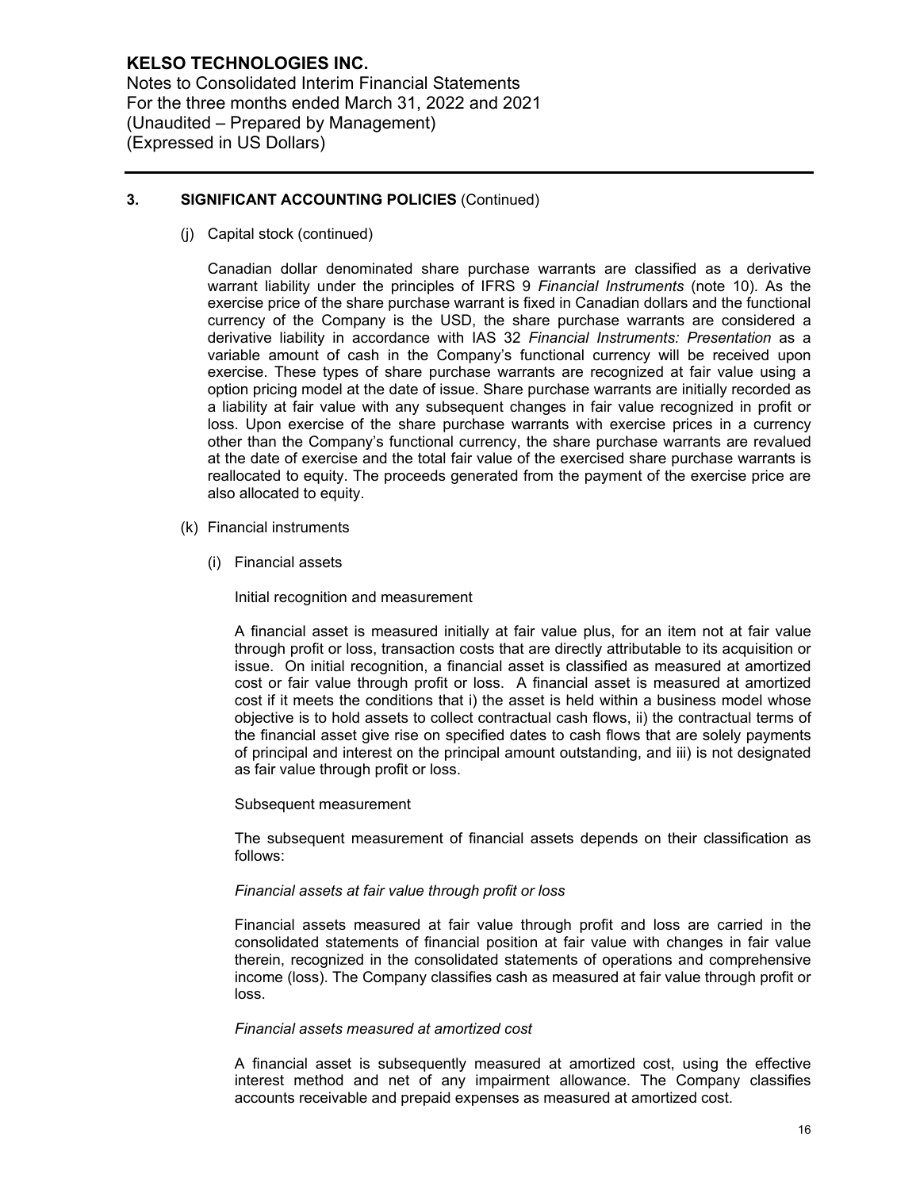## 3. SIGNIFICANT ACCOUNTING POLICIES (Continued)

(j) Capital stock (continued)

Canadian dollar denominated share purchase warrants are classified as a derivative warrant liability under the principles of IFRS 9 *Financial Instruments* (note 10). As the exercise price of the share purchase warrant is fixed in Canadian dollars and the functional currency of the Company is the USD, the share purchase warrants are considered a derivative liability in accordance with IAS 32 *Financial Instruments: Presentation* as a variable amount of cash in the Company's functional currency will be received upon exercise. These types of share purchase warrants are recognized at fair value using a option pricing model at the date of issue. Share purchase warrants are initially recorded as a liability at fair value with any subsequent changes in fair value recognized in profit or loss. Upon exercise of the share purchase warrants with exercise prices in a currency other than the Company's functional currency, the share purchase warrants are revalued at the date of exercise and the total fair value of the exercised share purchase warrants is reallocated to equity. The proceeds generated from the payment of the exercise price are also allocated to equity.

(k) Financial instruments

(i) Financial assets

Initial recognition and measurement

A financial asset is measured initially at fair value plus, for an item not at fair value through profit or loss, transaction costs that are directly attributable to its acquisition or issue. On initial recognition, a financial asset is classified as measured at amortized cost or fair value through profit or loss. A financial asset is measured at amortized cost if it meets the conditions that i) the asset is held within a business model whose objective is to hold assets to collect contractual cash flows, ii) the contractual terms of the financial asset give rise on specified dates to cash flows that are solely payments of principal and interest on the principal amount outstanding, and iii) is not designated as fair value through profit or loss.

Subsequent measurement

The subsequent measurement of financial assets depends on their classification as follows:

*Financial assets at fair value through profit or loss*

Financial assets measured at fair value through profit and loss are carried in the consolidated statements of financial position at fair value with changes in fair value therein, recognized in the consolidated statements of operations and comprehensive income (loss). The Company classifies cash as measured at fair value through profit or loss.

*Financial assets measured at amortized cost*

A financial asset is subsequently measured at amortized cost, using the effective interest method and net of any impairment allowance. The Company classifies accounts receivable and prepaid expenses as measured at amortized cost.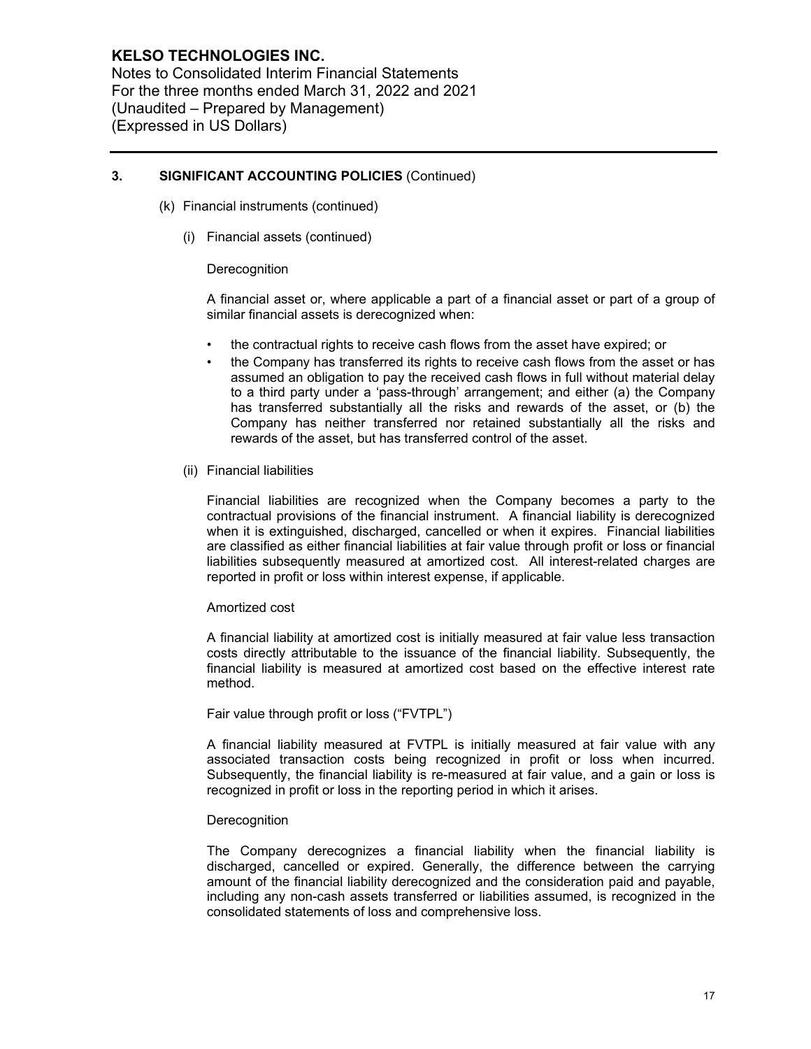### 3. SIGNIFICANT ACCOUNTING POLICIES (Continued)

(k) Financial instruments (continued)

(i) Financial assets (continued)

Derecognition

A financial asset or, where applicable a part of a financial asset or part of a group of similar financial assets is derecognized when:

- the contractual rights to receive cash flows from the asset have expired; or
- the Company has transferred its rights to receive cash flows from the asset or has assumed an obligation to pay the received cash flows in full without material delay to a third party under a 'pass-through' arrangement; and either (a) the Company has transferred substantially all the risks and rewards of the asset, or (b) the Company has neither transferred nor retained substantially all the risks and rewards of the asset, but has transferred control of the asset.

(ii) Financial liabilities

Financial liabilities are recognized when the Company becomes a party to the contractual provisions of the financial instrument. A financial liability is derecognized when it is extinguished, discharged, cancelled or when it expires. Financial liabilities are classified as either financial liabilities at fair value through profit or loss or financial liabilities subsequently measured at amortized cost. All interest-related charges are reported in profit or loss within interest expense, if applicable.

Amortized cost

A financial liability at amortized cost is initially measured at fair value less transaction costs directly attributable to the issuance of the financial liability. Subsequently, the financial liability is measured at amortized cost based on the effective interest rate method.

Fair value through profit or loss ("FVTPL")

A financial liability measured at FVTPL is initially measured at fair value with any associated transaction costs being recognized in profit or loss when incurred. Subsequently, the financial liability is re-measured at fair value, and a gain or loss is recognized in profit or loss in the reporting period in which it arises.

Derecognition

The Company derecognizes a financial liability when the financial liability is discharged, cancelled or expired. Generally, the difference between the carrying amount of the financial liability derecognized and the consideration paid and payable, including any non-cash assets transferred or liabilities assumed, is recognized in the consolidated statements of loss and comprehensive loss.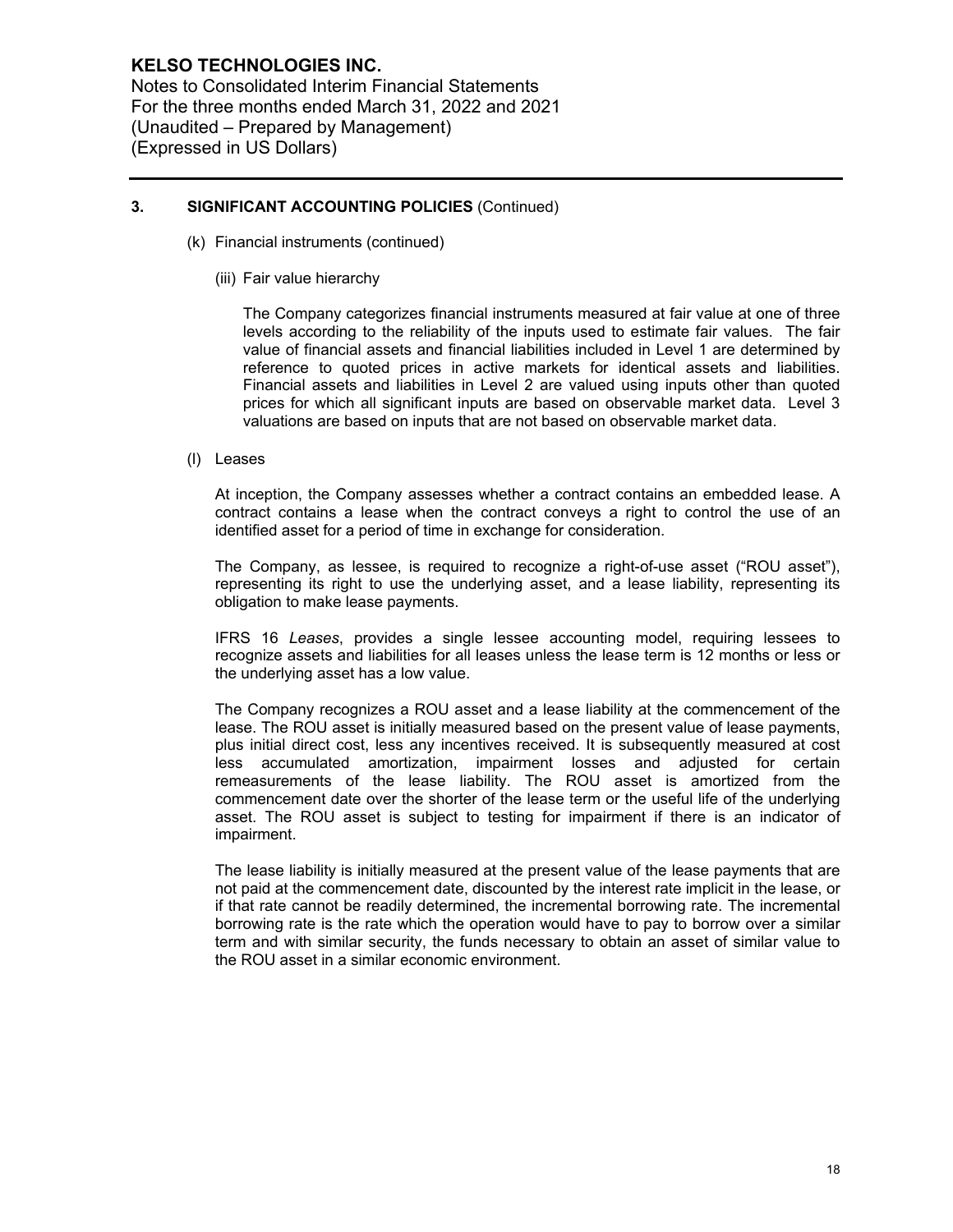### 3. SIGNIFICANT ACCOUNTING POLICIES (Continued)

(k) Financial instruments (continued)

(iii) Fair value hierarchy

The Company categorizes financial instruments measured at fair value at one of three levels according to the reliability of the inputs used to estimate fair values. The fair value of financial assets and financial liabilities included in Level 1 are determined by reference to quoted prices in active markets for identical assets and liabilities. Financial assets and liabilities in Level 2 are valued using inputs other than quoted prices for which all significant inputs are based on observable market data. Level 3 valuations are based on inputs that are not based on observable market data.

(l) Leases

At inception, the Company assesses whether a contract contains an embedded lease. A contract contains a lease when the contract conveys a right to control the use of an identified asset for a period of time in exchange for consideration.

The Company, as lessee, is required to recognize a right-of-use asset ("ROU asset"), representing its right to use the underlying asset, and a lease liability, representing its obligation to make lease payments.

IFRS 16 *Leases*, provides a single lessee accounting model, requiring lessees to recognize assets and liabilities for all leases unless the lease term is 12 months or less or the underlying asset has a low value.

The Company recognizes a ROU asset and a lease liability at the commencement of the lease. The ROU asset is initially measured based on the present value of lease payments, plus initial direct cost, less any incentives received. It is subsequently measured at cost less accumulated amortization, impairment losses and adjusted for certain remeasurements of the lease liability. The ROU asset is amortized from the commencement date over the shorter of the lease term or the useful life of the underlying asset. The ROU asset is subject to testing for impairment if there is an indicator of impairment.

The lease liability is initially measured at the present value of the lease payments that are not paid at the commencement date, discounted by the interest rate implicit in the lease, or if that rate cannot be readily determined, the incremental borrowing rate. The incremental borrowing rate is the rate which the operation would have to pay to borrow over a similar term and with similar security, the funds necessary to obtain an asset of similar value to the ROU asset in a similar economic environment.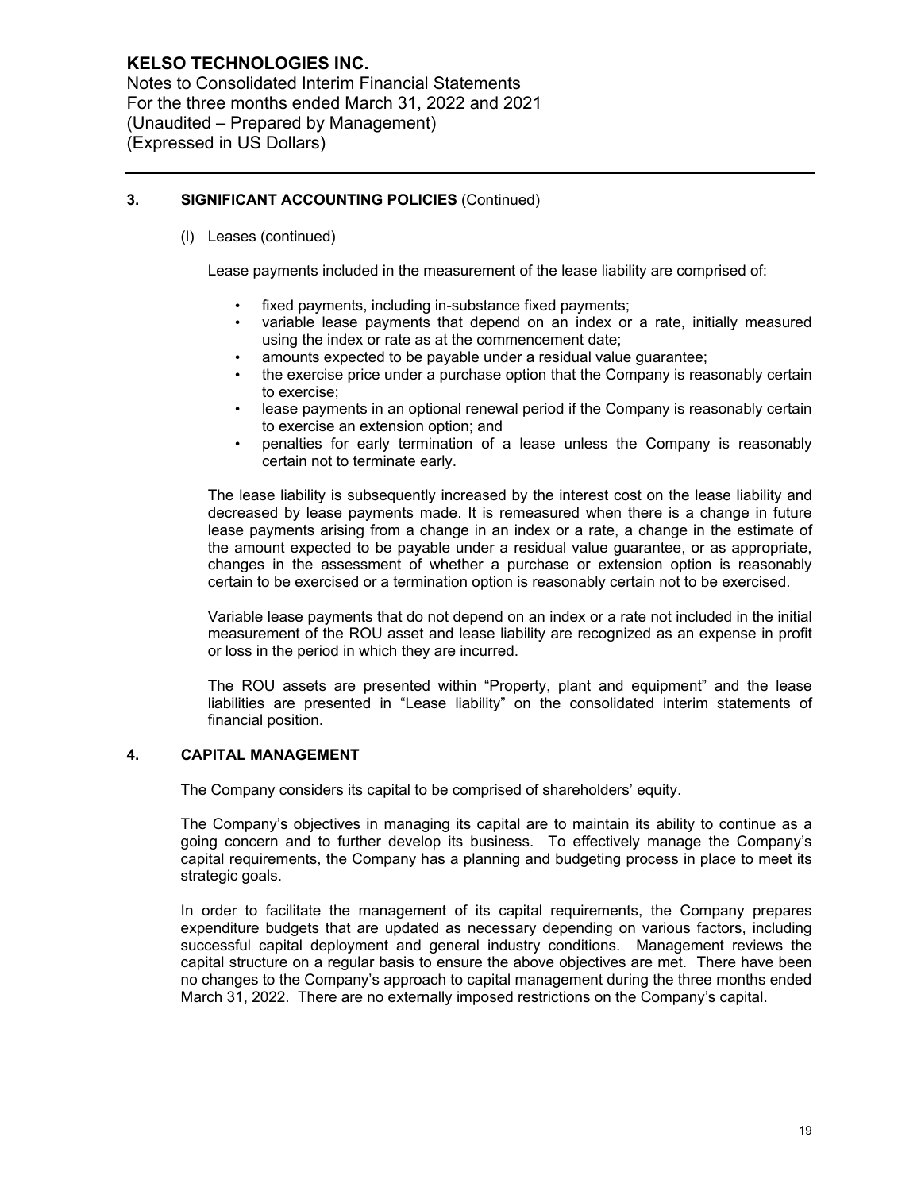## 3. SIGNIFICANT ACCOUNTING POLICIES (Continued)

(l) Leases (continued)

Lease payments included in the measurement of the lease liability are comprised of:

- fixed payments, including in-substance fixed payments;
- variable lease payments that depend on an index or a rate, initially measured using the index or rate as at the commencement date;
- amounts expected to be payable under a residual value guarantee;
- the exercise price under a purchase option that the Company is reasonably certain to exercise;
- lease payments in an optional renewal period if the Company is reasonably certain to exercise an extension option; and
- penalties for early termination of a lease unless the Company is reasonably certain not to terminate early.

The lease liability is subsequently increased by the interest cost on the lease liability and decreased by lease payments made. It is remeasured when there is a change in future lease payments arising from a change in an index or a rate, a change in the estimate of the amount expected to be payable under a residual value guarantee, or as appropriate, changes in the assessment of whether a purchase or extension option is reasonably certain to be exercised or a termination option is reasonably certain not to be exercised.

Variable lease payments that do not depend on an index or a rate not included in the initial measurement of the ROU asset and lease liability are recognized as an expense in profit or loss in the period in which they are incurred.

The ROU assets are presented within "Property, plant and equipment" and the lease liabilities are presented in "Lease liability" on the consolidated interim statements of financial position.

## 4. CAPITAL MANAGEMENT

The Company considers its capital to be comprised of shareholders' equity.

The Company's objectives in managing its capital are to maintain its ability to continue as a going concern and to further develop its business. To effectively manage the Company's capital requirements, the Company has a planning and budgeting process in place to meet its strategic goals.

In order to facilitate the management of its capital requirements, the Company prepares expenditure budgets that are updated as necessary depending on various factors, including successful capital deployment and general industry conditions. Management reviews the capital structure on a regular basis to ensure the above objectives are met. There have been no changes to the Company's approach to capital management during the three months ended March 31, 2022. There are no externally imposed restrictions on the Company's capital.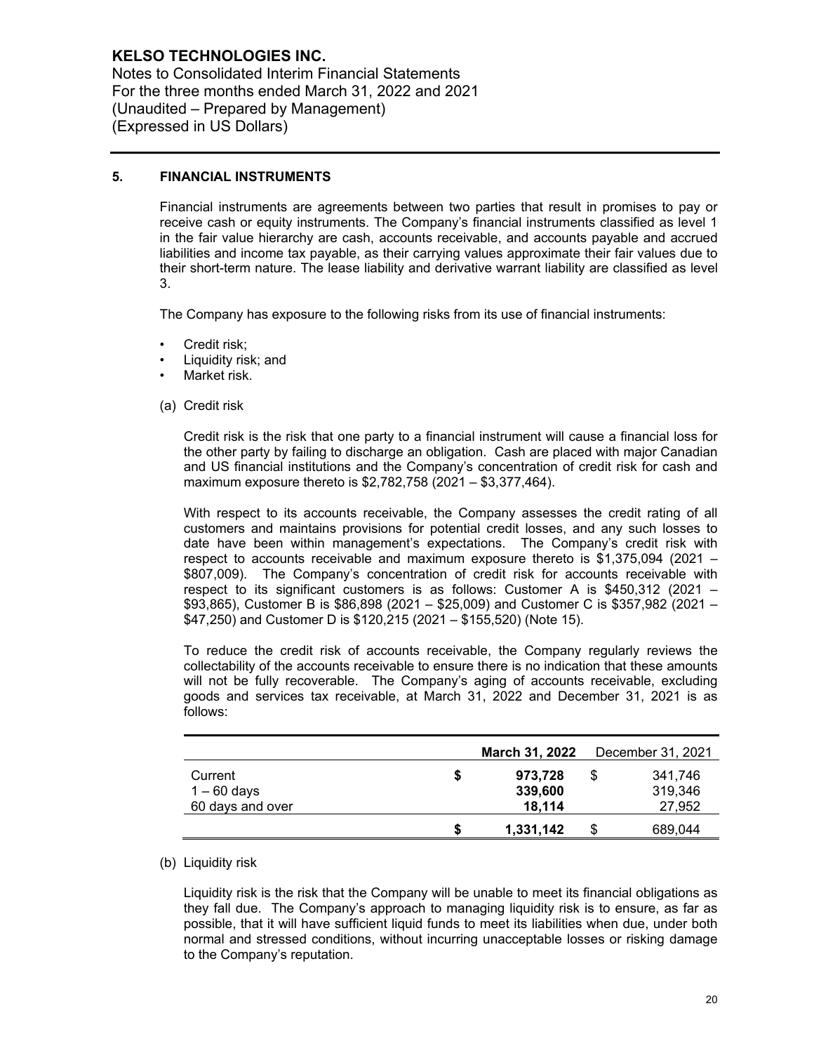## 5. FINANCIAL INSTRUMENTS

Financial instruments are agreements between two parties that result in promises to pay or receive cash or equity instruments. The Company's financial instruments classified as level 1 in the fair value hierarchy are cash, accounts receivable, and accounts payable and accrued liabilities and income tax payable, as their carrying values approximate their fair values due to their short-term nature. The lease liability and derivative warrant liability are classified as level 3.

The Company has exposure to the following risks from its use of financial instruments:

- Credit risk;
- Liquidity risk; and
- Market risk.

(a) Credit risk

Credit risk is the risk that one party to a financial instrument will cause a financial loss for the other party by failing to discharge an obligation. Cash are placed with major Canadian and US financial institutions and the Company's concentration of credit risk for cash and maximum exposure thereto is $2,782,758 (2021 – $3,377,464).

With respect to its accounts receivable, the Company assesses the credit rating of all customers and maintains provisions for potential credit losses, and any such losses to date have been within management's expectations. The Company's credit risk with respect to accounts receivable and maximum exposure thereto is $1,375,094 (2021 – $807,009). The Company's concentration of credit risk for accounts receivable with respect to its significant customers is as follows: Customer A is $450,312 (2021 – $93,865), Customer B is $86,898 (2021 – $25,009) and Customer C is $357,982 (2021 – $47,250) and Customer D is $120,215 (2021 – $155,520) (Note 15).

To reduce the credit risk of accounts receivable, the Company regularly reviews the collectability of the accounts receivable to ensure there is no indication that these amounts will not be fully recoverable. The Company's aging of accounts receivable, excluding goods and services tax receivable, at March 31, 2022 and December 31, 2021 is as follows:

| | **March 31, 2022** | December 31, 2021 |
|---|---|---|
| Current | **$ 973,728** | $ 341,746 |
| 1 – 60 days | **339,600** | 319,346 |
| 60 days and over | **18,114** | 27,952 |
| | **$ 1,331,142** | $ 689,044 |

(b) Liquidity risk

Liquidity risk is the risk that the Company will be unable to meet its financial obligations as they fall due. The Company's approach to managing liquidity risk is to ensure, as far as possible, that it will have sufficient liquid funds to meet its liabilities when due, under both normal and stressed conditions, without incurring unacceptable losses or risking damage to the Company's reputation.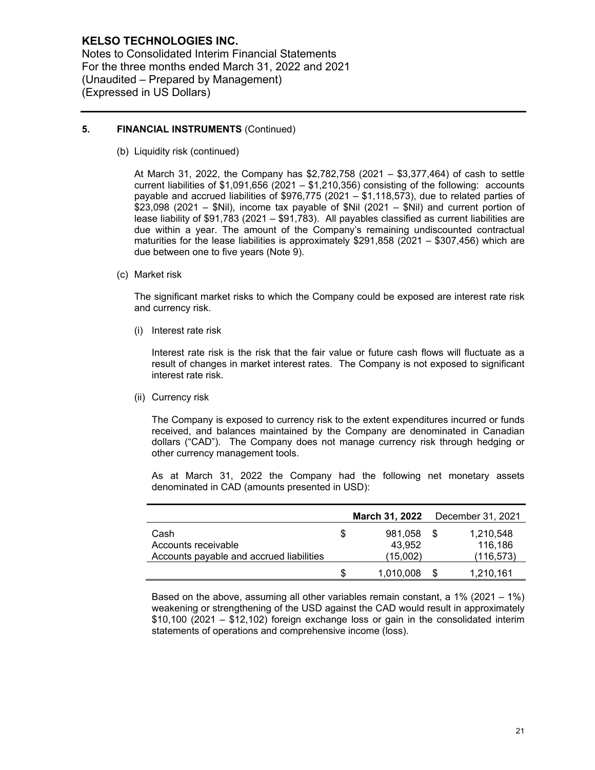## 5. FINANCIAL INSTRUMENTS (Continued)

(b) Liquidity risk (continued)

At March 31, 2022, the Company has $2,782,758 (2021 – $3,377,464) of cash to settle current liabilities of $1,091,656 (2021 – $1,210,356) consisting of the following: accounts payable and accrued liabilities of $976,775 (2021 – $1,118,573), due to related parties of $23,098 (2021 – $Nil), income tax payable of $Nil (2021 – $Nil) and current portion of lease liability of $91,783 (2021 – $91,783). All payables classified as current liabilities are due within a year. The amount of the Company's remaining undiscounted contractual maturities for the lease liabilities is approximately $291,858 (2021 – $307,456) which are due between one to five years (Note 9).

(c) Market risk

The significant market risks to which the Company could be exposed are interest rate risk and currency risk.

(i) Interest rate risk

Interest rate risk is the risk that the fair value or future cash flows will fluctuate as a result of changes in market interest rates. The Company is not exposed to significant interest rate risk.

(ii) Currency risk

The Company is exposed to currency risk to the extent expenditures incurred or funds received, and balances maintained by the Company are denominated in Canadian dollars ("CAD"). The Company does not manage currency risk through hedging or other currency management tools.

As at March 31, 2022 the Company had the following net monetary assets denominated in CAD (amounts presented in USD):

| | **March 31, 2022** | December 31, 2021 |
|---|---|---|
| Cash | $ 981,058 | $ 1,210,548 |
| Accounts receivable | 43,952 | 116,186 |
| Accounts payable and accrued liabilities | (15,002) | (116,573) |
| | $ 1,010,008 | $ 1,210,161 |

Based on the above, assuming all other variables remain constant, a 1% (2021 – 1%) weakening or strengthening of the USD against the CAD would result in approximately $10,100 (2021 – $12,102) foreign exchange loss or gain in the consolidated interim statements of operations and comprehensive income (loss).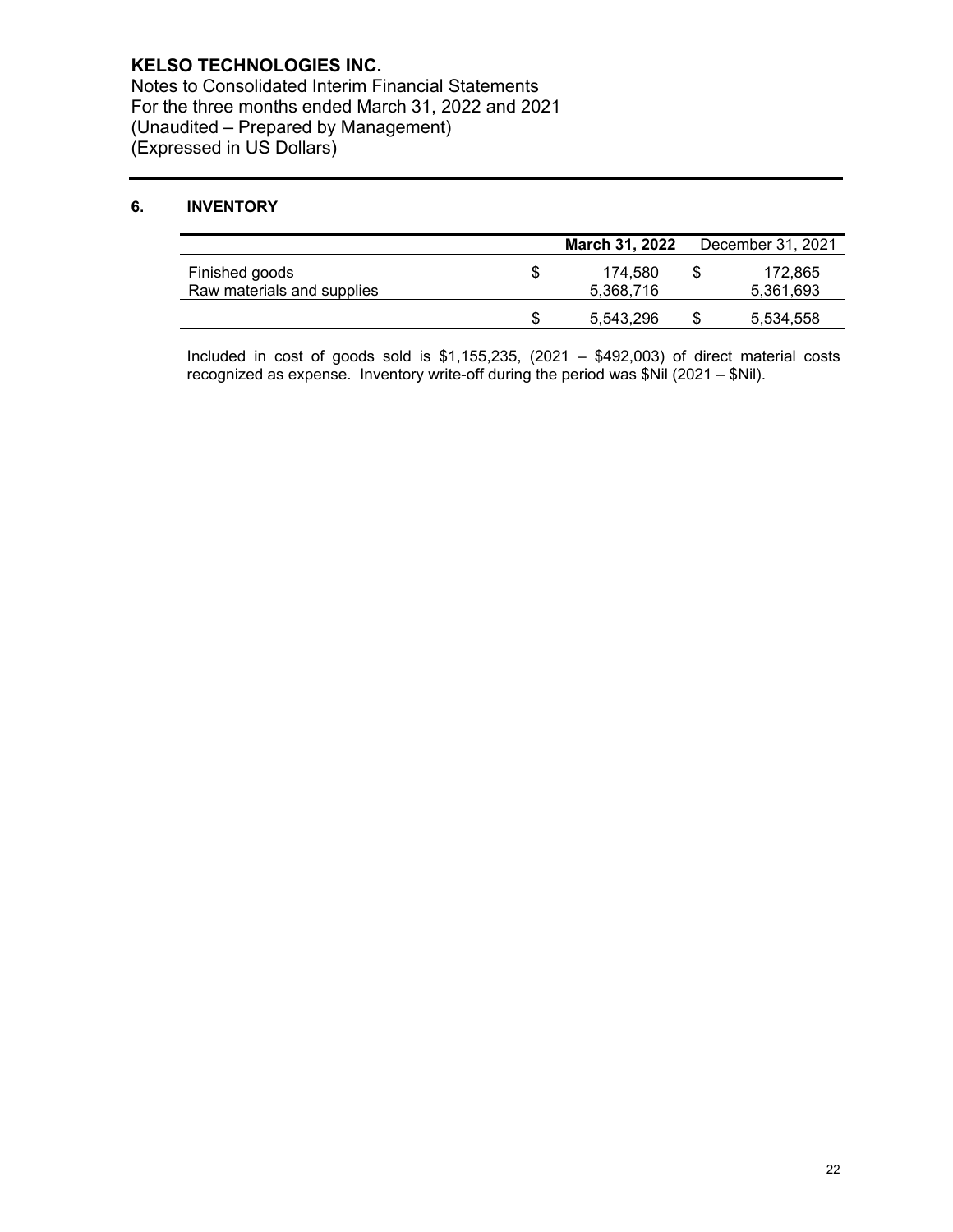## 6. INVENTORY

| | March 31, 2022 | December 31, 2021 |
|---|---|---|
| Finished goods | $ 174,580 | $ 172,865 |
| Raw materials and supplies | 5,368,716 | 5,361,693 |
| | $ 5,543,296 | $ 5,534,558 |

Included in cost of goods sold is $1,155,235, (2021 – $492,003) of direct material costs recognized as expense. Inventory write-off during the period was $Nil (2021 – $Nil).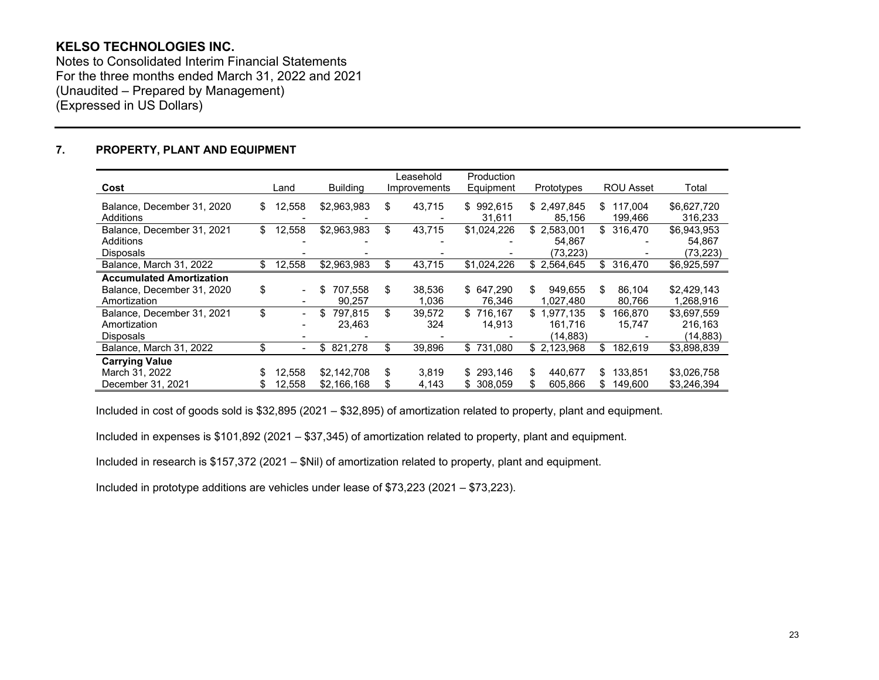**KELSO TECHNOLOGIES INC.**
Notes to Consolidated Interim Financial Statements
For the three months ended March 31, 2022 and 2021
(Unaudited – Prepared by Management)
(Expressed in US Dollars)

## 7. PROPERTY, PLANT AND EQUIPMENT

| Cost | Land | Building | Leasehold Improvements | Production Equipment | Prototypes | ROU Asset | Total |
|---|---|---|---|---|---|---|---|
| Balance, December 31, 2020 | $ 12,558 | $2,963,983 | $ 43,715 | $ 992,615 | $ 2,497,845 | $ 117,004 | $6,627,720 |
| Additions | - | - | - | 31,611 | 85,156 | 199,466 | 316,233 |
| Balance, December 31, 2021 | $ 12,558 | $2,963,983 | $ 43,715 | $1,024,226 | $ 2,583,001 | $ 316,470 | $6,943,953 |
| Additions | - | - | - | - | 54,867 | - | 54,867 |
| Disposals | - | - | - | - | (73,223) | - | (73,223) |
| Balance, March 31, 2022 | $ 12,558 | $2,963,983 | $ 43,715 | $1,024,226 | $ 2,564,645 | $ 316,470 | $6,925,597 |
| **Accumulated Amortization** | | | | | | | |
| Balance, December 31, 2020 | $ - | $ 707,558 | $ 38,536 | $ 647,290 | $ 949,655 | $ 86,104 | $2,429,143 |
| Amortization | - | 90,257 | 1,036 | 76,346 | 1,027,480 | 80,766 | 1,268,916 |
| Balance, December 31, 2021 | $ - | $ 797,815 | $ 39,572 | $ 716,167 | $ 1,977,135 | $ 166,870 | $3,697,559 |
| Amortization | - | 23,463 | 324 | 14,913 | 161,716 | 15,747 | 216,163 |
| Disposals | - | - | - | - | (14,883) | - | (14,883) |
| Balance, March 31, 2022 | $ - | $ 821,278 | $ 39,896 | $ 731,080 | $ 2,123,968 | $ 182,619 | $3,898,839 |
| **Carrying Value** | | | | | | | |
| March 31, 2022 | $ 12,558 | $2,142,708 | $ 3,819 | $ 293,146 | $ 440,677 | $ 133,851 | $3,026,758 |
| December 31, 2021 | $ 12,558 | $2,166,168 | $ 4,143 | $ 308,059 | $ 605,866 | $ 149,600 | $3,246,394 |

Included in cost of goods sold is $32,895 (2021 – $32,895) of amortization related to property, plant and equipment.

Included in expenses is $101,892 (2021 – $37,345) of amortization related to property, plant and equipment.

Included in research is $157,372 (2021 – $Nil) of amortization related to property, plant and equipment.

Included in prototype additions are vehicles under lease of $73,223 (2021 – $73,223).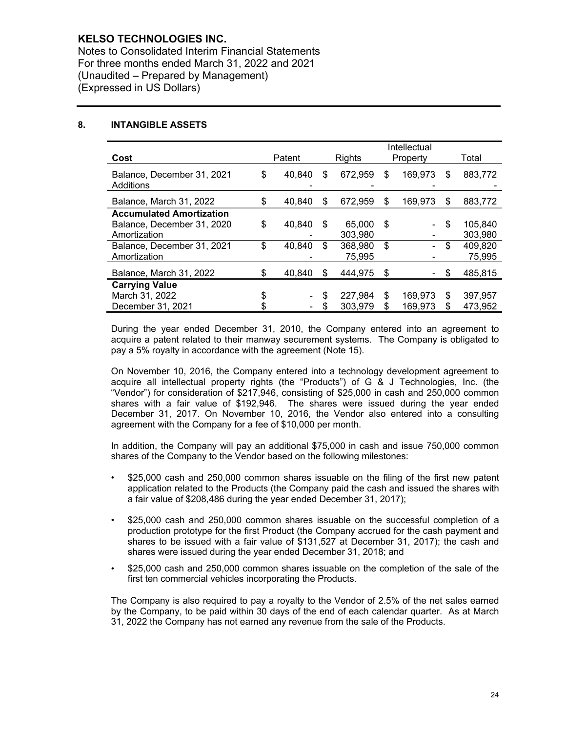## 8. INTANGIBLE ASSETS

| Cost | Patent | Rights | Intellectual Property | Total |
|---|---|---|---|---|
| Balance, December 31, 2021 | $ 40,840 | $ 672,959 | $ 169,973 | $ 883,772 |
| Additions | - | - | - | - |
| Balance, March 31, 2022 | $ 40,840 | $ 672,959 | $ 169,973 | $ 883,772 |
| **Accumulated Amortization** | | | | |
| Balance, December 31, 2020 | $ 40,840 | $ 65,000 | $ - | $ 105,840 |
| Amortization | - | 303,980 | - | 303,980 |
| Balance, December 31, 2021 | $ 40,840 | $ 368,980 | $ - | $ 409,820 |
| Amortization | - | 75,995 | - | 75,995 |
| Balance, March 31, 2022 | $ 40,840 | $ 444,975 | $ - | $ 485,815 |
| **Carrying Value** | | | | |
| March 31, 2022 | $ - | $ 227,984 | $ 169,973 | $ 397,957 |
| December 31, 2021 | $ - | $ 303,979 | $ 169,973 | $ 473,952 |

During the year ended December 31, 2010, the Company entered into an agreement to acquire a patent related to their manway securement systems. The Company is obligated to pay a 5% royalty in accordance with the agreement (Note 15).

On November 10, 2016, the Company entered into a technology development agreement to acquire all intellectual property rights (the "Products") of G & J Technologies, Inc. (the "Vendor") for consideration of $217,946, consisting of $25,000 in cash and 250,000 common shares with a fair value of $192,946. The shares were issued during the year ended December 31, 2017. On November 10, 2016, the Vendor also entered into a consulting agreement with the Company for a fee of $10,000 per month.

In addition, the Company will pay an additional $75,000 in cash and issue 750,000 common shares of the Company to the Vendor based on the following milestones:

- $25,000 cash and 250,000 common shares issuable on the filing of the first new patent application related to the Products (the Company paid the cash and issued the shares with a fair value of $208,486 during the year ended December 31, 2017);
- $25,000 cash and 250,000 common shares issuable on the successful completion of a production prototype for the first Product (the Company accrued for the cash payment and shares to be issued with a fair value of $131,527 at December 31, 2017); the cash and shares were issued during the year ended December 31, 2018; and
- $25,000 cash and 250,000 common shares issuable on the completion of the sale of the first ten commercial vehicles incorporating the Products.

The Company is also required to pay a royalty to the Vendor of 2.5% of the net sales earned by the Company, to be paid within 30 days of the end of each calendar quarter. As at March 31, 2022 the Company has not earned any revenue from the sale of the Products.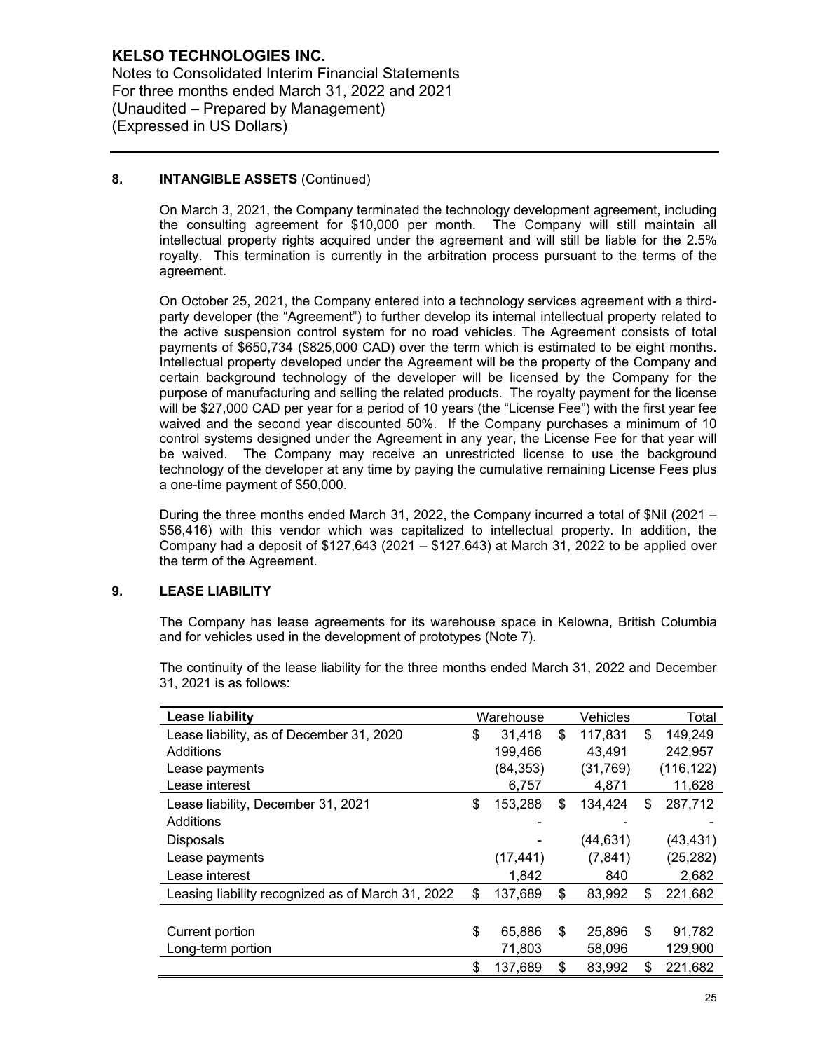### 8. INTANGIBLE ASSETS (Continued)

On March 3, 2021, the Company terminated the technology development agreement, including the consulting agreement for $10,000 per month. The Company will still maintain all intellectual property rights acquired under the agreement and will still be liable for the 2.5% royalty. This termination is currently in the arbitration process pursuant to the terms of the agreement.

On October 25, 2021, the Company entered into a technology services agreement with a third-party developer (the "Agreement") to further develop its internal intellectual property related to the active suspension control system for no road vehicles. The Agreement consists of total payments of $650,734 ($825,000 CAD) over the term which is estimated to be eight months. Intellectual property developed under the Agreement will be the property of the Company and certain background technology of the developer will be licensed by the Company for the purpose of manufacturing and selling the related products. The royalty payment for the license will be $27,000 CAD per year for a period of 10 years (the "License Fee") with the first year fee waived and the second year discounted 50%. If the Company purchases a minimum of 10 control systems designed under the Agreement in any year, the License Fee for that year will be waived. The Company may receive an unrestricted license to use the background technology of the developer at any time by paying the cumulative remaining License Fees plus a one-time payment of $50,000.

During the three months ended March 31, 2022, the Company incurred a total of $Nil (2021 – $56,416) with this vendor which was capitalized to intellectual property. In addition, the Company had a deposit of $127,643 (2021 – $127,643) at March 31, 2022 to be applied over the term of the Agreement.

### 9. LEASE LIABILITY

The Company has lease agreements for its warehouse space in Kelowna, British Columbia and for vehicles used in the development of prototypes (Note 7).

The continuity of the lease liability for the three months ended March 31, 2022 and December 31, 2021 is as follows:

| Lease liability | Warehouse | Vehicles | Total |
|---|---|---|---|
| Lease liability, as of December 31, 2020 | $ 31,418 | $ 117,831 | $ 149,249 |
| Additions | 199,466 | 43,491 | 242,957 |
| Lease payments | (84,353) | (31,769) | (116,122) |
| Lease interest | 6,757 | 4,871 | 11,628 |
| Lease liability, December 31, 2021 | $ 153,288 | $ 134,424 | $ 287,712 |
| Additions | - | - | - |
| Disposals | - | (44,631) | (43,431) |
| Lease payments | (17,441) | (7,841) | (25,282) |
| Lease interest | 1,842 | 840 | 2,682 |
| Leasing liability recognized as of March 31, 2022 | $ 137,689 | $ 83,992 | $ 221,682 |
| | | | |
| Current portion | $ 65,886 | $ 25,896 | $ 91,782 |
| Long-term portion | 71,803 | 58,096 | 129,900 |
| | $ 137,689 | $ 83,992 | $ 221,682 |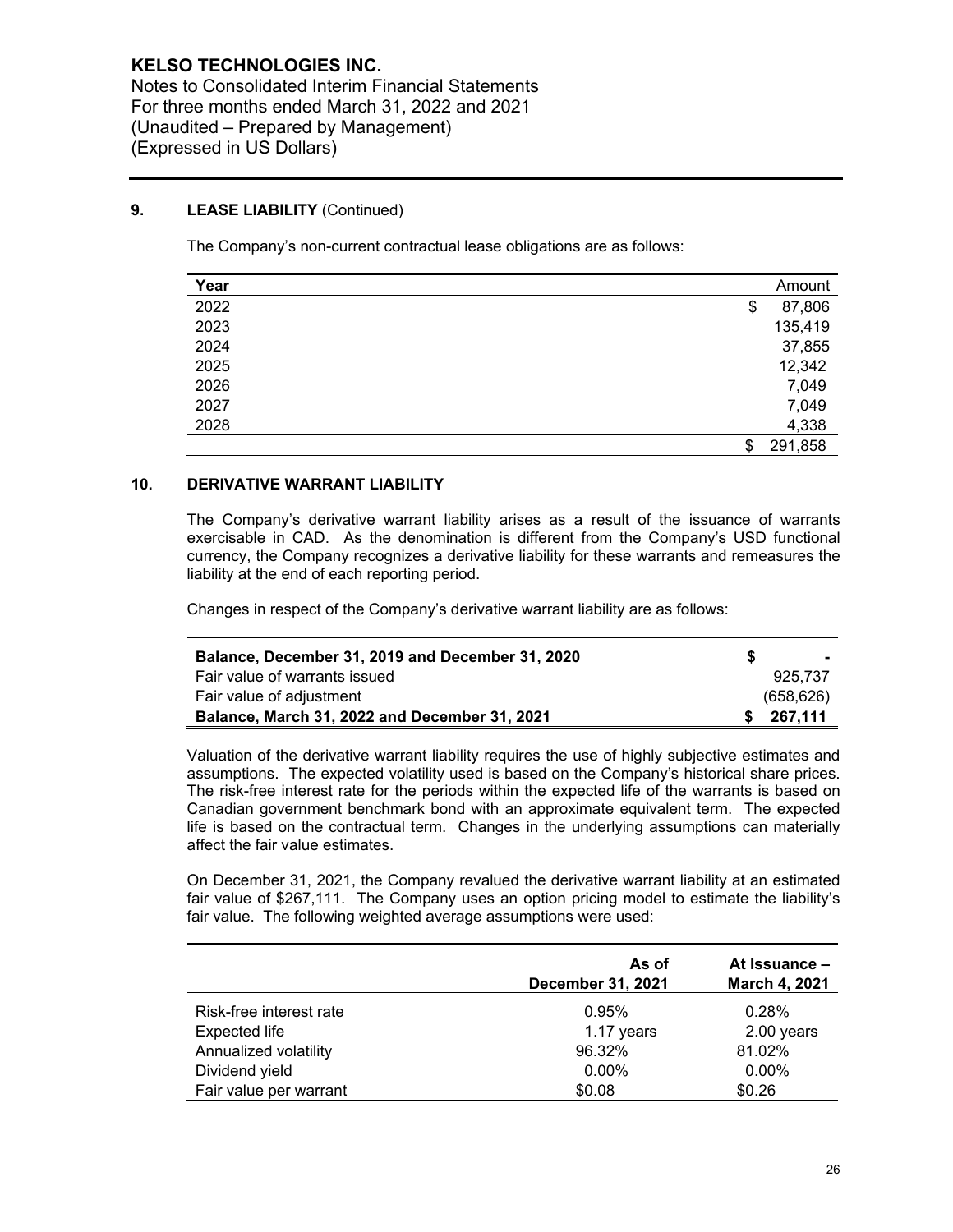KELSO TECHNOLOGIES INC.
Notes to Consolidated Interim Financial Statements
For three months ended March 31, 2022 and 2021
(Unaudited – Prepared by Management)
(Expressed in US Dollars)

## 9. LEASE LIABILITY (Continued)

The Company's non-current contractual lease obligations are as follows:

| Year | Amount |
|---|---|
| 2022 | $ 87,806 |
| 2023 | 135,419 |
| 2024 | 37,855 |
| 2025 | 12,342 |
| 2026 | 7,049 |
| 2027 | 7,049 |
| 2028 | 4,338 |
| | $ 291,858 |

## 10. DERIVATIVE WARRANT LIABILITY

The Company's derivative warrant liability arises as a result of the issuance of warrants exercisable in CAD. As the denomination is different from the Company's USD functional currency, the Company recognizes a derivative liability for these warrants and remeasures the liability at the end of each reporting period.

Changes in respect of the Company's derivative warrant liability are as follows:

| | |
|---|---|
| **Balance, December 31, 2019 and December 31, 2020** | **$ -** |
| Fair value of warrants issued | 925,737 |
| Fair value of adjustment | (658,626) |
| **Balance, March 31, 2022 and December 31, 2021** | **$ 267,111** |

Valuation of the derivative warrant liability requires the use of highly subjective estimates and assumptions. The expected volatility used is based on the Company's historical share prices. The risk-free interest rate for the periods within the expected life of the warrants is based on Canadian government benchmark bond with an approximate equivalent term. The expected life is based on the contractual term. Changes in the underlying assumptions can materially affect the fair value estimates.

On December 31, 2021, the Company revalued the derivative warrant liability at an estimated fair value of $267,111. The Company uses an option pricing model to estimate the liability's fair value. The following weighted average assumptions were used:

| | As of December 31, 2021 | At Issuance – March 4, 2021 |
|---|---|---|
| Risk-free interest rate | 0.95% | 0.28% |
| Expected life | 1.17 years | 2.00 years |
| Annualized volatility | 96.32% | 81.02% |
| Dividend yield | 0.00% | 0.00% |
| Fair value per warrant | $0.08 | $0.26 |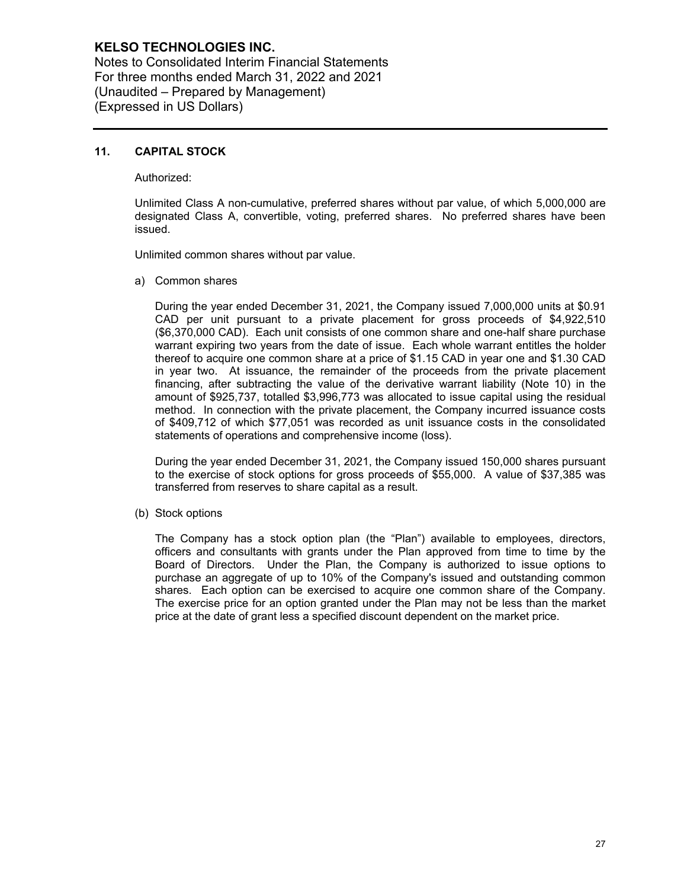## 11. CAPITAL STOCK

Authorized:

Unlimited Class A non-cumulative, preferred shares without par value, of which 5,000,000 are designated Class A, convertible, voting, preferred shares. No preferred shares have been issued.

Unlimited common shares without par value.

a) Common shares

During the year ended December 31, 2021, the Company issued 7,000,000 units at $0.91 CAD per unit pursuant to a private placement for gross proceeds of $4,922,510 ($6,370,000 CAD). Each unit consists of one common share and one-half share purchase warrant expiring two years from the date of issue. Each whole warrant entitles the holder thereof to acquire one common share at a price of $1.15 CAD in year one and $1.30 CAD in year two. At issuance, the remainder of the proceeds from the private placement financing, after subtracting the value of the derivative warrant liability (Note 10) in the amount of $925,737, totalled $3,996,773 was allocated to issue capital using the residual method. In connection with the private placement, the Company incurred issuance costs of $409,712 of which $77,051 was recorded as unit issuance costs in the consolidated statements of operations and comprehensive income (loss).

During the year ended December 31, 2021, the Company issued 150,000 shares pursuant to the exercise of stock options for gross proceeds of $55,000. A value of $37,385 was transferred from reserves to share capital as a result.

(b) Stock options

The Company has a stock option plan (the "Plan") available to employees, directors, officers and consultants with grants under the Plan approved from time to time by the Board of Directors. Under the Plan, the Company is authorized to issue options to purchase an aggregate of up to 10% of the Company's issued and outstanding common shares. Each option can be exercised to acquire one common share of the Company. The exercise price for an option granted under the Plan may not be less than the market price at the date of grant less a specified discount dependent on the market price.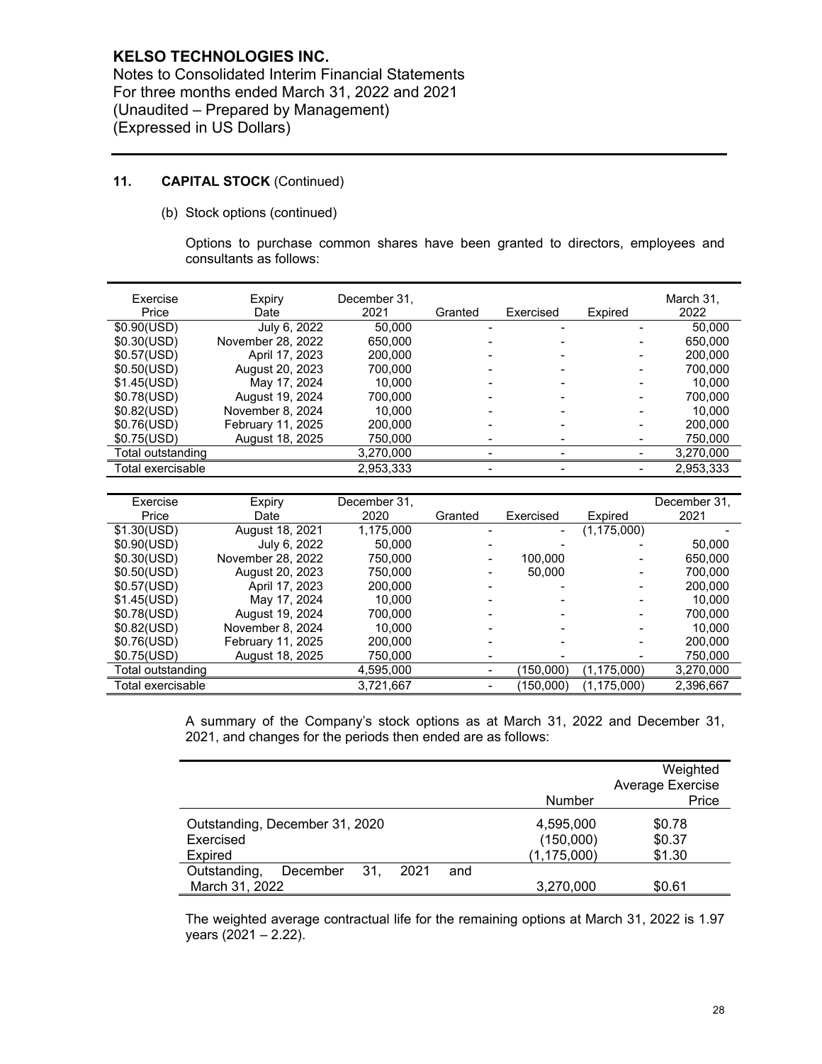## 11. CAPITAL STOCK (Continued)

(b) Stock options (continued)

Options to purchase common shares have been granted to directors, employees and consultants as follows:

| Exercise Price | Expiry Date | December 31, 2021 | Granted | Exercised | Expired | March 31, 2022 |
|---|---|---|---|---|---|---|
| $0.90(USD) | July 6, 2022 | 50,000 | - | - | - | 50,000 |
| $0.30(USD) | November 28, 2022 | 650,000 | - | - | - | 650,000 |
| $0.57(USD) | April 17, 2023 | 200,000 | - | - | - | 200,000 |
| $0.50(USD) | August 20, 2023 | 700,000 | - | - | - | 700,000 |
| $1.45(USD) | May 17, 2024 | 10,000 | - | - | - | 10,000 |
| $0.78(USD) | August 19, 2024 | 700,000 | - | - | - | 700,000 |
| $0.82(USD) | November 8, 2024 | 10,000 | - | - | - | 10,000 |
| $0.76(USD) | February 11, 2025 | 200,000 | - | - | - | 200,000 |
| $0.75(USD) | August 18, 2025 | 750,000 | - | - | - | 750,000 |
| Total outstanding | | 3,270,000 | - | - | - | 3,270,000 |
| Total exercisable | | 2,953,333 | - | - | - | 2,953,333 |

| Exercise Price | Expiry Date | December 31, 2020 | Granted | Exercised | Expired | December 31, 2021 |
|---|---|---|---|---|---|---|
| $1.30(USD) | August 18, 2021 | 1,175,000 | - | - | (1,175,000) | - |
| $0.90(USD) | July 6, 2022 | 50,000 | - | - | - | 50,000 |
| $0.30(USD) | November 28, 2022 | 750,000 | - | 100,000 | - | 650,000 |
| $0.50(USD) | August 20, 2023 | 750,000 | - | 50,000 | - | 700,000 |
| $0.57(USD) | April 17, 2023 | 200,000 | - | - | - | 200,000 |
| $1.45(USD) | May 17, 2024 | 10,000 | - | - | - | 10,000 |
| $0.78(USD) | August 19, 2024 | 700,000 | - | - | - | 700,000 |
| $0.82(USD) | November 8, 2024 | 10,000 | - | - | - | 10,000 |
| $0.76(USD) | February 11, 2025 | 200,000 | - | - | - | 200,000 |
| $0.75(USD) | August 18, 2025 | 750,000 | - | - | - | 750,000 |
| Total outstanding | | 4,595,000 | - | (150,000) | (1,175,000) | 3,270,000 |
| Total exercisable | | 3,721,667 | - | (150,000) | (1,175,000) | 2,396,667 |

A summary of the Company's stock options as at March 31, 2022 and December 31, 2021, and changes for the periods then ended are as follows:

| | Number | Weighted Average Exercise Price |
|---|---|---|
| Outstanding, December 31, 2020 | 4,595,000 | $0.78 |
| Exercised | (150,000) | $0.37 |
| Expired | (1,175,000) | $1.30 |
| Outstanding, December 31, 2021 and March 31, 2022 | 3,270,000 | $0.61 |

The weighted average contractual life for the remaining options at March 31, 2022 is 1.97 years (2021 – 2.22).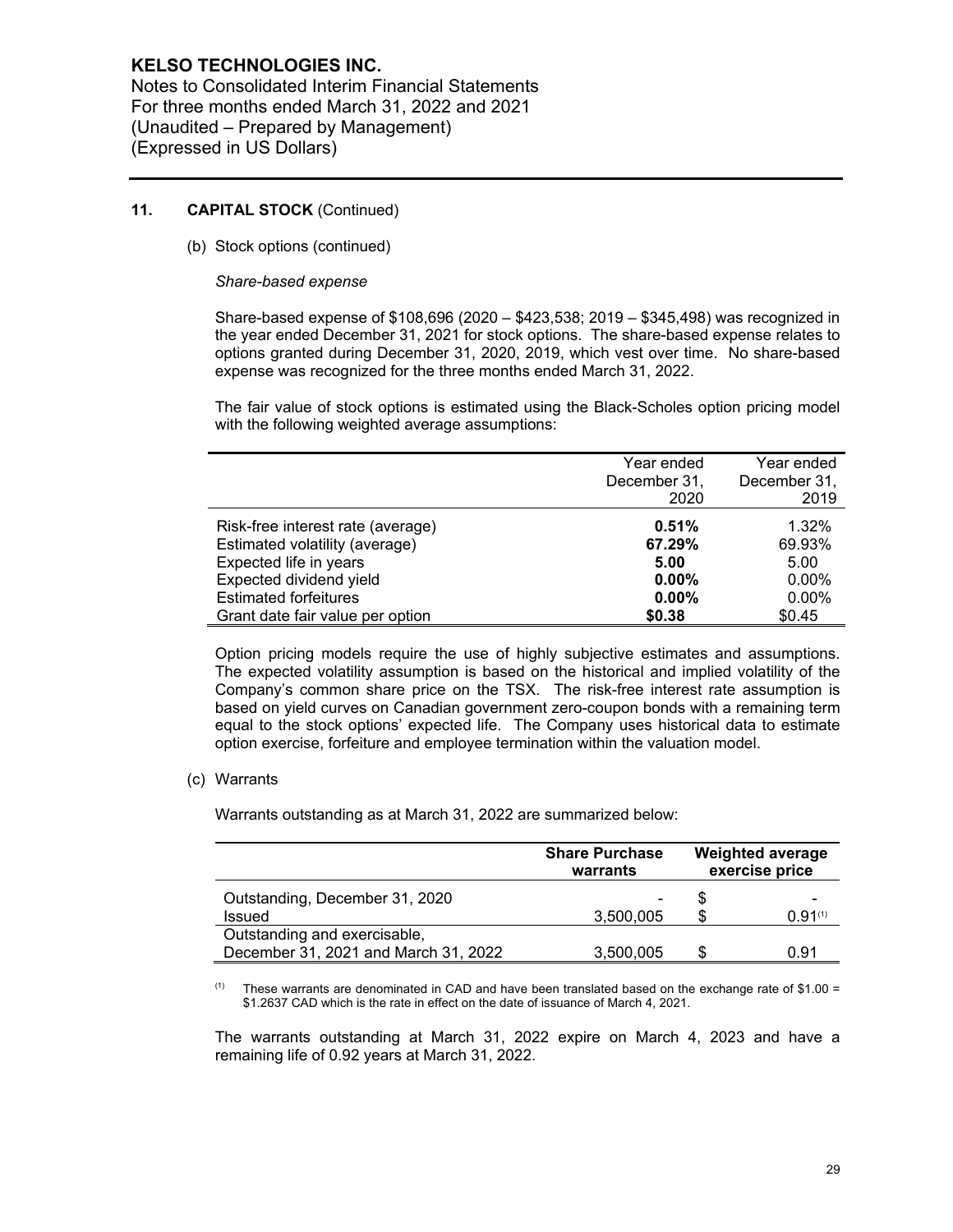## 11. CAPITAL STOCK (Continued)

(b) Stock options (continued)

*Share-based expense*

Share-based expense of \$108,696 (2020 – \$423,538; 2019 – \$345,498) was recognized in the year ended December 31, 2021 for stock options. The share-based expense relates to options granted during December 31, 2020, 2019, which vest over time. No share-based expense was recognized for the three months ended March 31, 2022.

The fair value of stock options is estimated using the Black-Scholes option pricing model with the following weighted average assumptions:

| | Year ended December 31, 2020 | Year ended December 31, 2019 |
|---|---|---|
| Risk-free interest rate (average) | **0.51%** | 1.32% |
| Estimated volatility (average) | **67.29%** | 69.93% |
| Expected life in years | **5.00** | 5.00 |
| Expected dividend yield | **0.00%** | 0.00% |
| Estimated forfeitures | **0.00%** | 0.00% |
| Grant date fair value per option | **\$0.38** | \$0.45 |

Option pricing models require the use of highly subjective estimates and assumptions. The expected volatility assumption is based on the historical and implied volatility of the Company's common share price on the TSX. The risk-free interest rate assumption is based on yield curves on Canadian government zero-coupon bonds with a remaining term equal to the stock options' expected life. The Company uses historical data to estimate option exercise, forfeiture and employee termination within the valuation model.

(c) Warrants

Warrants outstanding as at March 31, 2022 are summarized below:

| | Share Purchase warrants | Weighted average exercise price |
|---|---|---|
| Outstanding, December 31, 2020 | - | \$ - |
| Issued | 3,500,005 | \$ 0.91[1] |
| Outstanding and exercisable, December 31, 2021 and March 31, 2022 | 3,500,005 | \$ 0.91 |

[1] These warrants are denominated in CAD and have been translated based on the exchange rate of \$1.00 = \$1.2637 CAD which is the rate in effect on the date of issuance of March 4, 2021.

The warrants outstanding at March 31, 2022 expire on March 4, 2023 and have a remaining life of 0.92 years at March 31, 2022.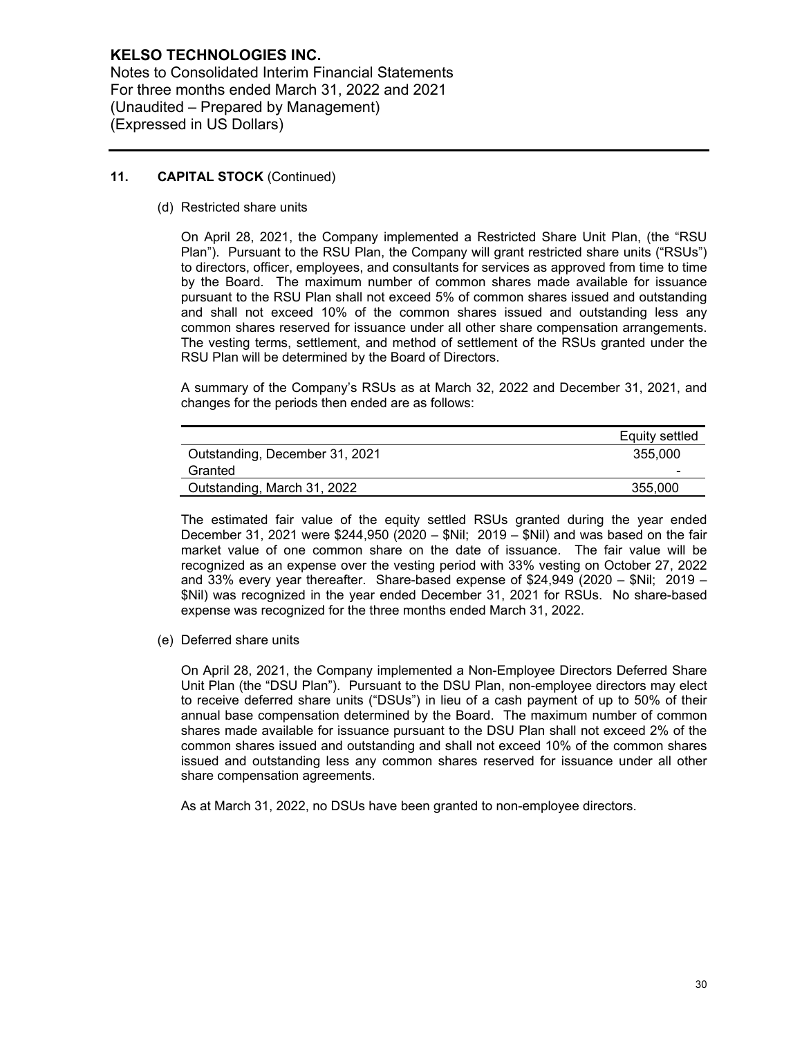## 11. CAPITAL STOCK (Continued)

(d) Restricted share units

On April 28, 2021, the Company implemented a Restricted Share Unit Plan, (the "RSU Plan"). Pursuant to the RSU Plan, the Company will grant restricted share units ("RSUs") to directors, officer, employees, and consultants for services as approved from time to time by the Board. The maximum number of common shares made available for issuance pursuant to the RSU Plan shall not exceed 5% of common shares issued and outstanding and shall not exceed 10% of the common shares issued and outstanding less any common shares reserved for issuance under all other share compensation arrangements. The vesting terms, settlement, and method of settlement of the RSUs granted under the RSU Plan will be determined by the Board of Directors.

A summary of the Company's RSUs as at March 32, 2022 and December 31, 2021, and changes for the periods then ended are as follows:

| | Equity settled |
|---|---|
| Outstanding, December 31, 2021 | 355,000 |
| Granted | - |
| Outstanding, March 31, 2022 | 355,000 |

The estimated fair value of the equity settled RSUs granted during the year ended December 31, 2021 were $244,950 (2020 – $Nil; 2019 – $Nil) and was based on the fair market value of one common share on the date of issuance. The fair value will be recognized as an expense over the vesting period with 33% vesting on October 27, 2022 and 33% every year thereafter. Share-based expense of $24,949 (2020 – $Nil; 2019 – $Nil) was recognized in the year ended December 31, 2021 for RSUs. No share-based expense was recognized for the three months ended March 31, 2022.

(e) Deferred share units

On April 28, 2021, the Company implemented a Non-Employee Directors Deferred Share Unit Plan (the "DSU Plan"). Pursuant to the DSU Plan, non-employee directors may elect to receive deferred share units ("DSUs") in lieu of a cash payment of up to 50% of their annual base compensation determined by the Board. The maximum number of common shares made available for issuance pursuant to the DSU Plan shall not exceed 2% of the common shares issued and outstanding and shall not exceed 10% of the common shares issued and outstanding less any common shares reserved for issuance under all other share compensation agreements.

As at March 31, 2022, no DSUs have been granted to non-employee directors.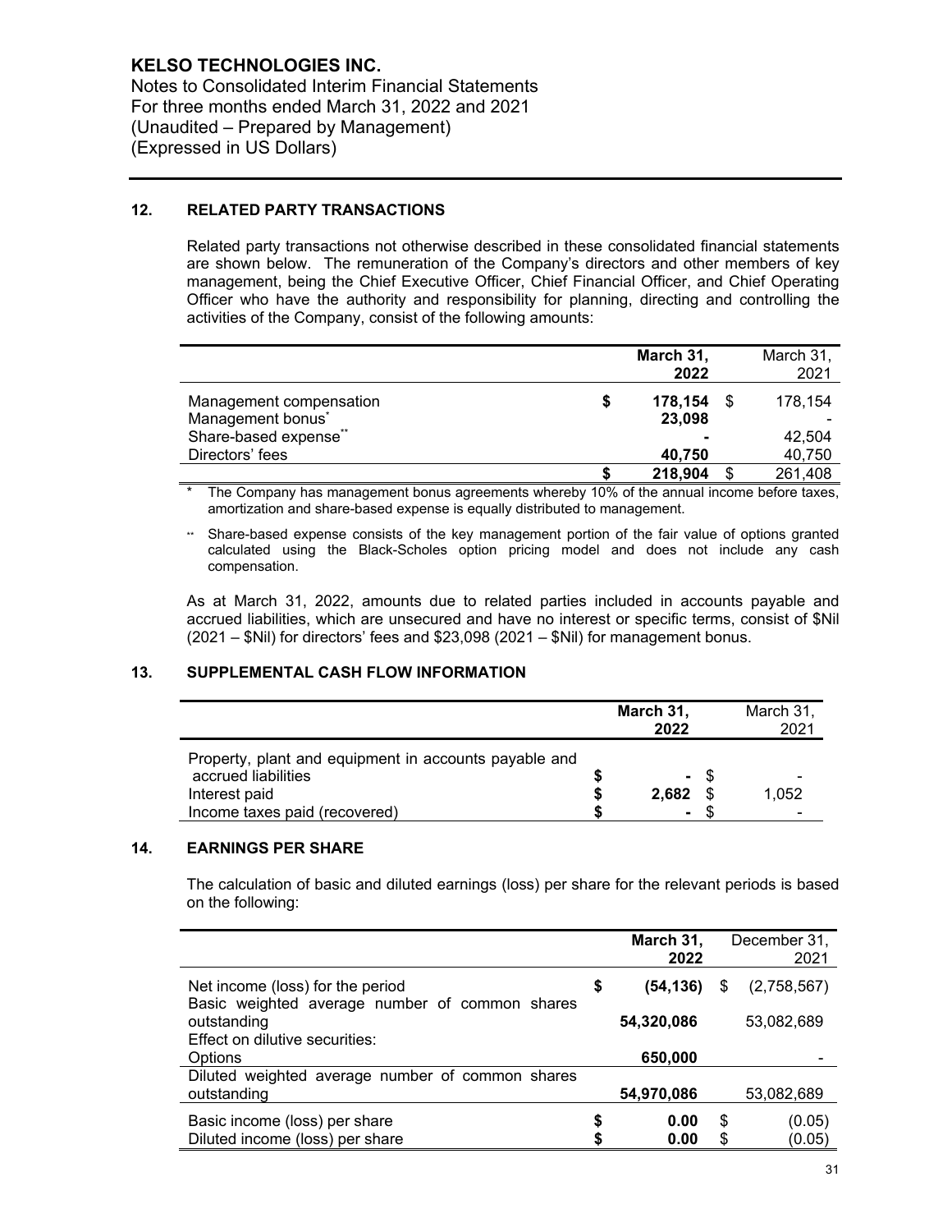**KELSO TECHNOLOGIES INC.**
Notes to Consolidated Interim Financial Statements
For three months ended March 31, 2022 and 2021
(Unaudited – Prepared by Management)
(Expressed in US Dollars)

## 12. RELATED PARTY TRANSACTIONS

Related party transactions not otherwise described in these consolidated financial statements are shown below. The remuneration of the Company's directors and other members of key management, being the Chief Executive Officer, Chief Financial Officer, and Chief Operating Officer who have the authority and responsibility for planning, directing and controlling the activities of the Company, consist of the following amounts:

| | **March 31, 2022** | March 31, 2021 |
|---|---|---|
| Management compensation | **$ 178,154** | $ 178,154 |
| Management bonus* | **23,098** | - |
| Share-based expense** | **-** | 42,504 |
| Directors' fees | **40,750** | 40,750 |
| | **$ 218,904** | $ 261,408 |

\* The Company has management bonus agreements whereby 10% of the annual income before taxes, amortization and share-based expense is equally distributed to management.

\*\* Share-based expense consists of the key management portion of the fair value of options granted calculated using the Black-Scholes option pricing model and does not include any cash compensation.

As at March 31, 2022, amounts due to related parties included in accounts payable and accrued liabilities, which are unsecured and have no interest or specific terms, consist of $Nil (2021 – $Nil) for directors' fees and $23,098 (2021 – $Nil) for management bonus.

## 13. SUPPLEMENTAL CASH FLOW INFORMATION

| | **March 31, 2022** | March 31, 2021 |
|---|---|---|
| Property, plant and equipment in accounts payable and accrued liabilities | **$ -** | $ - |
| Interest paid | **$ 2,682** | $ 1,052 |
| Income taxes paid (recovered) | **$ -** | $ - |

## 14. EARNINGS PER SHARE

The calculation of basic and diluted earnings (loss) per share for the relevant periods is based on the following:

| | **March 31, 2022** | December 31, 2021 |
|---|---|---|
| Net income (loss) for the period | **$ (54,136)** | $ (2,758,567) |
| Basic weighted average number of common shares outstanding | **54,320,086** | 53,082,689 |
| Effect on dilutive securities: | | |
| Options | **650,000** | - |
| Diluted weighted average number of common shares outstanding | **54,970,086** | 53,082,689 |
| Basic income (loss) per share | **$ 0.00** | $ (0.05) |
| Diluted income (loss) per share | **$ 0.00** | $ (0.05) |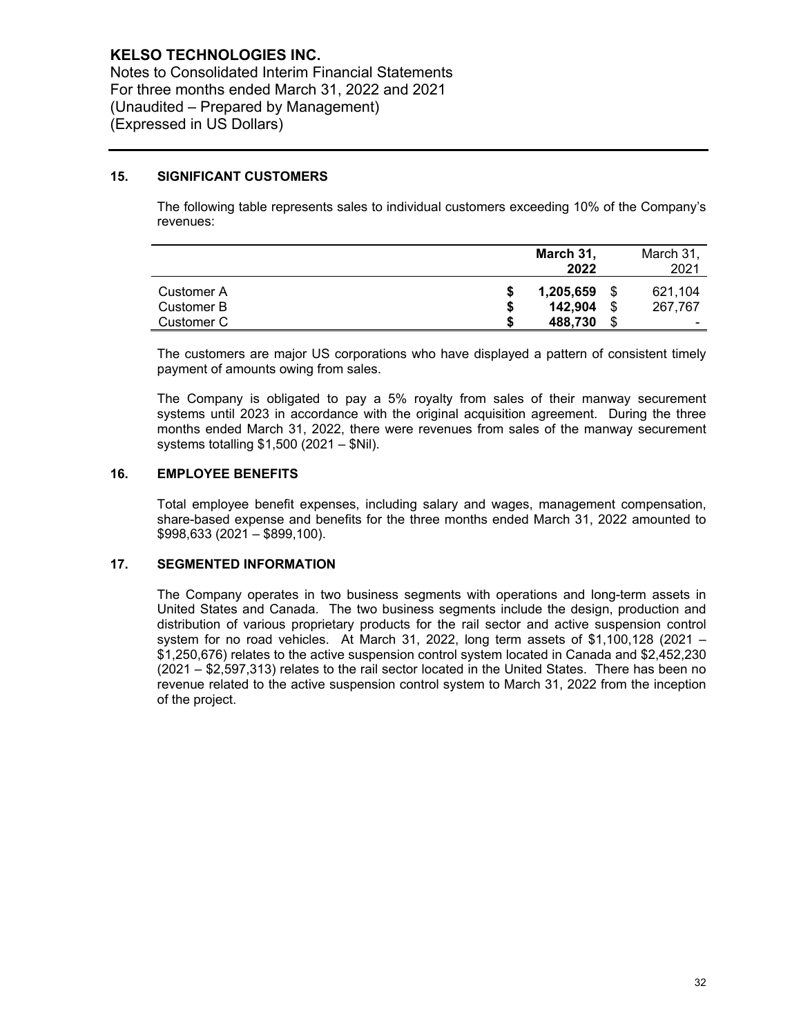# KELSO TECHNOLOGIES INC.

Notes to Consolidated Interim Financial Statements
For three months ended March 31, 2022 and 2021
(Unaudited – Prepared by Management)
(Expressed in US Dollars)

## 15. SIGNIFICANT CUSTOMERS

The following table represents sales to individual customers exceeding 10% of the Company's revenues:

| | **March 31, 2022** | March 31, 2021 |
|---|---|---|
| Customer A | **$ 1,205,659** | $ 621,104 |
| Customer B | **$ 142,904** | $ 267,767 |
| Customer C | **$ 488,730** | $ - |

The customers are major US corporations who have displayed a pattern of consistent timely payment of amounts owing from sales.

The Company is obligated to pay a 5% royalty from sales of their manway securement systems until 2023 in accordance with the original acquisition agreement. During the three months ended March 31, 2022, there were revenues from sales of the manway securement systems totalling $1,500 (2021 – $Nil).

## 16. EMPLOYEE BENEFITS

Total employee benefit expenses, including salary and wages, management compensation, share-based expense and benefits for the three months ended March 31, 2022 amounted to $998,633 (2021 – $899,100).

## 17. SEGMENTED INFORMATION

The Company operates in two business segments with operations and long-term assets in United States and Canada. The two business segments include the design, production and distribution of various proprietary products for the rail sector and active suspension control system for no road vehicles. At March 31, 2022, long term assets of $1,100,128 (2021 – $1,250,676) relates to the active suspension control system located in Canada and $2,452,230 (2021 – $2,597,313) relates to the rail sector located in the United States. There has been no revenue related to the active suspension control system to March 31, 2022 from the inception of the project.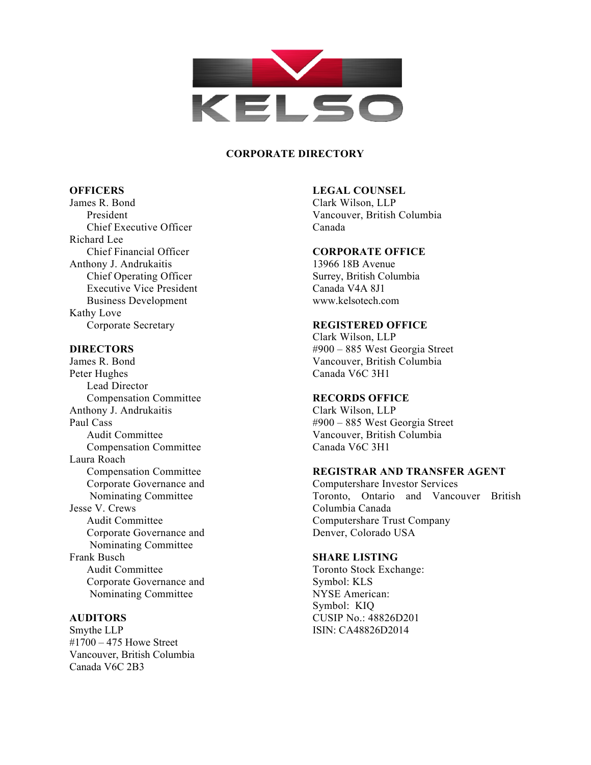KELSO

## CORPORATE DIRECTORY

**OFFICERS**

James R. Bond
President
Chief Executive Officer

Richard Lee
Chief Financial Officer

Anthony J. Andrukaitis
Chief Operating Officer
Executive Vice President
Business Development

Kathy Love
Corporate Secretary

**DIRECTORS**

James R. Bond

Peter Hughes
Lead Director
Compensation Committee

Anthony J. Andrukaitis

Paul Cass
Audit Committee
Compensation Committee

Laura Roach
Compensation Committee
Corporate Governance and Nominating Committee

Jesse V. Crews
Audit Committee
Corporate Governance and Nominating Committee

Frank Busch
Audit Committee
Corporate Governance and Nominating Committee

**AUDITORS**

Smythe LLP
#1700 – 475 Howe Street
Vancouver, British Columbia
Canada V6C 2B3

**LEGAL COUNSEL**

Clark Wilson, LLP
Vancouver, British Columbia
Canada

**CORPORATE OFFICE**

13966 18B Avenue
Surrey, British Columbia
Canada V4A 8J1
www.kelsotech.com

**REGISTERED OFFICE**

Clark Wilson, LLP
#900 – 885 West Georgia Street
Vancouver, British Columbia
Canada V6C 3H1

**RECORDS OFFICE**

Clark Wilson, LLP
#900 – 885 West Georgia Street
Vancouver, British Columbia
Canada V6C 3H1

**REGISTRAR AND TRANSFER AGENT**

Computershare Investor Services
Toronto, Ontario and Vancouver British Columbia Canada
Computershare Trust Company
Denver, Colorado USA

**SHARE LISTING**

Toronto Stock Exchange:
Symbol: KLS
NYSE American:
Symbol: KIQ
CUSIP No.: 48826D201
ISIN: CA48826D2014